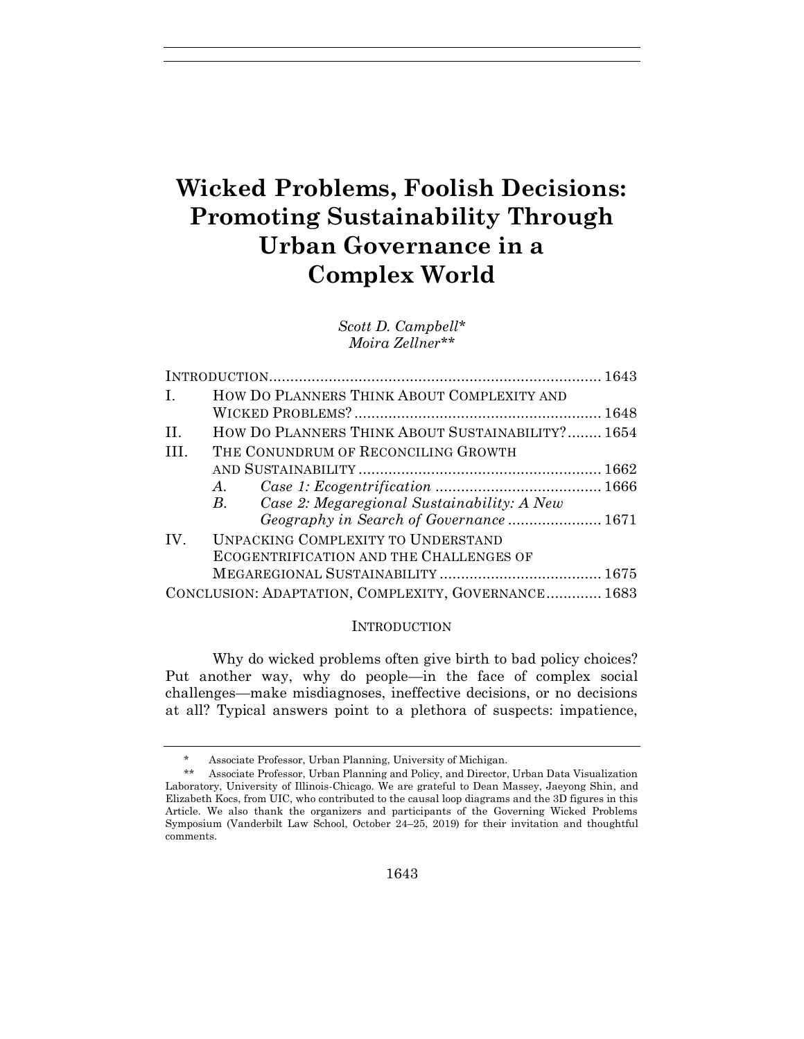# Wicked Problems, Foolish Decisions: Promoting Sustainability Through Urban Governance in a Complex World

*Scott D. Campbell\**
*Moira Zellner\*\**

| | | |
|---|---|---|
| INTRODUCTION | | 1643 |
| I. | HOW DO PLANNERS THINK ABOUT COMPLEXITY AND WICKED PROBLEMS? | 1648 |
| II. | HOW DO PLANNERS THINK ABOUT SUSTAINABILITY? | 1654 |
| III. | THE CONUNDRUM OF RECONCILING GROWTH AND SUSTAINABILITY | 1662 |
| | *A. Case 1: Ecogentrification* | 1666 |
| | *B. Case 2: Megaregional Sustainability: A New Geography in Search of Governance* | 1671 |
| IV. | UNPACKING COMPLEXITY TO UNDERSTAND ECOGENTRIFICATION AND THE CHALLENGES OF MEGAREGIONAL SUSTAINABILITY | 1675 |
| CONCLUSION: ADAPTATION, COMPLEXITY, GOVERNANCE | | 1683 |

## INTRODUCTION

Why do wicked problems often give birth to bad policy choices? Put another way, why do people—in the face of complex social challenges—make misdiagnoses, ineffective decisions, or no decisions at all? Typical answers point to a plethora of suspects: impatience,

\* Associate Professor, Urban Planning, University of Michigan.

\*\* Associate Professor, Urban Planning and Policy, and Director, Urban Data Visualization Laboratory, University of Illinois-Chicago. We are grateful to Dean Massey, Jaeyong Shin, and Elizabeth Kocs, from UIC, who contributed to the causal loop diagrams and the 3D figures in this Article. We also thank the organizers and participants of the Governing Wicked Problems Symposium (Vanderbilt Law School, October 24–25, 2019) for their invitation and thoughtful comments.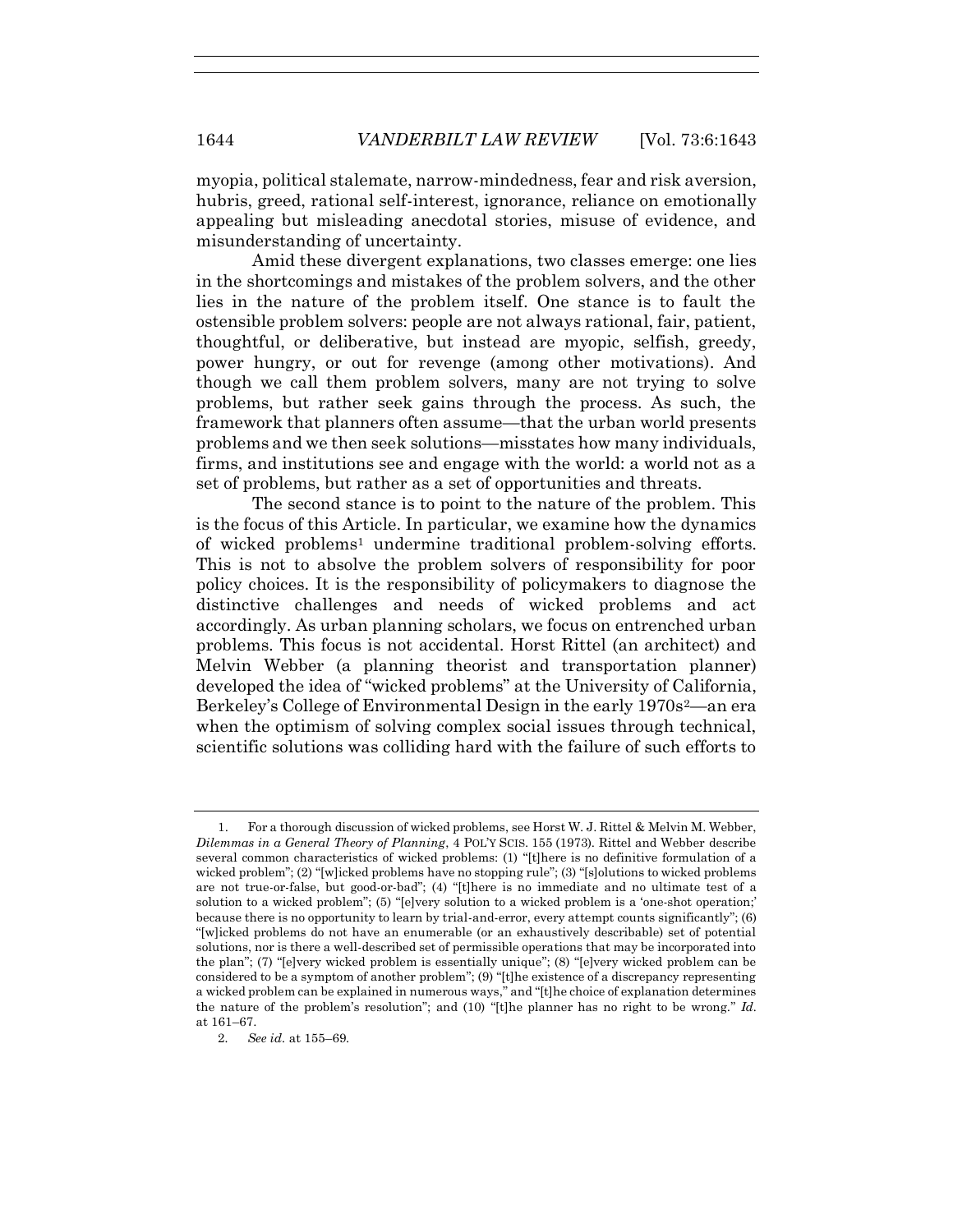myopia, political stalemate, narrow-mindedness, fear and risk aversion, hubris, greed, rational self-interest, ignorance, reliance on emotionally appealing but misleading anecdotal stories, misuse of evidence, and misunderstanding of uncertainty.

Amid these divergent explanations, two classes emerge: one lies in the shortcomings and mistakes of the problem solvers, and the other lies in the nature of the problem itself. One stance is to fault the ostensible problem solvers: people are not always rational, fair, patient, thoughtful, or deliberative, but instead are myopic, selfish, greedy, power hungry, or out for revenge (among other motivations). And though we call them problem solvers, many are not trying to solve problems, but rather seek gains through the process. As such, the framework that planners often assume—that the urban world presents problems and we then seek solutions—misstates how many individuals, firms, and institutions see and engage with the world: a world not as a set of problems, but rather as a set of opportunities and threats.

The second stance is to point to the nature of the problem. This is the focus of this Article. In particular, we examine how the dynamics of wicked problems[1] undermine traditional problem-solving efforts. This is not to absolve the problem solvers of responsibility for poor policy choices. It is the responsibility of policymakers to diagnose the distinctive challenges and needs of wicked problems and act accordingly. As urban planning scholars, we focus on entrenched urban problems. This focus is not accidental. Horst Rittel (an architect) and Melvin Webber (a planning theorist and transportation planner) developed the idea of "wicked problems" at the University of California, Berkeley's College of Environmental Design in the early 1970s[2]—an era when the optimism of solving complex social issues through technical, scientific solutions was colliding hard with the failure of such efforts to

---

1. For a thorough discussion of wicked problems, see Horst W. J. Rittel & Melvin M. Webber, *Dilemmas in a General Theory of Planning*, 4 POL'Y SCIS. 155 (1973). Rittel and Webber describe several common characteristics of wicked problems: (1) "[t]here is no definitive formulation of a wicked problem"; (2) "[w]icked problems have no stopping rule"; (3) "[s]olutions to wicked problems are not true-or-false, but good-or-bad"; (4) "[t]here is no immediate and no ultimate test of a solution to a wicked problem"; (5) "[e]very solution to a wicked problem is a 'one-shot operation;' because there is no opportunity to learn by trial-and-error, every attempt counts significantly"; (6) "[w]icked problems do not have an enumerable (or an exhaustively describable) set of potential solutions, nor is there a well-described set of permissible operations that may be incorporated into the plan"; (7) "[e]very wicked problem is essentially unique"; (8) "[e]very wicked problem can be considered to be a symptom of another problem"; (9) "[t]he existence of a discrepancy representing a wicked problem can be explained in numerous ways," and "[t]he choice of explanation determines the nature of the problem's resolution"; and (10) "[t]he planner has no right to be wrong." *Id.* at 161–67.

2. *See id.* at 155–69.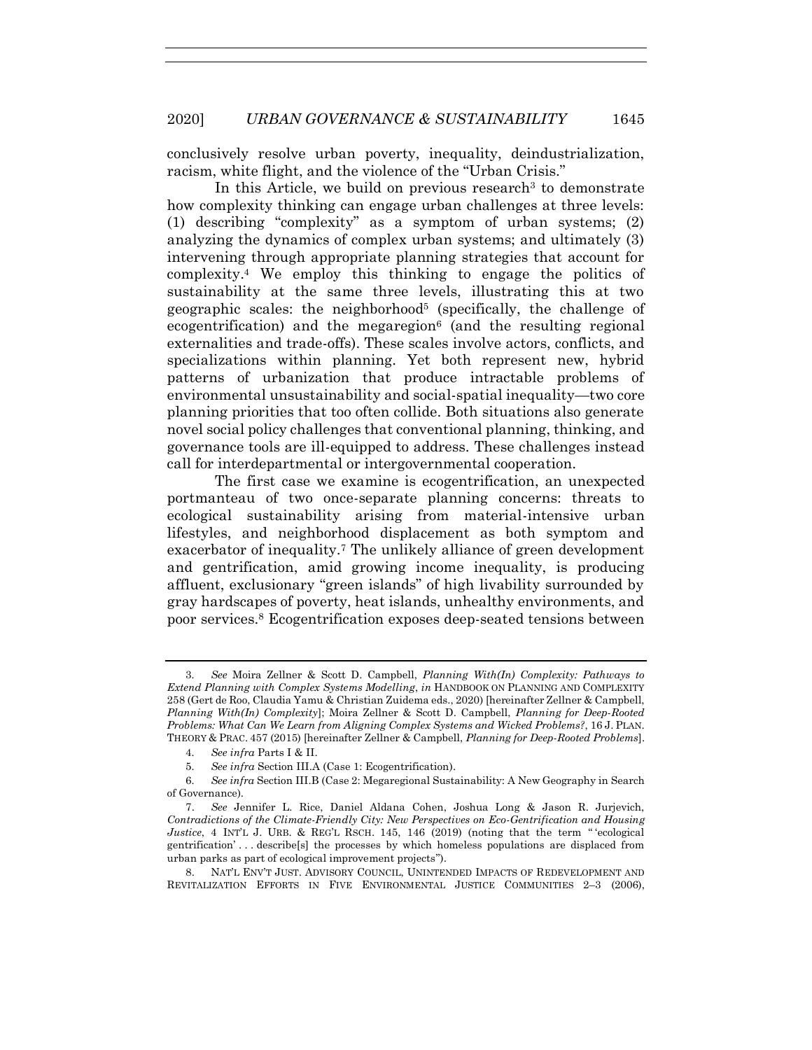conclusively resolve urban poverty, inequality, deindustrialization, racism, white flight, and the violence of the "Urban Crisis."

In this Article, we build on previous research[3] to demonstrate how complexity thinking can engage urban challenges at three levels: (1) describing "complexity" as a symptom of urban systems; (2) analyzing the dynamics of complex urban systems; and ultimately (3) intervening through appropriate planning strategies that account for complexity.[4] We employ this thinking to engage the politics of sustainability at the same three levels, illustrating this at two geographic scales: the neighborhood[5] (specifically, the challenge of ecogentrification) and the megaregion[6] (and the resulting regional externalities and trade-offs). These scales involve actors, conflicts, and specializations within planning. Yet both represent new, hybrid patterns of urbanization that produce intractable problems of environmental unsustainability and social-spatial inequality—two core planning priorities that too often collide. Both situations also generate novel social policy challenges that conventional planning, thinking, and governance tools are ill-equipped to address. These challenges instead call for interdepartmental or intergovernmental cooperation.

The first case we examine is ecogentrification, an unexpected portmanteau of two once-separate planning concerns: threats to ecological sustainability arising from material-intensive urban lifestyles, and neighborhood displacement as both symptom and exacerbator of inequality.[7] The unlikely alliance of green development and gentrification, amid growing income inequality, is producing affluent, exclusionary "green islands" of high livability surrounded by gray hardscapes of poverty, heat islands, unhealthy environments, and poor services.[8] Ecogentrification exposes deep-seated tensions between

---

3. *See* Moira Zellner & Scott D. Campbell, *Planning With(In) Complexity: Pathways to Extend Planning with Complex Systems Modelling*, *in* HANDBOOK ON PLANNING AND COMPLEXITY 258 (Gert de Roo, Claudia Yamu & Christian Zuidema eds., 2020) [hereinafter Zellner & Campbell, *Planning With(In) Complexity*]; Moira Zellner & Scott D. Campbell, *Planning for Deep-Rooted Problems: What Can We Learn from Aligning Complex Systems and Wicked Problems?*, 16 J. PLAN. THEORY & PRAC. 457 (2015) [hereinafter Zellner & Campbell, *Planning for Deep-Rooted Problems*].

4. *See infra* Parts I & II.

5. *See infra* Section III.A (Case 1: Ecogentrification).

6. *See infra* Section III.B (Case 2: Megaregional Sustainability: A New Geography in Search of Governance).

7. *See* Jennifer L. Rice, Daniel Aldana Cohen, Joshua Long & Jason R. Jurjevich, *Contradictions of the Climate-Friendly City: New Perspectives on Eco-Gentrification and Housing Justice*, 4 INT'L J. URB. & REG'L RSCH. 145, 146 (2019) (noting that the term "'ecological gentrification' . . . describe[s] the processes by which homeless populations are displaced from urban parks as part of ecological improvement projects").

8. NAT'L ENV'T JUST. ADVISORY COUNCIL, UNINTENDED IMPACTS OF REDEVELOPMENT AND REVITALIZATION EFFORTS IN FIVE ENVIRONMENTAL JUSTICE COMMUNITIES 2–3 (2006),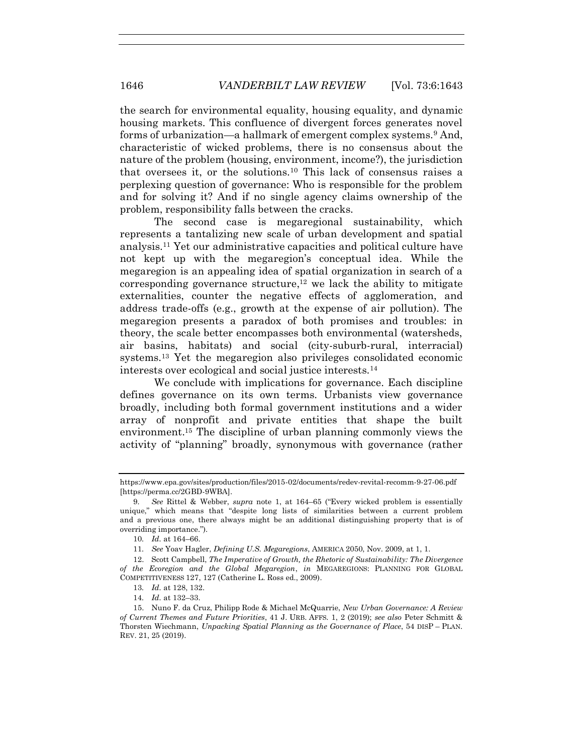the search for environmental equality, housing equality, and dynamic housing markets. This confluence of divergent forces generates novel forms of urbanization—a hallmark of emergent complex systems.[9] And, characteristic of wicked problems, there is no consensus about the nature of the problem (housing, environment, income?), the jurisdiction that oversees it, or the solutions.[10] This lack of consensus raises a perplexing question of governance: Who is responsible for the problem and for solving it? And if no single agency claims ownership of the problem, responsibility falls between the cracks.

The second case is megaregional sustainability, which represents a tantalizing new scale of urban development and spatial analysis.[11] Yet our administrative capacities and political culture have not kept up with the megaregion's conceptual idea. While the megaregion is an appealing idea of spatial organization in search of a corresponding governance structure,[12] we lack the ability to mitigate externalities, counter the negative effects of agglomeration, and address trade-offs (e.g., growth at the expense of air pollution). The megaregion presents a paradox of both promises and troubles: in theory, the scale better encompasses both environmental (watersheds, air basins, habitats) and social (city-suburb-rural, interracial) systems.[13] Yet the megaregion also privileges consolidated economic interests over ecological and social justice interests.[14]

We conclude with implications for governance. Each discipline defines governance on its own terms. Urbanists view governance broadly, including both formal government institutions and a wider array of nonprofit and private entities that shape the built environment.[15] The discipline of urban planning commonly views the activity of "planning" broadly, synonymous with governance (rather

---

https://www.epa.gov/sites/production/files/2015-02/documents/redev-revital-recomm-9-27-06.pdf [https://perma.cc/2GBD-9WBA].

9. *See* Rittel & Webber, *supra* note 1, at 164–65 ("Every wicked problem is essentially unique," which means that "despite long lists of similarities between a current problem and a previous one, there always might be an additional distinguishing property that is of overriding importance.").

10. *Id.* at 164–66.

11. *See* Yoav Hagler, *Defining U.S. Megaregions*, AMERICA 2050, Nov. 2009, at 1, 1.

12. Scott Campbell, *The Imperative of Growth, the Rhetoric of Sustainability: The Divergence of the Ecoregion and the Global Megaregion*, *in* MEGAREGIONS: PLANNING FOR GLOBAL COMPETITIVENESS 127, 127 (Catherine L. Ross ed., 2009).

13. *Id.* at 128, 132.

14. *Id.* at 132–33.

15. Nuno F. da Cruz, Philipp Rode & Michael McQuarrie, *New Urban Governance: A Review of Current Themes and Future Priorities*, 41 J. URB. AFFS. 1, 2 (2019); *see also* Peter Schmitt & Thorsten Wiechmann, *Unpacking Spatial Planning as the Governance of Place*, 54 DISP – PLAN. REV. 21, 25 (2019).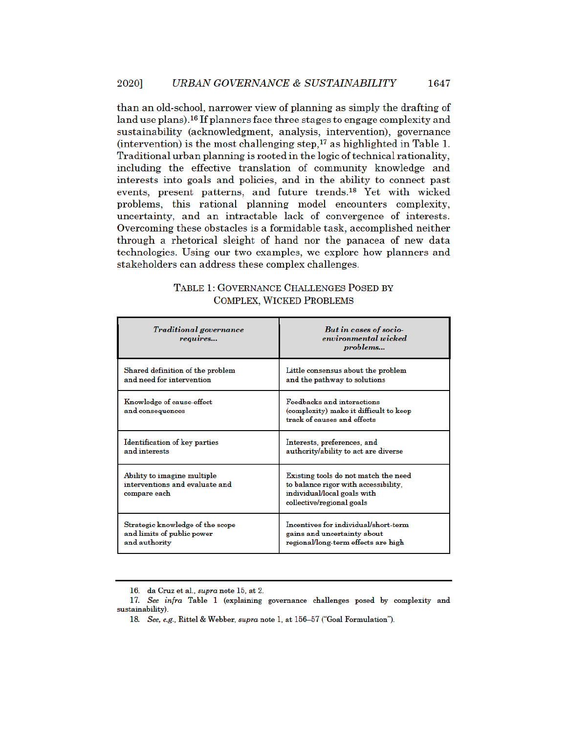than an old-school, narrower view of planning as simply the drafting of land use plans).[16] If planners face three stages to engage complexity and sustainability (acknowledgment, analysis, intervention), governance (intervention) is the most challenging step,[17] as highlighted in Table 1. Traditional urban planning is rooted in the logic of technical rationality, including the effective translation of community knowledge and interests into goals and policies, and in the ability to connect past events, present patterns, and future trends.[18] Yet with wicked problems, this rational planning model encounters complexity, uncertainty, and an intractable lack of convergence of interests. Overcoming these obstacles is a formidable task, accomplished neither through a rhetorical sleight of hand nor the panacea of new data technologies. Using our two examples, we explore how planners and stakeholders can address these complex challenges.

TABLE 1: GOVERNANCE CHALLENGES POSED BY COMPLEX, WICKED PROBLEMS

| *Traditional governance requires...* | *But in cases of socio-environmental wicked problems...* |
|---|---|
| Shared definition of the problem and need for intervention | Little consensus about the problem and the pathway to solutions |
| Knowledge of cause-effect and consequences | Feedbacks and interactions (complexity) make it difficult to keep track of causes and effects |
| Identification of key parties and interests | Interests, preferences, and authority/ability to act are diverse |
| Ability to imagine multiple interventions and evaluate and compare each | Existing tools do not match the need to balance rigor with accessibility, individual/local goals with collective/regional goals |
| Strategic knowledge of the scope and limits of public power and authority | Incentives for individual/short-term gains and uncertainty about regional/long-term effects are high |

---

16. da Cruz et al., *supra* note 15, at 2.

17. *See infra* Table 1 (explaining governance challenges posed by complexity and sustainability).

18. *See, e.g.*, Rittel & Webber, *supra* note 1, at 156–57 ("Goal Formulation").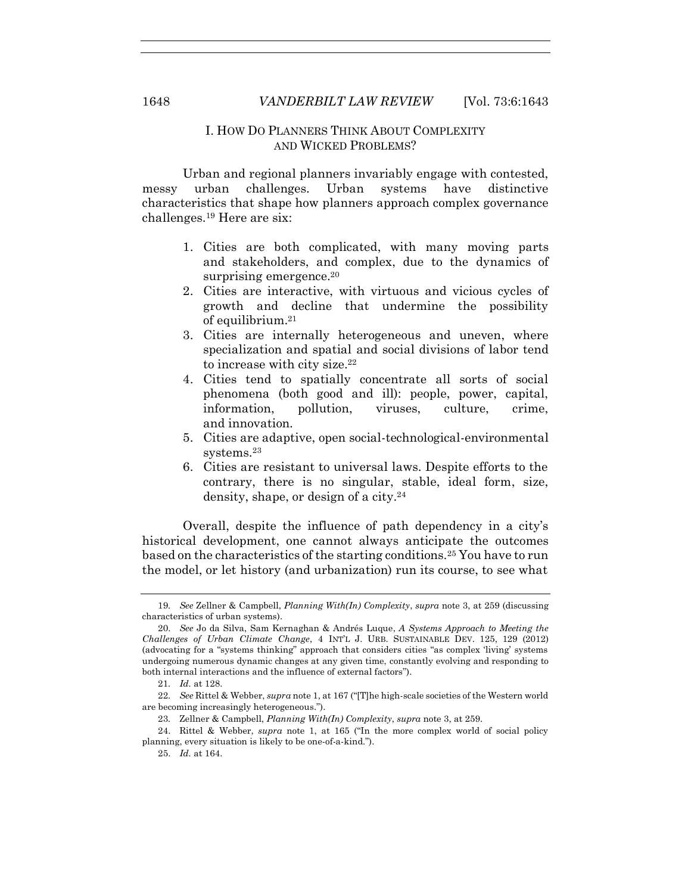## I. HOW DO PLANNERS THINK ABOUT COMPLEXITY AND WICKED PROBLEMS?

Urban and regional planners invariably engage with contested, messy urban challenges. Urban systems have distinctive characteristics that shape how planners approach complex governance challenges.[19] Here are six:

1. Cities are both complicated, with many moving parts and stakeholders, and complex, due to the dynamics of surprising emergence.[20]
2. Cities are interactive, with virtuous and vicious cycles of growth and decline that undermine the possibility of equilibrium.[21]
3. Cities are internally heterogeneous and uneven, where specialization and spatial and social divisions of labor tend to increase with city size.[22]
4. Cities tend to spatially concentrate all sorts of social phenomena (both good and ill): people, power, capital, information, pollution, viruses, culture, crime, and innovation.
5. Cities are adaptive, open social-technological-environmental systems.[23]
6. Cities are resistant to universal laws. Despite efforts to the contrary, there is no singular, stable, ideal form, size, density, shape, or design of a city.[24]

Overall, despite the influence of path dependency in a city's historical development, one cannot always anticipate the outcomes based on the characteristics of the starting conditions.[25] You have to run the model, or let history (and urbanization) run its course, to see what

---

19. *See* Zellner & Campbell, *Planning With(In) Complexity*, *supra* note 3, at 259 (discussing characteristics of urban systems).

20. *See* Jo da Silva, Sam Kernaghan & Andrés Luque, *A Systems Approach to Meeting the Challenges of Urban Climate Change*, 4 INT'L J. URB. SUSTAINABLE DEV. 125, 129 (2012) (advocating for a "systems thinking" approach that considers cities "as complex 'living' systems undergoing numerous dynamic changes at any given time, constantly evolving and responding to both internal interactions and the influence of external factors").

21. *Id.* at 128.

22. *See* Rittel & Webber, *supra* note 1, at 167 ("[T]he high-scale societies of the Western world are becoming increasingly heterogeneous.").

23. Zellner & Campbell, *Planning With(In) Complexity*, *supra* note 3, at 259.

24. Rittel & Webber, *supra* note 1, at 165 ("In the more complex world of social policy planning, every situation is likely to be one-of-a-kind.").

25. *Id.* at 164.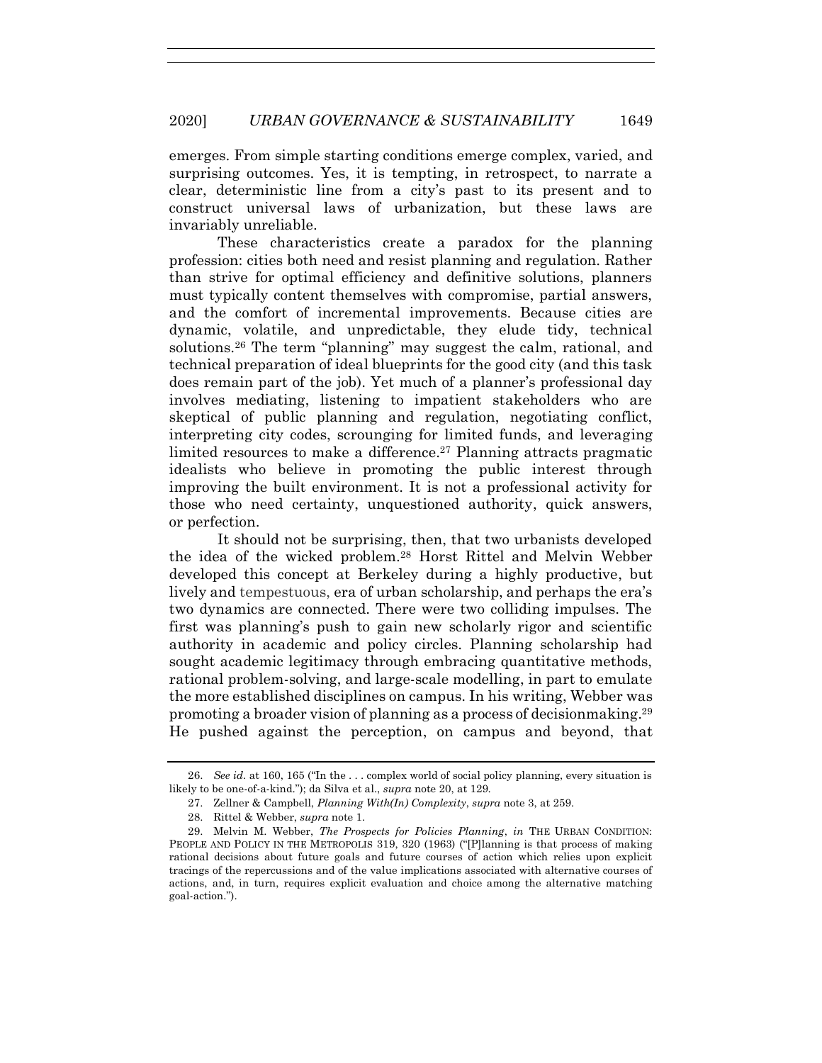emerges. From simple starting conditions emerge complex, varied, and surprising outcomes. Yes, it is tempting, in retrospect, to narrate a clear, deterministic line from a city's past to its present and to construct universal laws of urbanization, but these laws are invariably unreliable.

These characteristics create a paradox for the planning profession: cities both need and resist planning and regulation. Rather than strive for optimal efficiency and definitive solutions, planners must typically content themselves with compromise, partial answers, and the comfort of incremental improvements. Because cities are dynamic, volatile, and unpredictable, they elude tidy, technical solutions.[26] The term "planning" may suggest the calm, rational, and technical preparation of ideal blueprints for the good city (and this task does remain part of the job). Yet much of a planner's professional day involves mediating, listening to impatient stakeholders who are skeptical of public planning and regulation, negotiating conflict, interpreting city codes, scrounging for limited funds, and leveraging limited resources to make a difference.[27] Planning attracts pragmatic idealists who believe in promoting the public interest through improving the built environment. It is not a professional activity for those who need certainty, unquestioned authority, quick answers, or perfection.

It should not be surprising, then, that two urbanists developed the idea of the wicked problem.[28] Horst Rittel and Melvin Webber developed this concept at Berkeley during a highly productive, but lively and tempestuous, era of urban scholarship, and perhaps the era's two dynamics are connected. There were two colliding impulses. The first was planning's push to gain new scholarly rigor and scientific authority in academic and policy circles. Planning scholarship had sought academic legitimacy through embracing quantitative methods, rational problem-solving, and large-scale modelling, in part to emulate the more established disciplines on campus. In his writing, Webber was promoting a broader vision of planning as a process of decisionmaking.[29] He pushed against the perception, on campus and beyond, that

---

26. *See id.* at 160, 165 ("In the . . . complex world of social policy planning, every situation is likely to be one-of-a-kind."); da Silva et al., *supra* note 20, at 129.

27. Zellner & Campbell, *Planning With(In) Complexity*, *supra* note 3, at 259.

28. Rittel & Webber, *supra* note 1.

29. Melvin M. Webber, *The Prospects for Policies Planning*, *in* THE URBAN CONDITION: PEOPLE AND POLICY IN THE METROPOLIS 319, 320 (1963) ("[P]lanning is that process of making rational decisions about future goals and future courses of action which relies upon explicit tracings of the repercussions and of the value implications associated with alternative courses of actions, and, in turn, requires explicit evaluation and choice among the alternative matching goal-action.").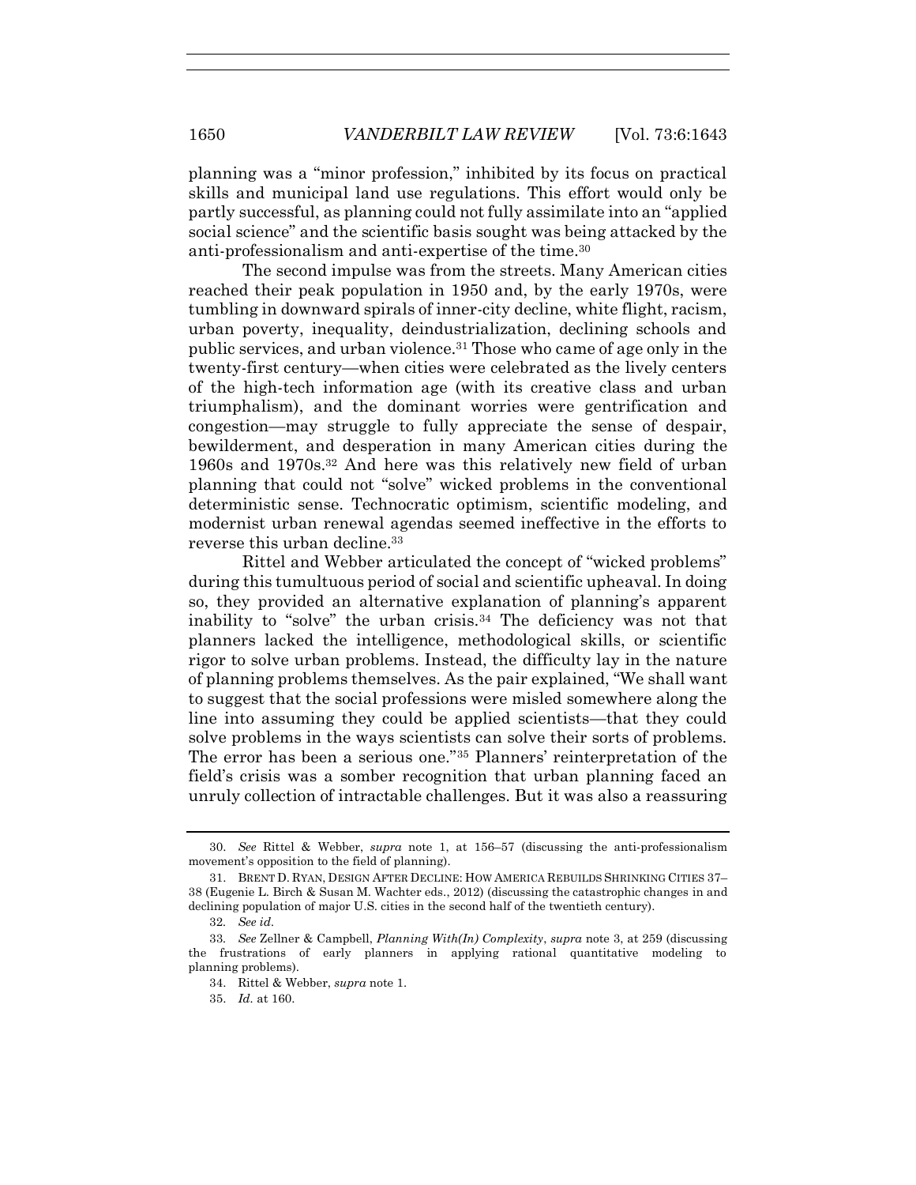planning was a "minor profession," inhibited by its focus on practical skills and municipal land use regulations. This effort would only be partly successful, as planning could not fully assimilate into an "applied social science" and the scientific basis sought was being attacked by the anti-professionalism and anti-expertise of the time.[30]

The second impulse was from the streets. Many American cities reached their peak population in 1950 and, by the early 1970s, were tumbling in downward spirals of inner-city decline, white flight, racism, urban poverty, inequality, deindustrialization, declining schools and public services, and urban violence.[31] Those who came of age only in the twenty-first century—when cities were celebrated as the lively centers of the high-tech information age (with its creative class and urban triumphalism), and the dominant worries were gentrification and congestion—may struggle to fully appreciate the sense of despair, bewilderment, and desperation in many American cities during the 1960s and 1970s.[32] And here was this relatively new field of urban planning that could not "solve" wicked problems in the conventional deterministic sense. Technocratic optimism, scientific modeling, and modernist urban renewal agendas seemed ineffective in the efforts to reverse this urban decline.[33]

Rittel and Webber articulated the concept of "wicked problems" during this tumultuous period of social and scientific upheaval. In doing so, they provided an alternative explanation of planning's apparent inability to "solve" the urban crisis.[34] The deficiency was not that planners lacked the intelligence, methodological skills, or scientific rigor to solve urban problems. Instead, the difficulty lay in the nature of planning problems themselves. As the pair explained, "We shall want to suggest that the social professions were misled somewhere along the line into assuming they could be applied scientists—that they could solve problems in the ways scientists can solve their sorts of problems. The error has been a serious one."[35] Planners' reinterpretation of the field's crisis was a somber recognition that urban planning faced an unruly collection of intractable challenges. But it was also a reassuring

---

30. *See* Rittel & Webber, *supra* note 1, at 156–57 (discussing the anti-professionalism movement's opposition to the field of planning).

31. BRENT D. RYAN, DESIGN AFTER DECLINE: HOW AMERICA REBUILDS SHRINKING CITIES 37–38 (Eugenie L. Birch & Susan M. Wachter eds., 2012) (discussing the catastrophic changes in and declining population of major U.S. cities in the second half of the twentieth century).

32. *See id.*

33. *See* Zellner & Campbell, *Planning With(In) Complexity*, *supra* note 3, at 259 (discussing the frustrations of early planners in applying rational quantitative modeling to planning problems).

34. Rittel & Webber, *supra* note 1.

35. *Id.* at 160.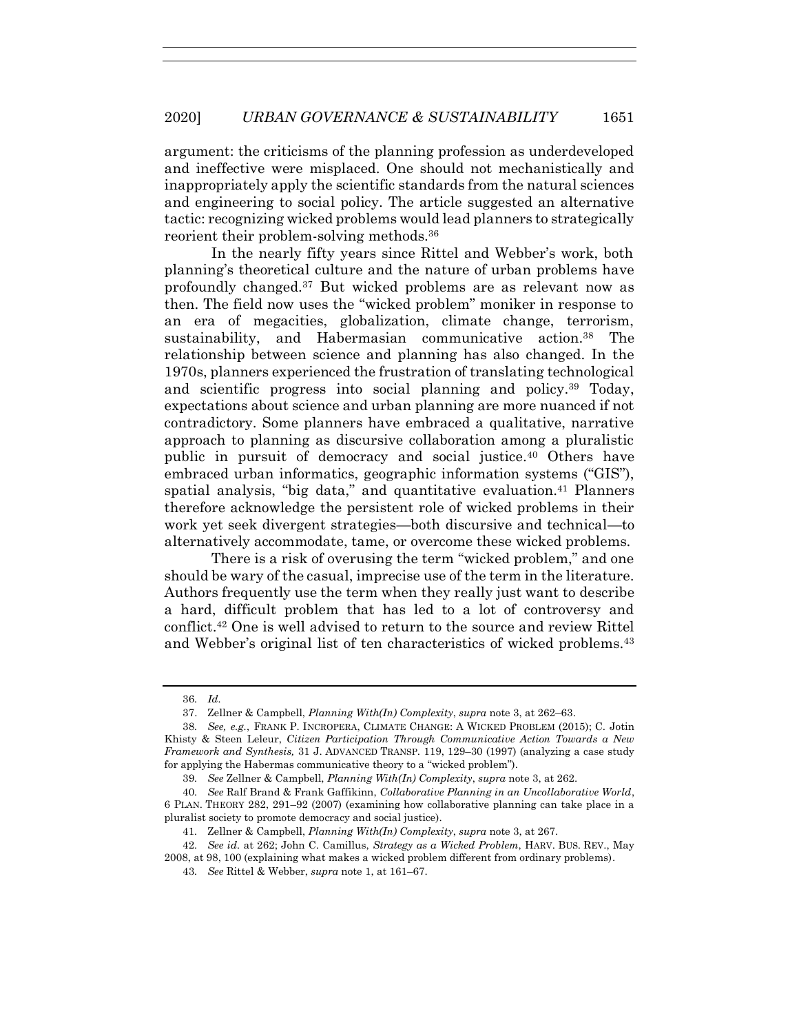argument: the criticisms of the planning profession as underdeveloped and ineffective were misplaced. One should not mechanistically and inappropriately apply the scientific standards from the natural sciences and engineering to social policy. The article suggested an alternative tactic: recognizing wicked problems would lead planners to strategically reorient their problem-solving methods.[36]

In the nearly fifty years since Rittel and Webber's work, both planning's theoretical culture and the nature of urban problems have profoundly changed.[37] But wicked problems are as relevant now as then. The field now uses the "wicked problem" moniker in response to an era of megacities, globalization, climate change, terrorism, sustainability, and Habermasian communicative action.[38] The relationship between science and planning has also changed. In the 1970s, planners experienced the frustration of translating technological and scientific progress into social planning and policy.[39] Today, expectations about science and urban planning are more nuanced if not contradictory. Some planners have embraced a qualitative, narrative approach to planning as discursive collaboration among a pluralistic public in pursuit of democracy and social justice.[40] Others have embraced urban informatics, geographic information systems ("GIS"), spatial analysis, "big data," and quantitative evaluation.[41] Planners therefore acknowledge the persistent role of wicked problems in their work yet seek divergent strategies—both discursive and technical—to alternatively accommodate, tame, or overcome these wicked problems.

There is a risk of overusing the term "wicked problem," and one should be wary of the casual, imprecise use of the term in the literature. Authors frequently use the term when they really just want to describe a hard, difficult problem that has led to a lot of controversy and conflict.[42] One is well advised to return to the source and review Rittel and Webber's original list of ten characteristics of wicked problems.[43]

---

36. *Id.*

37. Zellner & Campbell, *Planning With(In) Complexity*, *supra* note 3, at 262–63.

38. *See, e.g.*, FRANK P. INCROPERA, CLIMATE CHANGE: A WICKED PROBLEM (2015); C. Jotin Khisty & Steen Leleur, *Citizen Participation Through Communicative Action Towards a New Framework and Synthesis,* 31 J. ADVANCED TRANSP. 119, 129–30 (1997) (analyzing a case study for applying the Habermas communicative theory to a "wicked problem").

39. *See* Zellner & Campbell, *Planning With(In) Complexity*, *supra* note 3, at 262.

40. *See* Ralf Brand & Frank Gaffikinn, *Collaborative Planning in an Uncollaborative World*, 6 PLAN. THEORY 282, 291–92 (2007) (examining how collaborative planning can take place in a pluralist society to promote democracy and social justice).

41. Zellner & Campbell, *Planning With(In) Complexity*, *supra* note 3, at 267.

42. *See id.* at 262; John C. Camillus, *Strategy as a Wicked Problem*, HARV. BUS. REV., May 2008, at 98, 100 (explaining what makes a wicked problem different from ordinary problems).

43. *See* Rittel & Webber, *supra* note 1, at 161–67.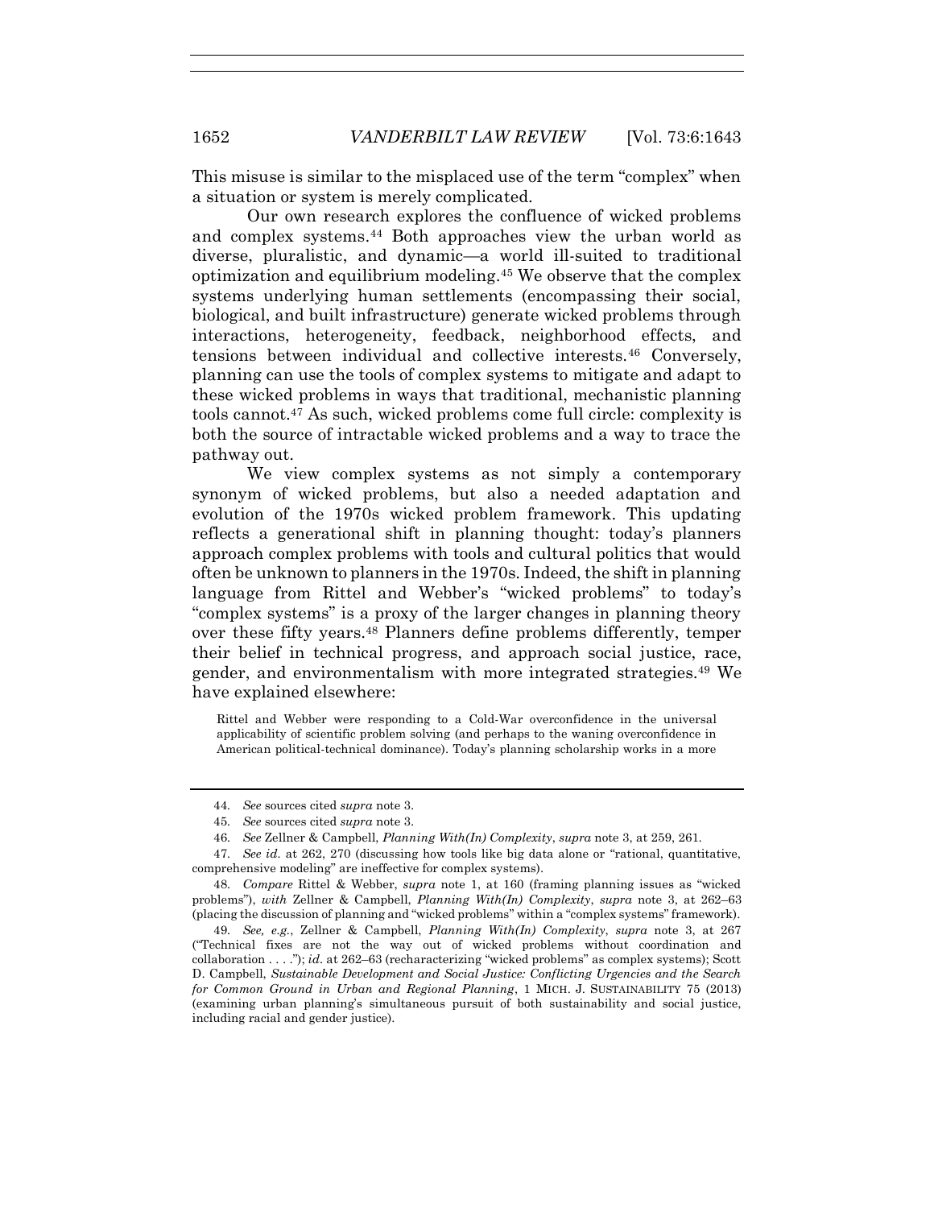This misuse is similar to the misplaced use of the term "complex" when a situation or system is merely complicated.

Our own research explores the confluence of wicked problems and complex systems.[44] Both approaches view the urban world as diverse, pluralistic, and dynamic—a world ill-suited to traditional optimization and equilibrium modeling.[45] We observe that the complex systems underlying human settlements (encompassing their social, biological, and built infrastructure) generate wicked problems through interactions, heterogeneity, feedback, neighborhood effects, and tensions between individual and collective interests.[46] Conversely, planning can use the tools of complex systems to mitigate and adapt to these wicked problems in ways that traditional, mechanistic planning tools cannot.[47] As such, wicked problems come full circle: complexity is both the source of intractable wicked problems and a way to trace the pathway out.

We view complex systems as not simply a contemporary synonym of wicked problems, but also a needed adaptation and evolution of the 1970s wicked problem framework. This updating reflects a generational shift in planning thought: today's planners approach complex problems with tools and cultural politics that would often be unknown to planners in the 1970s. Indeed, the shift in planning language from Rittel and Webber's "wicked problems" to today's "complex systems" is a proxy of the larger changes in planning theory over these fifty years.[48] Planners define problems differently, temper their belief in technical progress, and approach social justice, race, gender, and environmentalism with more integrated strategies.[49] We have explained elsewhere:

> Rittel and Webber were responding to a Cold-War overconfidence in the universal applicability of scientific problem solving (and perhaps to the waning overconfidence in American political-technical dominance). Today's planning scholarship works in a more

---

44. *See* sources cited *supra* note 3.

45. *See* sources cited *supra* note 3.

46. *See* Zellner & Campbell, *Planning With(In) Complexity*, *supra* note 3, at 259, 261.

47. *See id.* at 262, 270 (discussing how tools like big data alone or "rational, quantitative, comprehensive modeling" are ineffective for complex systems).

48. *Compare* Rittel & Webber, *supra* note 1, at 160 (framing planning issues as "wicked problems"), *with* Zellner & Campbell, *Planning With(In) Complexity*, *supra* note 3, at 262–63 (placing the discussion of planning and "wicked problems" within a "complex systems" framework).

49. *See, e.g.*, Zellner & Campbell, *Planning With(In) Complexity*, *supra* note 3, at 267 ("Technical fixes are not the way out of wicked problems without coordination and collaboration . . . ."); *id.* at 262–63 (recharacterizing "wicked problems" as complex systems); Scott D. Campbell, *Sustainable Development and Social Justice: Conflicting Urgencies and the Search for Common Ground in Urban and Regional Planning*, 1 MICH. J. SUSTAINABILITY 75 (2013) (examining urban planning's simultaneous pursuit of both sustainability and social justice, including racial and gender justice).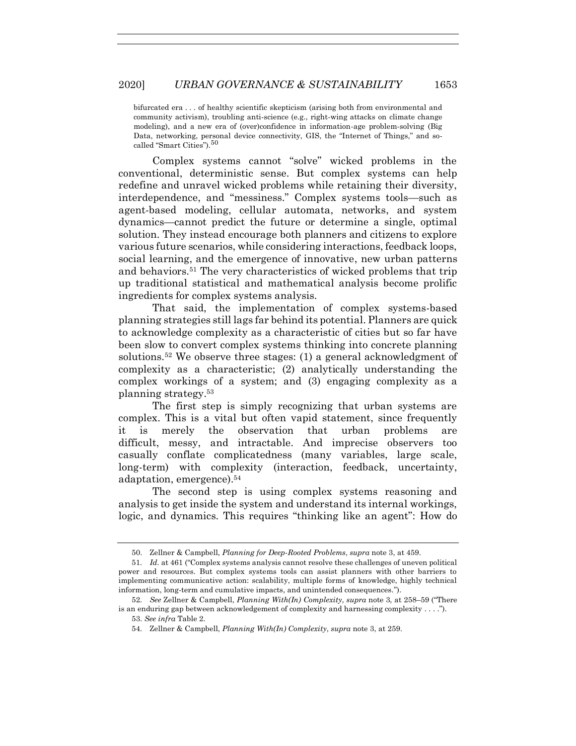bifurcated era . . . of healthy scientific skepticism (arising both from environmental and community activism), troubling anti-science (e.g., right-wing attacks on climate change modeling), and a new era of (over)confidence in information-age problem-solving (Big Data, networking, personal device connectivity, GIS, the "Internet of Things," and so-called "Smart Cities").[50]

Complex systems cannot "solve" wicked problems in the conventional, deterministic sense. But complex systems can help redefine and unravel wicked problems while retaining their diversity, interdependence, and "messiness." Complex systems tools—such as agent-based modeling, cellular automata, networks, and system dynamics—cannot predict the future or determine a single, optimal solution. They instead encourage both planners and citizens to explore various future scenarios, while considering interactions, feedback loops, social learning, and the emergence of innovative, new urban patterns and behaviors.[51] The very characteristics of wicked problems that trip up traditional statistical and mathematical analysis become prolific ingredients for complex systems analysis.

That said, the implementation of complex systems-based planning strategies still lags far behind its potential. Planners are quick to acknowledge complexity as a characteristic of cities but so far have been slow to convert complex systems thinking into concrete planning solutions.[52] We observe three stages: (1) a general acknowledgment of complexity as a characteristic; (2) analytically understanding the complex workings of a system; and (3) engaging complexity as a planning strategy.[53]

The first step is simply recognizing that urban systems are complex. This is a vital but often vapid statement, since frequently it is merely the observation that urban problems are difficult, messy, and intractable. And imprecise observers too casually conflate complicatedness (many variables, large scale, long-term) with complexity (interaction, feedback, uncertainty, adaptation, emergence).[54]

The second step is using complex systems reasoning and analysis to get inside the system and understand its internal workings, logic, and dynamics. This requires "thinking like an agent": How do

---

50. Zellner & Campbell, *Planning for Deep-Rooted Problems*, *supra* note 3, at 459.

51. *Id.* at 461 ("Complex systems analysis cannot resolve these challenges of uneven political power and resources. But complex systems tools can assist planners with other barriers to implementing communicative action: scalability, multiple forms of knowledge, highly technical information, long-term and cumulative impacts, and unintended consequences.").

52. *See* Zellner & Campbell, *Planning With(In) Complexity*, *supra* note 3, at 258–59 ("There is an enduring gap between acknowledgement of complexity and harnessing complexity . . . .").

53. *See infra* Table 2.

54. Zellner & Campbell, *Planning With(In) Complexity*, *supra* note 3, at 259.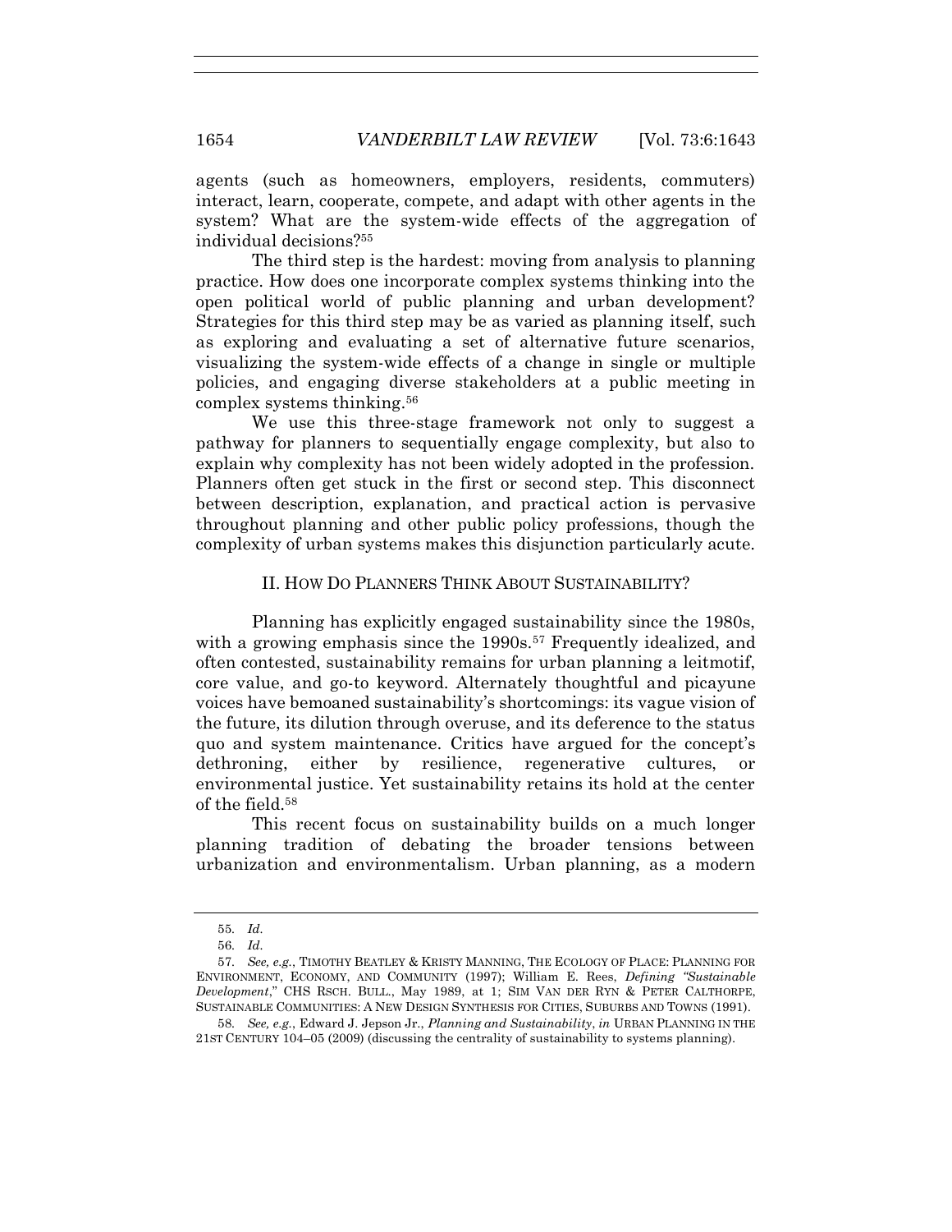agents (such as homeowners, employers, residents, commuters) interact, learn, cooperate, compete, and adapt with other agents in the system? What are the system-wide effects of the aggregation of individual decisions?[55]

The third step is the hardest: moving from analysis to planning practice. How does one incorporate complex systems thinking into the open political world of public planning and urban development? Strategies for this third step may be as varied as planning itself, such as exploring and evaluating a set of alternative future scenarios, visualizing the system-wide effects of a change in single or multiple policies, and engaging diverse stakeholders at a public meeting in complex systems thinking.[56]

We use this three-stage framework not only to suggest a pathway for planners to sequentially engage complexity, but also to explain why complexity has not been widely adopted in the profession. Planners often get stuck in the first or second step. This disconnect between description, explanation, and practical action is pervasive throughout planning and other public policy professions, though the complexity of urban systems makes this disjunction particularly acute.

## II. How Do Planners Think About Sustainability?

Planning has explicitly engaged sustainability since the 1980s, with a growing emphasis since the 1990s.[57] Frequently idealized, and often contested, sustainability remains for urban planning a leitmotif, core value, and go-to keyword. Alternately thoughtful and picayune voices have bemoaned sustainability's shortcomings: its vague vision of the future, its dilution through overuse, and its deference to the status quo and system maintenance. Critics have argued for the concept's dethroning, either by resilience, regenerative cultures, or environmental justice. Yet sustainability retains its hold at the center of the field.[58]

This recent focus on sustainability builds on a much longer planning tradition of debating the broader tensions between urbanization and environmentalism. Urban planning, as a modern

---

55. *Id.*

56. *Id.*

57. *See, e.g.*, TIMOTHY BEATLEY & KRISTY MANNING, THE ECOLOGY OF PLACE: PLANNING FOR ENVIRONMENT, ECONOMY, AND COMMUNITY (1997); William E. Rees, *Defining "Sustainable Development*," CHS RSCH. BULL., May 1989, at 1; SIM VAN DER RYN & PETER CALTHORPE, SUSTAINABLE COMMUNITIES: A NEW DESIGN SYNTHESIS FOR CITIES, SUBURBS AND TOWNS (1991).

58. *See, e.g.*, Edward J. Jepson Jr., *Planning and Sustainability*, *in* URBAN PLANNING IN THE 21ST CENTURY 104–05 (2009) (discussing the centrality of sustainability to systems planning).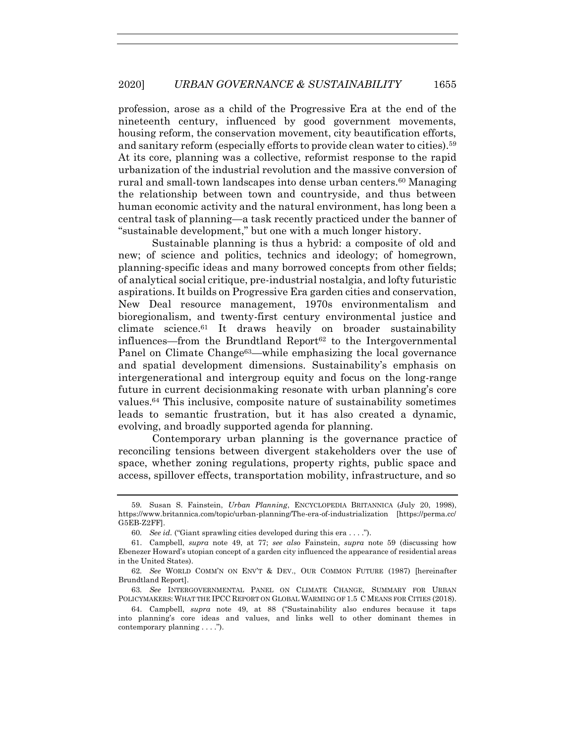profession, arose as a child of the Progressive Era at the end of the nineteenth century, influenced by good government movements, housing reform, the conservation movement, city beautification efforts, and sanitary reform (especially efforts to provide clean water to cities).[59] At its core, planning was a collective, reformist response to the rapid urbanization of the industrial revolution and the massive conversion of rural and small-town landscapes into dense urban centers.[60] Managing the relationship between town and countryside, and thus between human economic activity and the natural environment, has long been a central task of planning—a task recently practiced under the banner of "sustainable development," but one with a much longer history.

Sustainable planning is thus a hybrid: a composite of old and new; of science and politics, technics and ideology; of homegrown, planning-specific ideas and many borrowed concepts from other fields; of analytical social critique, pre-industrial nostalgia, and lofty futuristic aspirations. It builds on Progressive Era garden cities and conservation, New Deal resource management, 1970s environmentalism and bioregionalism, and twenty-first century environmental justice and climate science.[61] It draws heavily on broader sustainability influences—from the Brundtland Report[62] to the Intergovernmental Panel on Climate Change[63]—while emphasizing the local governance and spatial development dimensions. Sustainability's emphasis on intergenerational and intergroup equity and focus on the long-range future in current decisionmaking resonate with urban planning's core values.[64] This inclusive, composite nature of sustainability sometimes leads to semantic frustration, but it has also created a dynamic, evolving, and broadly supported agenda for planning.

Contemporary urban planning is the governance practice of reconciling tensions between divergent stakeholders over the use of space, whether zoning regulations, property rights, public space and access, spillover effects, transportation mobility, infrastructure, and so

---

59. Susan S. Fainstein, *Urban Planning*, ENCYCLOPEDIA BRITANNICA (July 20, 1998), https://www.britannica.com/topic/urban-planning/The-era-of-industrialization [https://perma.cc/G5EB-Z2FF].

60. *See id.* ("Giant sprawling cities developed during this era . . . .").

61. Campbell, *supra* note 49, at 77; *see also* Fainstein, *supra* note 59 (discussing how Ebenezer Howard's utopian concept of a garden city influenced the appearance of residential areas in the United States).

62. *See* WORLD COMM'N ON ENV'T & DEV., OUR COMMON FUTURE (1987) [hereinafter Brundtland Report].

63. *See* INTERGOVERNMENTAL PANEL ON CLIMATE CHANGE, SUMMARY FOR URBAN POLICYMAKERS: WHAT THE IPCC REPORT ON GLOBAL WARMING OF 1.5 C MEANS FOR CITIES (2018).

64. Campbell, *supra* note 49, at 88 ("Sustainability also endures because it taps into planning's core ideas and values, and links well to other dominant themes in contemporary planning . . . .").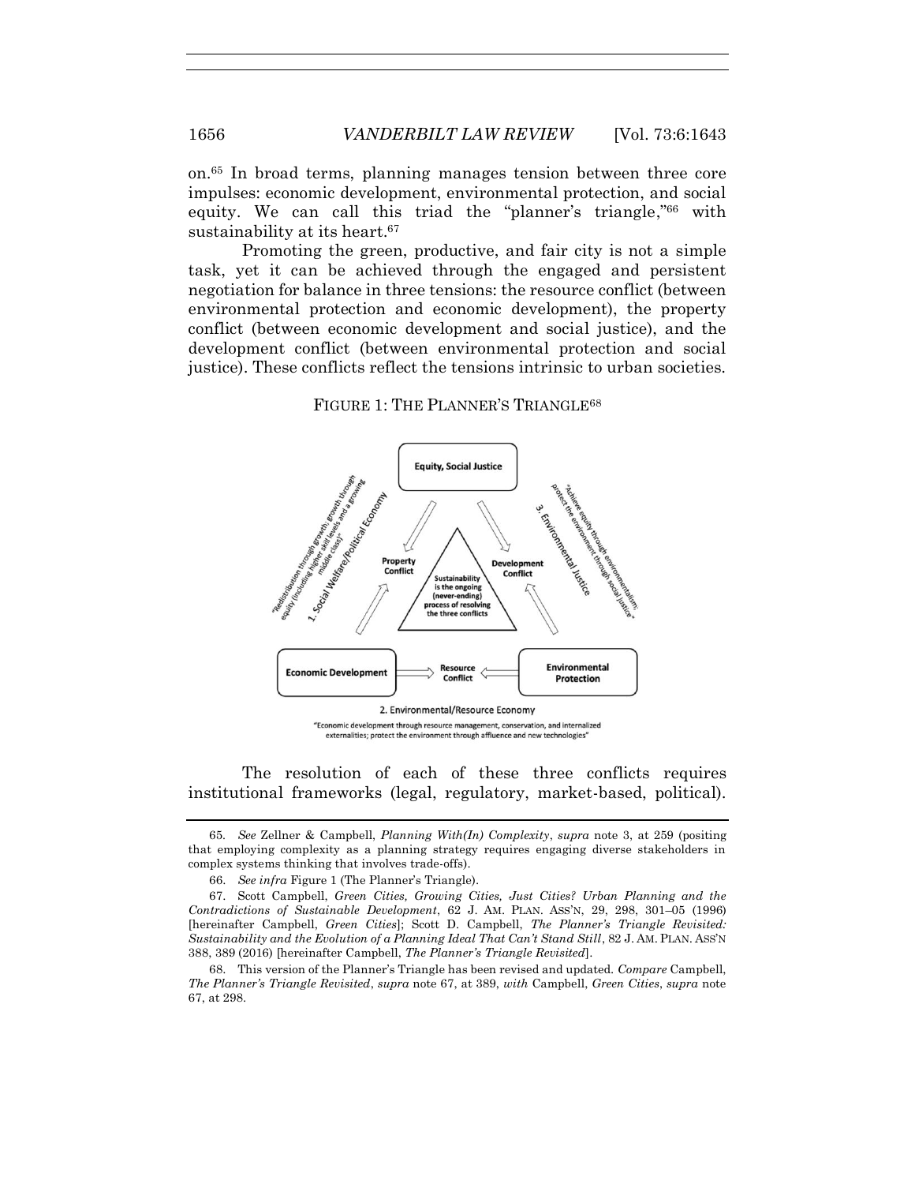on.[65] In broad terms, planning manages tension between three core impulses: economic development, environmental protection, and social equity. We can call this triad the "planner's triangle,"[66] with sustainability at its heart.[67]

Promoting the green, productive, and fair city is not a simple task, yet it can be achieved through the engaged and persistent negotiation for balance in three tensions: the resource conflict (between environmental protection and economic development), the property conflict (between economic development and social justice), and the development conflict (between environmental protection and social justice). These conflicts reflect the tensions intrinsic to urban societies.

FIGURE 1: THE PLANNER'S TRIANGLE[68]

The resolution of each of these three conflicts requires institutional frameworks (legal, regulatory, market-based, political).

---

65. *See* Zellner & Campbell, *Planning With(In) Complexity*, *supra* note 3, at 259 (positing that employing complexity as a planning strategy requires engaging diverse stakeholders in complex systems thinking that involves trade-offs).

66. *See infra* Figure 1 (The Planner's Triangle).

67. Scott Campbell, *Green Cities, Growing Cities, Just Cities? Urban Planning and the Contradictions of Sustainable Development*, 62 J. AM. PLAN. ASS'N, 29, 298, 301–05 (1996) [hereinafter Campbell, *Green Cities*]; Scott D. Campbell, *The Planner's Triangle Revisited: Sustainability and the Evolution of a Planning Ideal That Can't Stand Still*, 82 J. AM. PLAN. ASS'N 388, 389 (2016) [hereinafter Campbell, *The Planner's Triangle Revisited*].

68. This version of the Planner's Triangle has been revised and updated. *Compare* Campbell, *The Planner's Triangle Revisited*, *supra* note 67, at 389, *with* Campbell, *Green Cities*, *supra* note 67, at 298.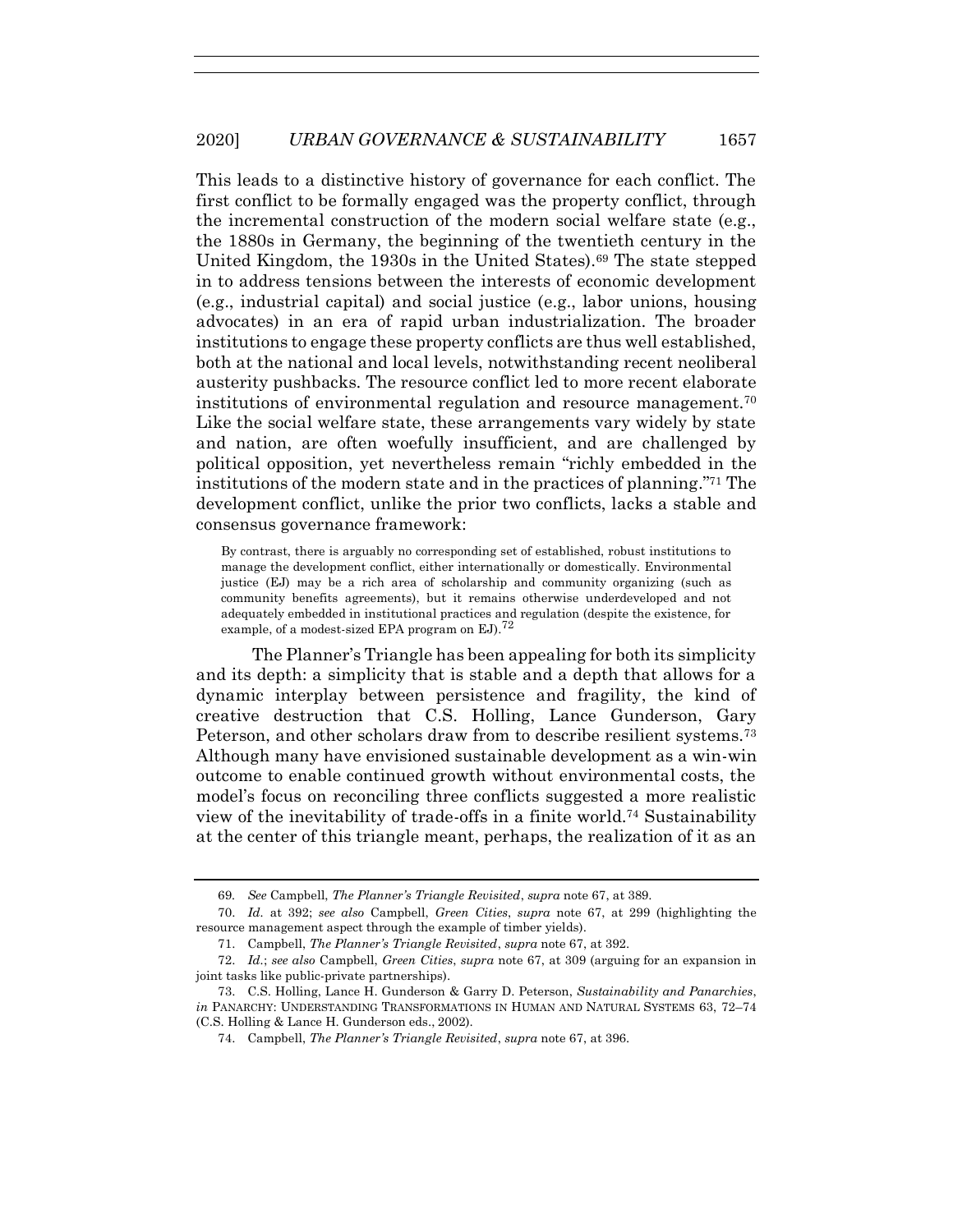This leads to a distinctive history of governance for each conflict. The first conflict to be formally engaged was the property conflict, through the incremental construction of the modern social welfare state (e.g., the 1880s in Germany, the beginning of the twentieth century in the United Kingdom, the 1930s in the United States).[69] The state stepped in to address tensions between the interests of economic development (e.g., industrial capital) and social justice (e.g., labor unions, housing advocates) in an era of rapid urban industrialization. The broader institutions to engage these property conflicts are thus well established, both at the national and local levels, notwithstanding recent neoliberal austerity pushbacks. The resource conflict led to more recent elaborate institutions of environmental regulation and resource management.[70] Like the social welfare state, these arrangements vary widely by state and nation, are often woefully insufficient, and are challenged by political opposition, yet nevertheless remain "richly embedded in the institutions of the modern state and in the practices of planning."[71] The development conflict, unlike the prior two conflicts, lacks a stable and consensus governance framework:

> By contrast, there is arguably no corresponding set of established, robust institutions to manage the development conflict, either internationally or domestically. Environmental justice (EJ) may be a rich area of scholarship and community organizing (such as community benefits agreements), but it remains otherwise underdeveloped and not adequately embedded in institutional practices and regulation (despite the existence, for example, of a modest-sized EPA program on EJ).[72]

The Planner's Triangle has been appealing for both its simplicity and its depth: a simplicity that is stable and a depth that allows for a dynamic interplay between persistence and fragility, the kind of creative destruction that C.S. Holling, Lance Gunderson, Gary Peterson, and other scholars draw from to describe resilient systems.[73] Although many have envisioned sustainable development as a win-win outcome to enable continued growth without environmental costs, the model's focus on reconciling three conflicts suggested a more realistic view of the inevitability of trade-offs in a finite world.[74] Sustainability at the center of this triangle meant, perhaps, the realization of it as an

---

69. *See* Campbell, *The Planner's Triangle Revisited*, *supra* note 67, at 389.

70. *Id.* at 392; *see also* Campbell, *Green Cities*, *supra* note 67, at 299 (highlighting the resource management aspect through the example of timber yields).

71. Campbell, *The Planner's Triangle Revisited*, *supra* note 67, at 392.

72. *Id.*; *see also* Campbell, *Green Cities*, *supra* note 67, at 309 (arguing for an expansion in joint tasks like public-private partnerships).

73. C.S. Holling, Lance H. Gunderson & Garry D. Peterson, *Sustainability and Panarchies*, *in* PANARCHY: UNDERSTANDING TRANSFORMATIONS IN HUMAN AND NATURAL SYSTEMS 63, 72–74 (C.S. Holling & Lance H. Gunderson eds., 2002).

74. Campbell, *The Planner's Triangle Revisited*, *supra* note 67, at 396.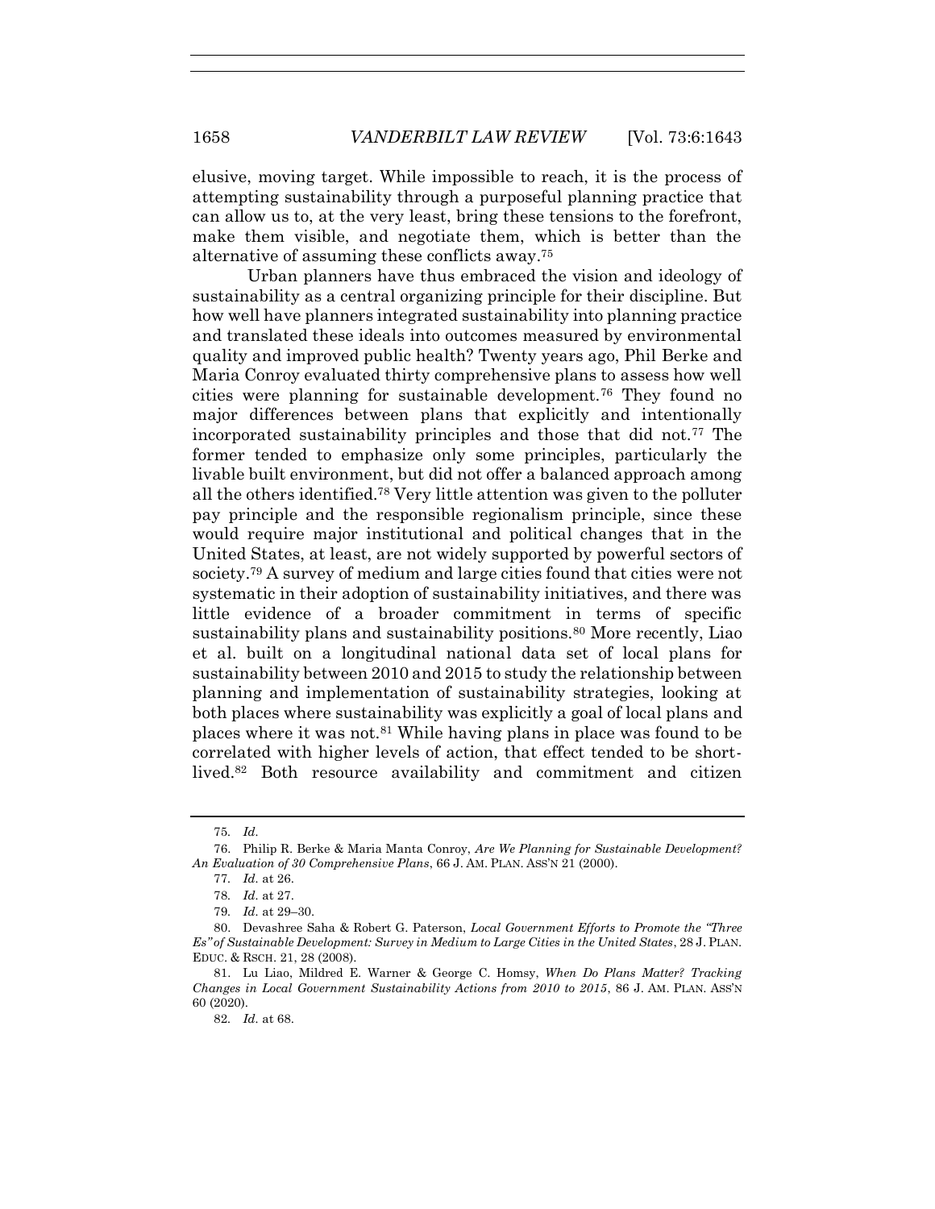elusive, moving target. While impossible to reach, it is the process of attempting sustainability through a purposeful planning practice that can allow us to, at the very least, bring these tensions to the forefront, make them visible, and negotiate them, which is better than the alternative of assuming these conflicts away.[75]

Urban planners have thus embraced the vision and ideology of sustainability as a central organizing principle for their discipline. But how well have planners integrated sustainability into planning practice and translated these ideals into outcomes measured by environmental quality and improved public health? Twenty years ago, Phil Berke and Maria Conroy evaluated thirty comprehensive plans to assess how well cities were planning for sustainable development.[76] They found no major differences between plans that explicitly and intentionally incorporated sustainability principles and those that did not.[77] The former tended to emphasize only some principles, particularly the livable built environment, but did not offer a balanced approach among all the others identified.[78] Very little attention was given to the polluter pay principle and the responsible regionalism principle, since these would require major institutional and political changes that in the United States, at least, are not widely supported by powerful sectors of society.[79] A survey of medium and large cities found that cities were not systematic in their adoption of sustainability initiatives, and there was little evidence of a broader commitment in terms of specific sustainability plans and sustainability positions.[80] More recently, Liao et al. built on a longitudinal national data set of local plans for sustainability between 2010 and 2015 to study the relationship between planning and implementation of sustainability strategies, looking at both places where sustainability was explicitly a goal of local plans and places where it was not.[81] While having plans in place was found to be correlated with higher levels of action, that effect tended to be short-lived.[82] Both resource availability and commitment and citizen

75. *Id.*

76. Philip R. Berke & Maria Manta Conroy, *Are We Planning for Sustainable Development? An Evaluation of 30 Comprehensive Plans*, 66 J. AM. PLAN. ASS'N 21 (2000).

77. *Id.* at 26.

78. *Id.* at 27.

79. *Id.* at 29–30.

80. Devashree Saha & Robert G. Paterson, *Local Government Efforts to Promote the "Three Es" of Sustainable Development: Survey in Medium to Large Cities in the United States*, 28 J. PLAN. EDUC. & RSCH. 21, 28 (2008).

81. Lu Liao, Mildred E. Warner & George C. Homsy, *When Do Plans Matter? Tracking Changes in Local Government Sustainability Actions from 2010 to 2015*, 86 J. AM. PLAN. ASS'N 60 (2020).

82. *Id.* at 68.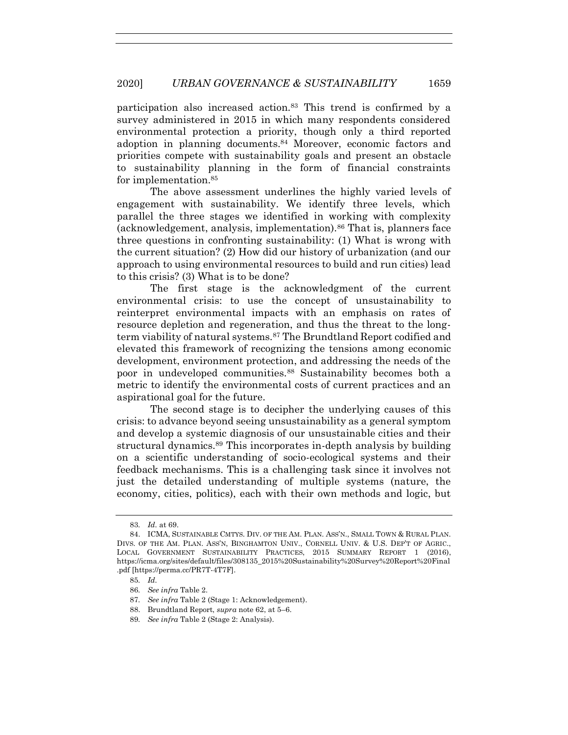participation also increased action.[83] This trend is confirmed by a survey administered in 2015 in which many respondents considered environmental protection a priority, though only a third reported adoption in planning documents.[84] Moreover, economic factors and priorities compete with sustainability goals and present an obstacle to sustainability planning in the form of financial constraints for implementation.[85]

The above assessment underlines the highly varied levels of engagement with sustainability. We identify three levels, which parallel the three stages we identified in working with complexity (acknowledgement, analysis, implementation).[86] That is, planners face three questions in confronting sustainability: (1) What is wrong with the current situation? (2) How did our history of urbanization (and our approach to using environmental resources to build and run cities) lead to this crisis? (3) What is to be done?

The first stage is the acknowledgment of the current environmental crisis: to use the concept of unsustainability to reinterpret environmental impacts with an emphasis on rates of resource depletion and regeneration, and thus the threat to the long-term viability of natural systems.[87] The Brundtland Report codified and elevated this framework of recognizing the tensions among economic development, environment protection, and addressing the needs of the poor in undeveloped communities.[88] Sustainability becomes both a metric to identify the environmental costs of current practices and an aspirational goal for the future.

The second stage is to decipher the underlying causes of this crisis: to advance beyond seeing unsustainability as a general symptom and develop a systemic diagnosis of our unsustainable cities and their structural dynamics.[89] This incorporates in-depth analysis by building on a scientific understanding of socio-ecological systems and their feedback mechanisms. This is a challenging task since it involves not just the detailed understanding of multiple systems (nature, the economy, cities, politics), each with their own methods and logic, but

---

83. *Id.* at 69.

84. ICMA, SUSTAINABLE CMTYS. DIV. OF THE AM. PLAN. ASS'N., SMALL TOWN & RURAL PLAN. DIVS. OF THE AM. PLAN. ASS'N, BINGHAMTON UNIV., CORNELL UNIV. & U.S. DEP'T OF AGRIC., LOCAL GOVERNMENT SUSTAINABILITY PRACTICES, 2015 SUMMARY REPORT 1 (2016), https://icma.org/sites/default/files/308135_2015%20Sustainability%20Survey%20Report%20Final.pdf [https://perma.cc/PR7T-4T7F].

85. *Id.*

86. *See infra* Table 2.

87. *See infra* Table 2 (Stage 1: Acknowledgement).

88. Brundtland Report, *supra* note 62, at 5–6.

89. *See infra* Table 2 (Stage 2: Analysis).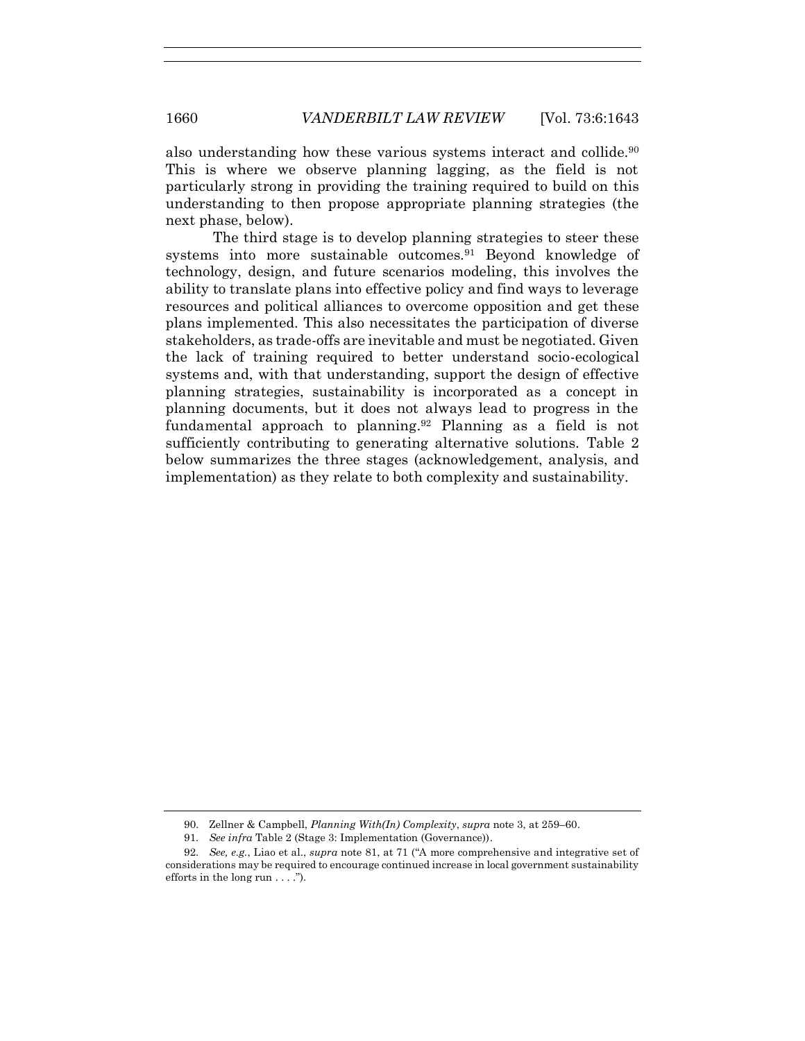also understanding how these various systems interact and collide.[90] This is where we observe planning lagging, as the field is not particularly strong in providing the training required to build on this understanding to then propose appropriate planning strategies (the next phase, below).

The third stage is to develop planning strategies to steer these systems into more sustainable outcomes.[91] Beyond knowledge of technology, design, and future scenarios modeling, this involves the ability to translate plans into effective policy and find ways to leverage resources and political alliances to overcome opposition and get these plans implemented. This also necessitates the participation of diverse stakeholders, as trade-offs are inevitable and must be negotiated. Given the lack of training required to better understand socio-ecological systems and, with that understanding, support the design of effective planning strategies, sustainability is incorporated as a concept in planning documents, but it does not always lead to progress in the fundamental approach to planning.[92] Planning as a field is not sufficiently contributing to generating alternative solutions. Table 2 below summarizes the three stages (acknowledgement, analysis, and implementation) as they relate to both complexity and sustainability.

---

90. Zellner & Campbell, *Planning With(In) Complexity*, *supra* note 3, at 259–60.

91. *See infra* Table 2 (Stage 3: Implementation (Governance)).

92. *See, e.g.*, Liao et al., *supra* note 81, at 71 ("A more comprehensive and integrative set of considerations may be required to encourage continued increase in local government sustainability efforts in the long run . . . .").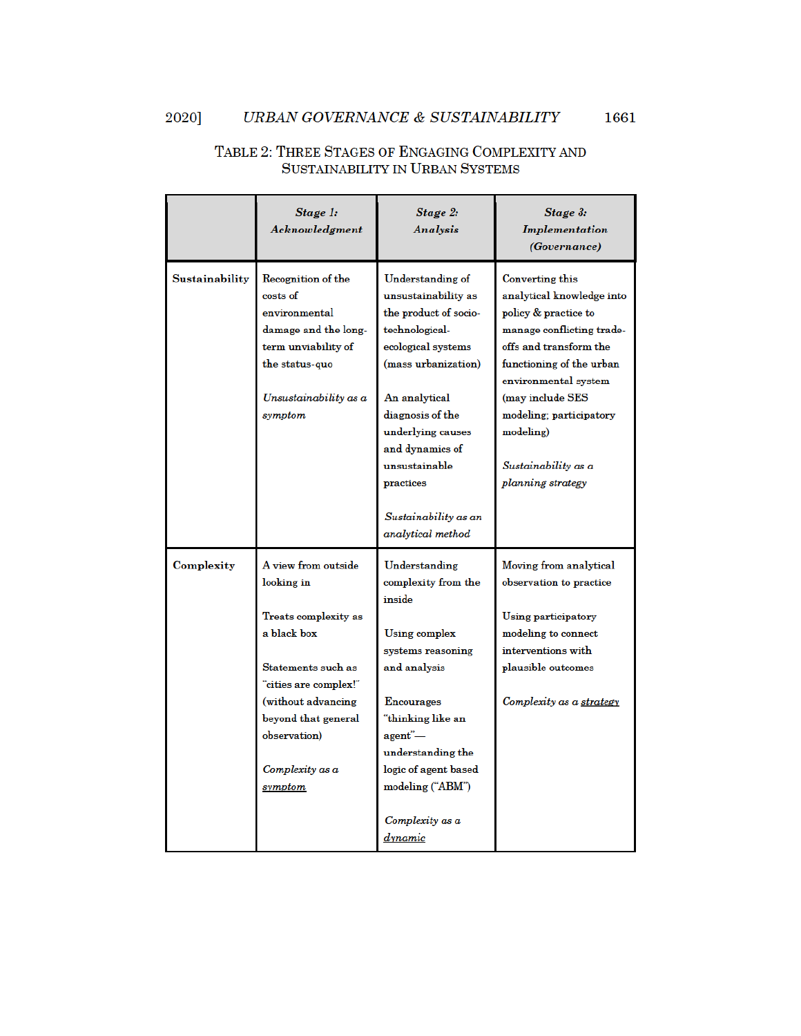TABLE 2: THREE STAGES OF ENGAGING COMPLEXITY AND SUSTAINABILITY IN URBAN SYSTEMS

| | ***Stage 1: Acknowledgment*** | ***Stage 2: Analysis*** | ***Stage 3: Implementation (Governance)*** |
|---|---|---|---|
| **Sustainability** | Recognition of the costs of environmental damage and the long-term unviability of the status-quo<br><br>*Unsustainability as a symptom* | Understanding of unsustainability as the product of socio-technological-ecological systems (mass urbanization)<br><br>An analytical diagnosis of the underlying causes and dynamics of unsustainable practices<br><br>*Sustainability as an analytical method* | Converting this analytical knowledge into policy & practice to manage conflicting trade-offs and transform the functioning of the urban environmental system (may include SES modeling; participatory modeling)<br><br>*Sustainability as a planning strategy* |
| **Complexity** | A view from outside looking in<br><br>Treats complexity as a black box<br><br>Statements such as "cities are complex!" (without advancing beyond that general observation)<br><br>*Complexity as a <u>symptom</u>* | Understanding complexity from the inside<br><br>Using complex systems reasoning and analysis<br><br>Encourages "thinking like an agent"—understanding the logic of agent based modeling ("ABM")<br><br>*Complexity as a <u>dynamic</u>* | Moving from analytical observation to practice<br><br>Using participatory modeling to connect interventions with plausible outcomes<br><br>*Complexity as a <u>strategy</u>* |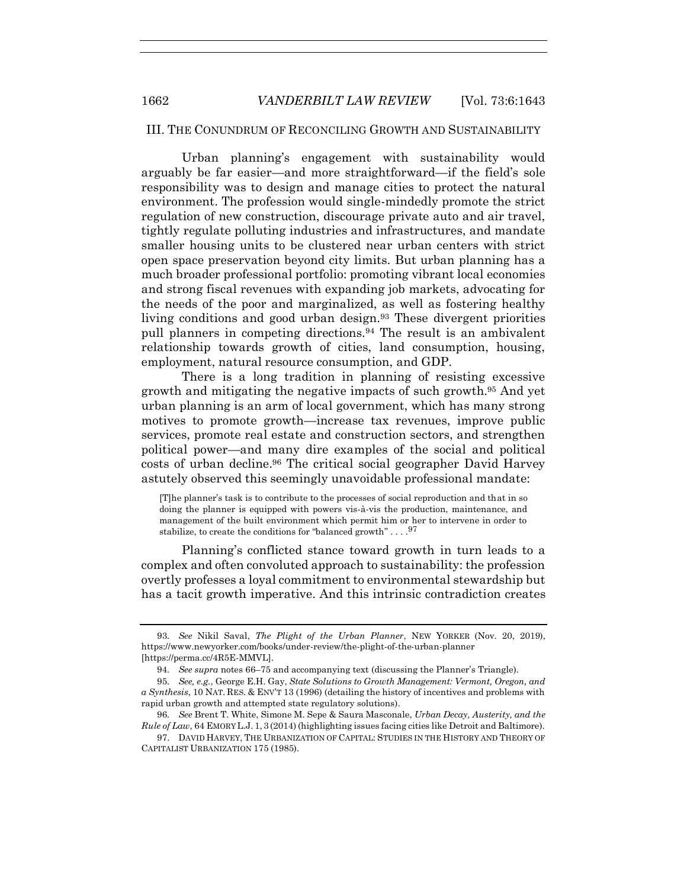## III. THE CONUNDRUM OF RECONCILING GROWTH AND SUSTAINABILITY

Urban planning's engagement with sustainability would arguably be far easier—and more straightforward—if the field's sole responsibility was to design and manage cities to protect the natural environment. The profession would single-mindedly promote the strict regulation of new construction, discourage private auto and air travel, tightly regulate polluting industries and infrastructures, and mandate smaller housing units to be clustered near urban centers with strict open space preservation beyond city limits. But urban planning has a much broader professional portfolio: promoting vibrant local economies and strong fiscal revenues with expanding job markets, advocating for the needs of the poor and marginalized, as well as fostering healthy living conditions and good urban design.[93] These divergent priorities pull planners in competing directions.[94] The result is an ambivalent relationship towards growth of cities, land consumption, housing, employment, natural resource consumption, and GDP.

There is a long tradition in planning of resisting excessive growth and mitigating the negative impacts of such growth.[95] And yet urban planning is an arm of local government, which has many strong motives to promote growth—increase tax revenues, improve public services, promote real estate and construction sectors, and strengthen political power—and many dire examples of the social and political costs of urban decline.[96] The critical social geographer David Harvey astutely observed this seemingly unavoidable professional mandate:

> [T]he planner's task is to contribute to the processes of social reproduction and that in so doing the planner is equipped with powers vis-à-vis the production, maintenance, and management of the built environment which permit him or her to intervene in order to stabilize, to create the conditions for "balanced growth" . . . .[97]

Planning's conflicted stance toward growth in turn leads to a complex and often convoluted approach to sustainability: the profession overtly professes a loyal commitment to environmental stewardship but has a tacit growth imperative. And this intrinsic contradiction creates

---

93. *See* Nikil Saval, *The Plight of the Urban Planner*, NEW YORKER (Nov. 20, 2019), https://www.newyorker.com/books/under-review/the-plight-of-the-urban-planner [https://perma.cc/4R5E-MMVL].

94. *See supra* notes 66–75 and accompanying text (discussing the Planner's Triangle).

95. *See, e.g.*, George E.H. Gay, *State Solutions to Growth Management: Vermont, Oregon, and a Synthesis*, 10 NAT. RES. & ENV'T 13 (1996) (detailing the history of incentives and problems with rapid urban growth and attempted state regulatory solutions).

96. *See* Brent T. White, Simone M. Sepe & Saura Masconale, *Urban Decay, Austerity, and the Rule of Law*, 64 EMORY L.J. 1, 3 (2014) (highlighting issues facing cities like Detroit and Baltimore).

97. DAVID HARVEY, THE URBANIZATION OF CAPITAL: STUDIES IN THE HISTORY AND THEORY OF CAPITALIST URBANIZATION 175 (1985).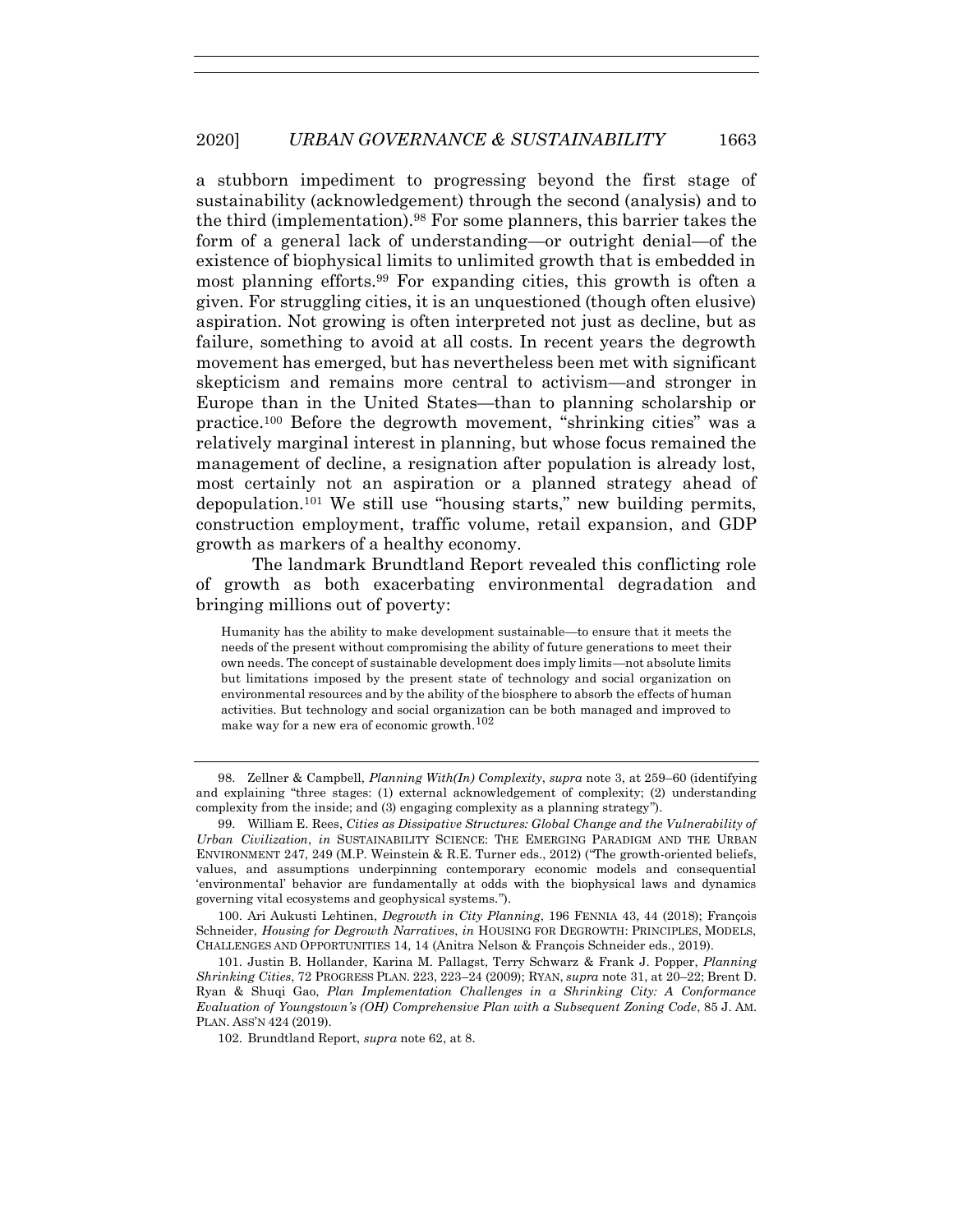a stubborn impediment to progressing beyond the first stage of sustainability (acknowledgement) through the second (analysis) and to the third (implementation).[98] For some planners, this barrier takes the form of a general lack of understanding—or outright denial—of the existence of biophysical limits to unlimited growth that is embedded in most planning efforts.[99] For expanding cities, this growth is often a given. For struggling cities, it is an unquestioned (though often elusive) aspiration. Not growing is often interpreted not just as decline, but as failure, something to avoid at all costs. In recent years the degrowth movement has emerged, but has nevertheless been met with significant skepticism and remains more central to activism—and stronger in Europe than in the United States—than to planning scholarship or practice.[100] Before the degrowth movement, "shrinking cities" was a relatively marginal interest in planning, but whose focus remained the management of decline, a resignation after population is already lost, most certainly not an aspiration or a planned strategy ahead of depopulation.[101] We still use "housing starts," new building permits, construction employment, traffic volume, retail expansion, and GDP growth as markers of a healthy economy.

The landmark Brundtland Report revealed this conflicting role of growth as both exacerbating environmental degradation and bringing millions out of poverty:

> Humanity has the ability to make development sustainable—to ensure that it meets the needs of the present without compromising the ability of future generations to meet their own needs. The concept of sustainable development does imply limits—not absolute limits but limitations imposed by the present state of technology and social organization on environmental resources and by the ability of the biosphere to absorb the effects of human activities. But technology and social organization can be both managed and improved to make way for a new era of economic growth.[102]

---

98. Zellner & Campbell, *Planning With(In) Complexity*, *supra* note 3, at 259–60 (identifying and explaining "three stages: (1) external acknowledgement of complexity; (2) understanding complexity from the inside; and (3) engaging complexity as a planning strategy").

99. William E. Rees, *Cities as Dissipative Structures: Global Change and the Vulnerability of Urban Civilization*, *in* SUSTAINABILITY SCIENCE: THE EMERGING PARADIGM AND THE URBAN ENVIRONMENT 247, 249 (M.P. Weinstein & R.E. Turner eds., 2012) ("The growth-oriented beliefs, values, and assumptions underpinning contemporary economic models and consequential 'environmental' behavior are fundamentally at odds with the biophysical laws and dynamics governing vital ecosystems and geophysical systems.").

100. Ari Aukusti Lehtinen, *Degrowth in City Planning*, 196 FENNIA 43, 44 (2018); François Schneider, *Housing for Degrowth Narratives*, *in* HOUSING FOR DEGROWTH: PRINCIPLES, MODELS, CHALLENGES AND OPPORTUNITIES 14, 14 (Anitra Nelson & François Schneider eds., 2019).

101. Justin B. Hollander, Karina M. Pallagst, Terry Schwarz & Frank J. Popper, *Planning Shrinking Cities*, 72 PROGRESS PLAN. 223, 223–24 (2009); RYAN, *supra* note 31, at 20–22; Brent D. Ryan & Shuqi Gao, *Plan Implementation Challenges in a Shrinking City: A Conformance Evaluation of Youngstown's (OH) Comprehensive Plan with a Subsequent Zoning Code*, 85 J. AM. PLAN. ASS'N 424 (2019).

102. Brundtland Report, *supra* note 62, at 8.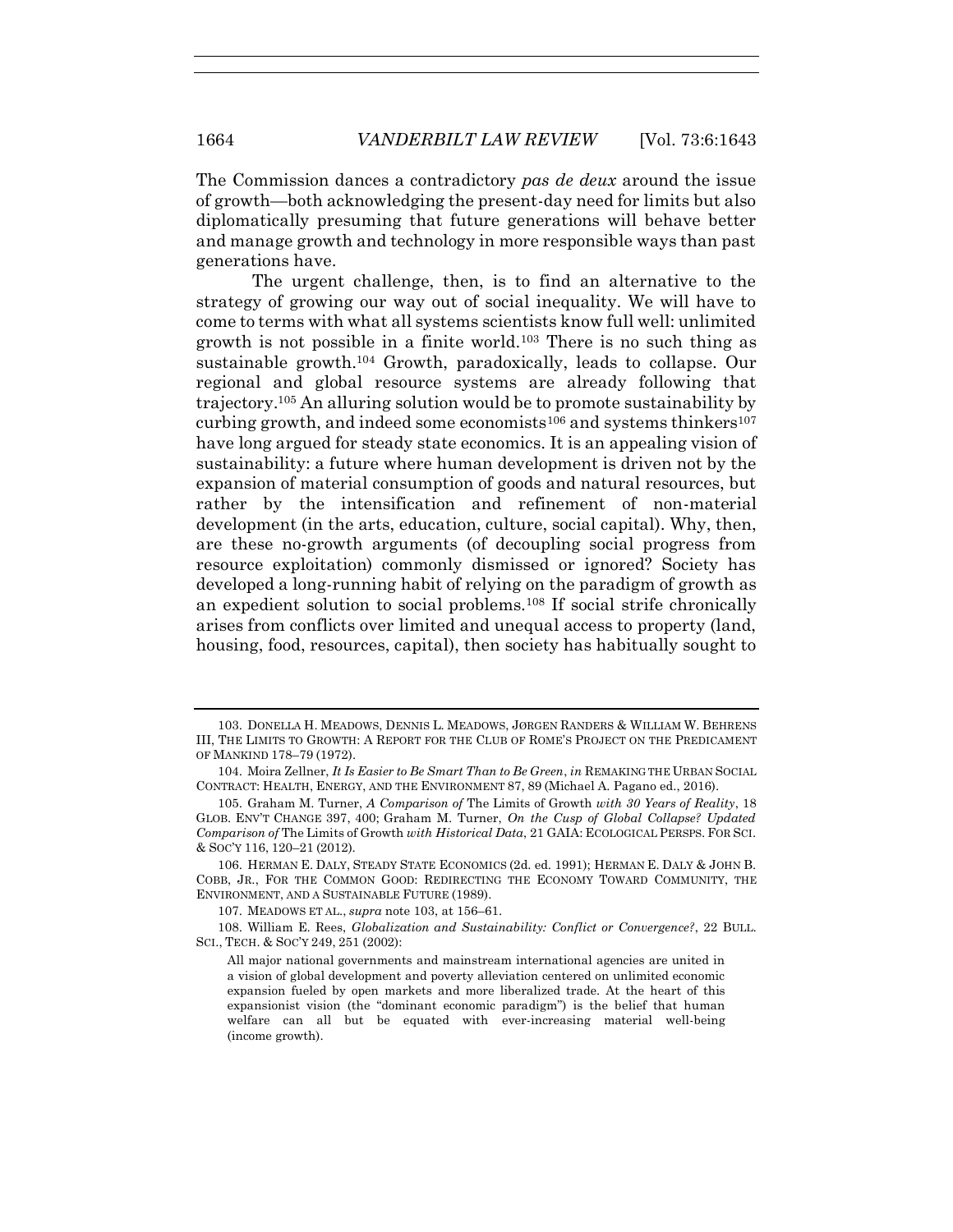The Commission dances a contradictory *pas de deux* around the issue of growth—both acknowledging the present-day need for limits but also diplomatically presuming that future generations will behave better and manage growth and technology in more responsible ways than past generations have.

The urgent challenge, then, is to find an alternative to the strategy of growing our way out of social inequality. We will have to come to terms with what all systems scientists know full well: unlimited growth is not possible in a finite world.[103] There is no such thing as sustainable growth.[104] Growth, paradoxically, leads to collapse. Our regional and global resource systems are already following that trajectory.[105] An alluring solution would be to promote sustainability by curbing growth, and indeed some economists[106] and systems thinkers[107] have long argued for steady state economics. It is an appealing vision of sustainability: a future where human development is driven not by the expansion of material consumption of goods and natural resources, but rather by the intensification and refinement of non-material development (in the arts, education, culture, social capital). Why, then, are these no-growth arguments (of decoupling social progress from resource exploitation) commonly dismissed or ignored? Society has developed a long-running habit of relying on the paradigm of growth as an expedient solution to social problems.[108] If social strife chronically arises from conflicts over limited and unequal access to property (land, housing, food, resources, capital), then society has habitually sought to

---

103. DONELLA H. MEADOWS, DENNIS L. MEADOWS, JØRGEN RANDERS & WILLIAM W. BEHRENS III, THE LIMITS TO GROWTH: A REPORT FOR THE CLUB OF ROME'S PROJECT ON THE PREDICAMENT OF MANKIND 178–79 (1972).

104. Moira Zellner, *It Is Easier to Be Smart Than to Be Green*, *in* REMAKING THE URBAN SOCIAL CONTRACT: HEALTH, ENERGY, AND THE ENVIRONMENT 87, 89 (Michael A. Pagano ed., 2016).

105. Graham M. Turner, *A Comparison of* The Limits of Growth *with 30 Years of Reality*, 18 GLOB. ENV'T CHANGE 397, 400; Graham M. Turner, *On the Cusp of Global Collapse? Updated Comparison of* The Limits of Growth *with Historical Data*, 21 GAIA: ECOLOGICAL PERSPS. FOR SCI. & SOC'Y 116, 120–21 (2012).

106. HERMAN E. DALY, STEADY STATE ECONOMICS (2d. ed. 1991); HERMAN E. DALY & JOHN B. COBB, JR., FOR THE COMMON GOOD: REDIRECTING THE ECONOMY TOWARD COMMUNITY, THE ENVIRONMENT, AND A SUSTAINABLE FUTURE (1989).

107. MEADOWS ET AL., *supra* note 103, at 156–61.

108. William E. Rees, *Globalization and Sustainability: Conflict or Convergence?*, 22 BULL. SCI., TECH. & SOC'Y 249, 251 (2002):

> All major national governments and mainstream international agencies are united in a vision of global development and poverty alleviation centered on unlimited economic expansion fueled by open markets and more liberalized trade. At the heart of this expansionist vision (the "dominant economic paradigm") is the belief that human welfare can all but be equated with ever-increasing material well-being (income growth).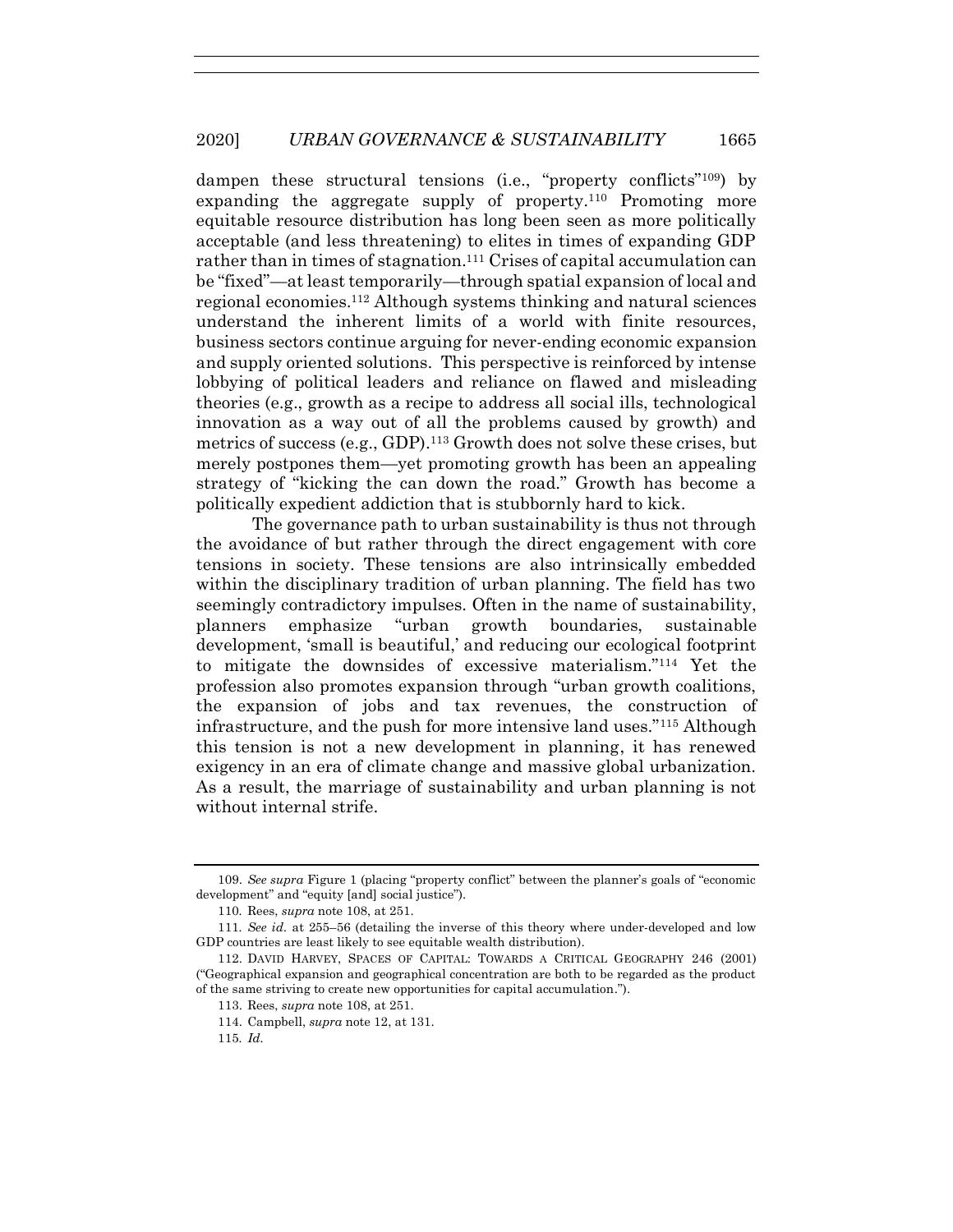dampen these structural tensions (i.e., "property conflicts"[109]) by expanding the aggregate supply of property.[110] Promoting more equitable resource distribution has long been seen as more politically acceptable (and less threatening) to elites in times of expanding GDP rather than in times of stagnation.[111] Crises of capital accumulation can be "fixed"—at least temporarily—through spatial expansion of local and regional economies.[112] Although systems thinking and natural sciences understand the inherent limits of a world with finite resources, business sectors continue arguing for never-ending economic expansion and supply oriented solutions. This perspective is reinforced by intense lobbying of political leaders and reliance on flawed and misleading theories (e.g., growth as a recipe to address all social ills, technological innovation as a way out of all the problems caused by growth) and metrics of success (e.g., GDP).[113] Growth does not solve these crises, but merely postpones them—yet promoting growth has been an appealing strategy of "kicking the can down the road." Growth has become a politically expedient addiction that is stubbornly hard to kick.

The governance path to urban sustainability is thus not through the avoidance of but rather through the direct engagement with core tensions in society. These tensions are also intrinsically embedded within the disciplinary tradition of urban planning. The field has two seemingly contradictory impulses. Often in the name of sustainability, planners emphasize "urban growth boundaries, sustainable development, 'small is beautiful,' and reducing our ecological footprint to mitigate the downsides of excessive materialism."[114] Yet the profession also promotes expansion through "urban growth coalitions, the expansion of jobs and tax revenues, the construction of infrastructure, and the push for more intensive land uses."[115] Although this tension is not a new development in planning, it has renewed exigency in an era of climate change and massive global urbanization. As a result, the marriage of sustainability and urban planning is not without internal strife.

---

109. *See supra* Figure 1 (placing "property conflict" between the planner's goals of "economic development" and "equity [and] social justice").

110. Rees, *supra* note 108, at 251.

111. *See id.* at 255–56 (detailing the inverse of this theory where under-developed and low GDP countries are least likely to see equitable wealth distribution).

112. DAVID HARVEY, SPACES OF CAPITAL: TOWARDS A CRITICAL GEOGRAPHY 246 (2001) ("Geographical expansion and geographical concentration are both to be regarded as the product of the same striving to create new opportunities for capital accumulation.").

113. Rees, *supra* note 108, at 251.

114. Campbell, *supra* note 12, at 131.

115. *Id.*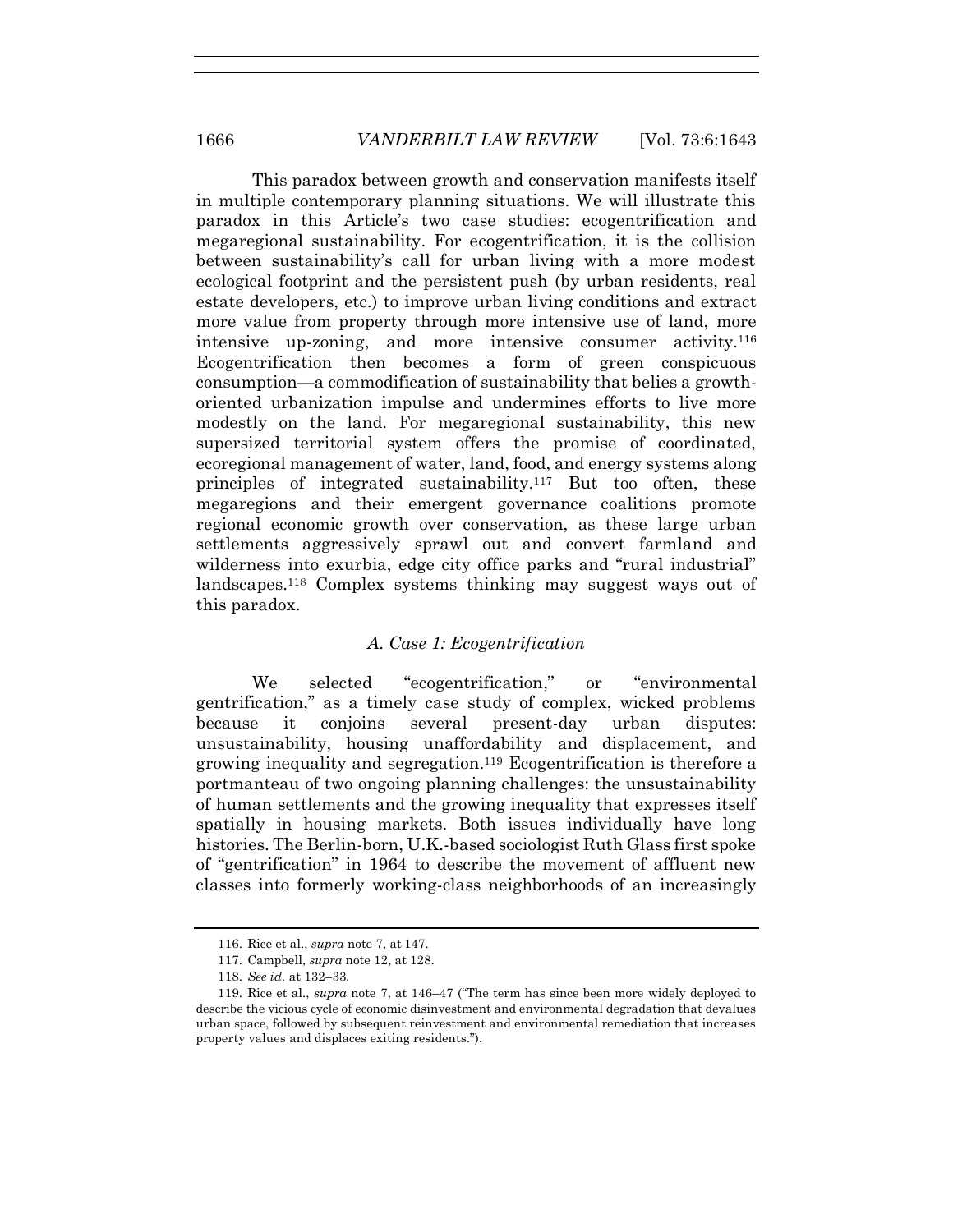This paradox between growth and conservation manifests itself in multiple contemporary planning situations. We will illustrate this paradox in this Article's two case studies: ecogentrification and megaregional sustainability. For ecogentrification, it is the collision between sustainability's call for urban living with a more modest ecological footprint and the persistent push (by urban residents, real estate developers, etc.) to improve urban living conditions and extract more value from property through more intensive use of land, more intensive up-zoning, and more intensive consumer activity.[116] Ecogentrification then becomes a form of green conspicuous consumption—a commodification of sustainability that belies a growth-oriented urbanization impulse and undermines efforts to live more modestly on the land. For megaregional sustainability, this new supersized territorial system offers the promise of coordinated, ecoregional management of water, land, food, and energy systems along principles of integrated sustainability.[117] But too often, these megaregions and their emergent governance coalitions promote regional economic growth over conservation, as these large urban settlements aggressively sprawl out and convert farmland and wilderness into exurbia, edge city office parks and "rural industrial" landscapes.[118] Complex systems thinking may suggest ways out of this paradox.

### *A. Case 1: Ecogentrification*

We selected "ecogentrification," or "environmental gentrification," as a timely case study of complex, wicked problems because it conjoins several present-day urban disputes: unsustainability, housing unaffordability and displacement, and growing inequality and segregation.[119] Ecogentrification is therefore a portmanteau of two ongoing planning challenges: the unsustainability of human settlements and the growing inequality that expresses itself spatially in housing markets. Both issues individually have long histories. The Berlin-born, U.K.-based sociologist Ruth Glass first spoke of "gentrification" in 1964 to describe the movement of affluent new classes into formerly working-class neighborhoods of an increasingly

---

116. Rice et al., *supra* note 7, at 147.

117. Campbell, *supra* note 12, at 128.

118. *See id.* at 132–33.

119. Rice et al., *supra* note 7, at 146–47 ("The term has since been more widely deployed to describe the vicious cycle of economic disinvestment and environmental degradation that devalues urban space, followed by subsequent reinvestment and environmental remediation that increases property values and displaces exiting residents.").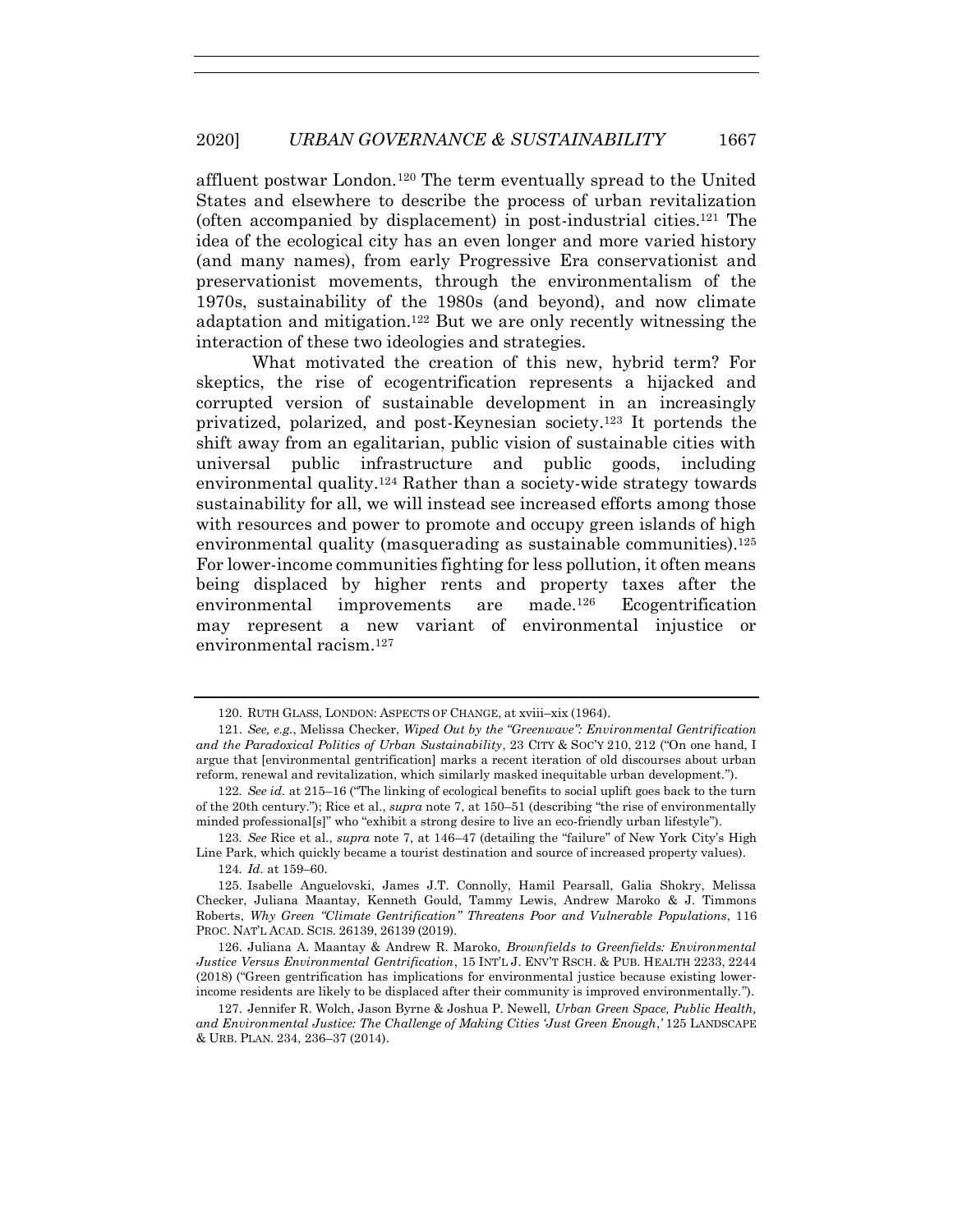affluent postwar London.[120] The term eventually spread to the United States and elsewhere to describe the process of urban revitalization (often accompanied by displacement) in post-industrial cities.[121] The idea of the ecological city has an even longer and more varied history (and many names), from early Progressive Era conservationist and preservationist movements, through the environmentalism of the 1970s, sustainability of the 1980s (and beyond), and now climate adaptation and mitigation.[122] But we are only recently witnessing the interaction of these two ideologies and strategies.

What motivated the creation of this new, hybrid term? For skeptics, the rise of ecogentrification represents a hijacked and corrupted version of sustainable development in an increasingly privatized, polarized, and post-Keynesian society.[123] It portends the shift away from an egalitarian, public vision of sustainable cities with universal public infrastructure and public goods, including environmental quality.[124] Rather than a society-wide strategy towards sustainability for all, we will instead see increased efforts among those with resources and power to promote and occupy green islands of high environmental quality (masquerading as sustainable communities).[125] For lower-income communities fighting for less pollution, it often means being displaced by higher rents and property taxes after the environmental improvements are made.[126] Ecogentrification may represent a new variant of environmental injustice or environmental racism.[127]

---

120. RUTH GLASS, LONDON: ASPECTS OF CHANGE, at xviii–xix (1964).

121. *See, e.g.*, Melissa Checker, *Wiped Out by the "Greenwave": Environmental Gentrification and the Paradoxical Politics of Urban Sustainability*, 23 CITY & SOC'Y 210, 212 ("On one hand, I argue that [environmental gentrification] marks a recent iteration of old discourses about urban reform, renewal and revitalization, which similarly masked inequitable urban development.").

122. *See id.* at 215–16 ("The linking of ecological benefits to social uplift goes back to the turn of the 20th century."); Rice et al., *supra* note 7, at 150–51 (describing "the rise of environmentally minded professional[s]" who "exhibit a strong desire to live an eco-friendly urban lifestyle").

123. *See* Rice et al., *supra* note 7, at 146–47 (detailing the "failure" of New York City's High Line Park, which quickly became a tourist destination and source of increased property values).

124. *Id.* at 159–60.

125. Isabelle Anguelovski, James J.T. Connolly, Hamil Pearsall, Galia Shokry, Melissa Checker, Juliana Maantay, Kenneth Gould, Tammy Lewis, Andrew Maroko & J. Timmons Roberts, *Why Green "Climate Gentrification" Threatens Poor and Vulnerable Populations*, 116 PROC. NAT'L ACAD. SCIS. 26139, 26139 (2019).

126. Juliana A. Maantay & Andrew R. Maroko, *Brownfields to Greenfields: Environmental Justice Versus Environmental Gentrification*, 15 INT'L J. ENV'T RSCH. & PUB. HEALTH 2233, 2244 (2018) ("Green gentrification has implications for environmental justice because existing lower-income residents are likely to be displaced after their community is improved environmentally.").

127. Jennifer R. Wolch, Jason Byrne & Joshua P. Newell, *Urban Green Space, Public Health, and Environmental Justice: The Challenge of Making Cities 'Just Green Enough*,' 125 LANDSCAPE & URB. PLAN. 234, 236–37 (2014).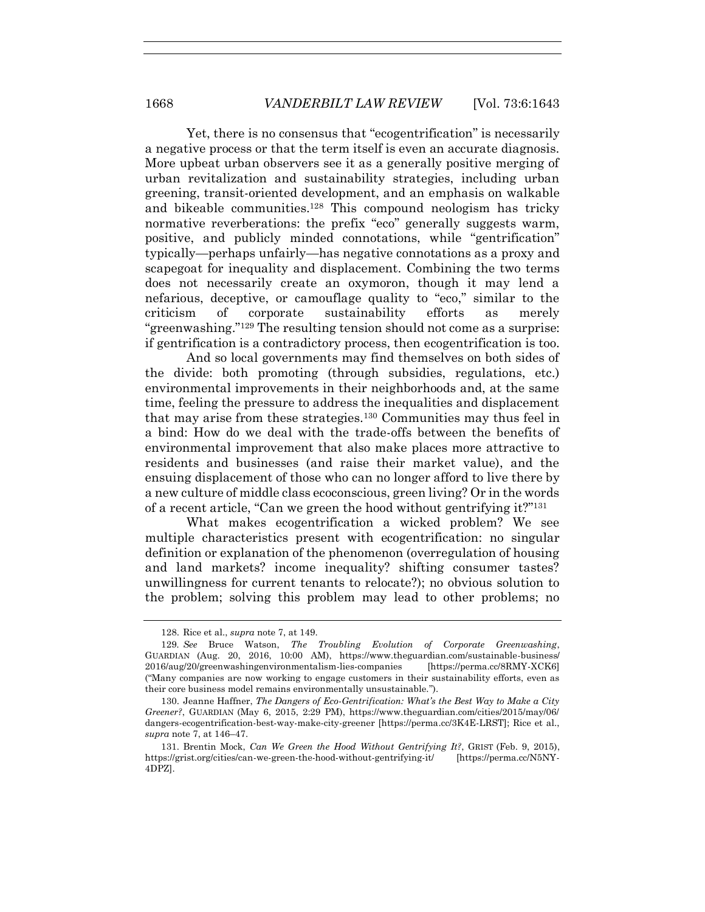Yet, there is no consensus that "ecogentrification" is necessarily a negative process or that the term itself is even an accurate diagnosis. More upbeat urban observers see it as a generally positive merging of urban revitalization and sustainability strategies, including urban greening, transit-oriented development, and an emphasis on walkable and bikeable communities.[128] This compound neologism has tricky normative reverberations: the prefix "eco" generally suggests warm, positive, and publicly minded connotations, while "gentrification" typically—perhaps unfairly—has negative connotations as a proxy and scapegoat for inequality and displacement. Combining the two terms does not necessarily create an oxymoron, though it may lend a nefarious, deceptive, or camouflage quality to "eco," similar to the criticism of corporate sustainability efforts as merely "greenwashing."[129] The resulting tension should not come as a surprise: if gentrification is a contradictory process, then ecogentrification is too.

And so local governments may find themselves on both sides of the divide: both promoting (through subsidies, regulations, etc.) environmental improvements in their neighborhoods and, at the same time, feeling the pressure to address the inequalities and displacement that may arise from these strategies.[130] Communities may thus feel in a bind: How do we deal with the trade-offs between the benefits of environmental improvement that also make places more attractive to residents and businesses (and raise their market value), and the ensuing displacement of those who can no longer afford to live there by a new culture of middle class ecoconscious, green living? Or in the words of a recent article, "Can we green the hood without gentrifying it?"[131]

What makes ecogentrification a wicked problem? We see multiple characteristics present with ecogentrification: no singular definition or explanation of the phenomenon (overregulation of housing and land markets? income inequality? shifting consumer tastes? unwillingness for current tenants to relocate?); no obvious solution to the problem; solving this problem may lead to other problems; no

---

128. Rice et al., *supra* note 7, at 149.

129. *See* Bruce Watson, *The Troubling Evolution of Corporate Greenwashing*, GUARDIAN (Aug. 20, 2016, 10:00 AM), https://www.theguardian.com/sustainable-business/2016/aug/20/greenwashingenvironmentalism-lies-companies [https://perma.cc/8RMY-XCK6] ("Many companies are now working to engage customers in their sustainability efforts, even as their core business model remains environmentally unsustainable.").

130. Jeanne Haffner, *The Dangers of Eco-Gentrification: What's the Best Way to Make a City Greener?*, GUARDIAN (May 6, 2015, 2:29 PM), https://www.theguardian.com/cities/2015/may/06/dangers-ecogentrification-best-way-make-city-greener [https://perma.cc/3K4E-LRST]; Rice et al., *supra* note 7, at 146–47.

131. Brentin Mock, *Can We Green the Hood Without Gentrifying It?*, GRIST (Feb. 9, 2015), https://grist.org/cities/can-we-green-the-hood-without-gentrifying-it/ [https://perma.cc/N5NY-4DPZ].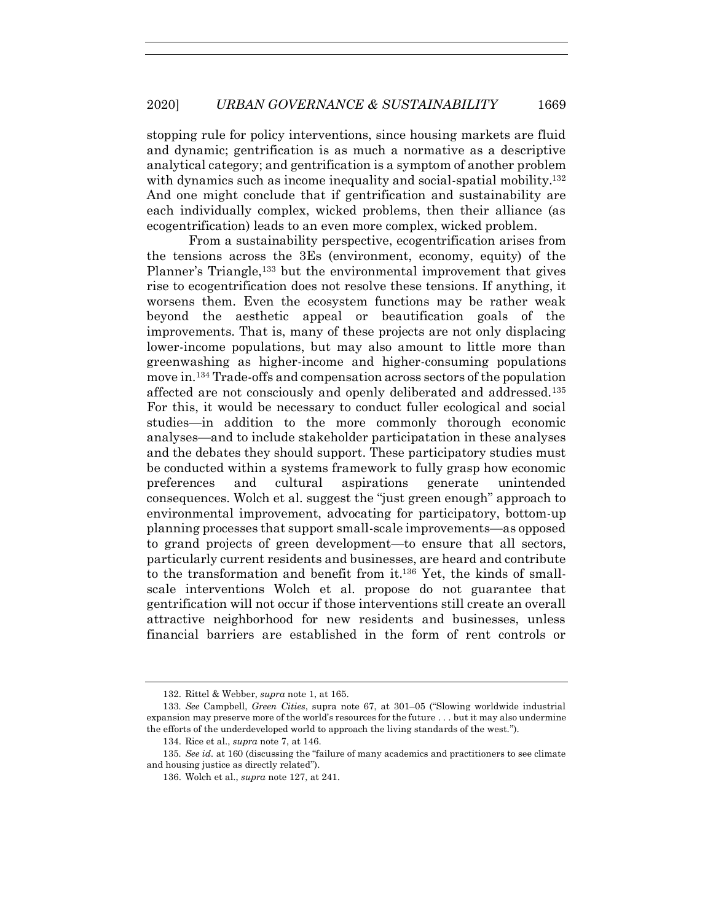stopping rule for policy interventions, since housing markets are fluid and dynamic; gentrification is as much a normative as a descriptive analytical category; and gentrification is a symptom of another problem with dynamics such as income inequality and social-spatial mobility.[132] And one might conclude that if gentrification and sustainability are each individually complex, wicked problems, then their alliance (as ecogentrification) leads to an even more complex, wicked problem.

From a sustainability perspective, ecogentrification arises from the tensions across the 3Es (environment, economy, equity) of the Planner's Triangle,[133] but the environmental improvement that gives rise to ecogentrification does not resolve these tensions. If anything, it worsens them. Even the ecosystem functions may be rather weak beyond the aesthetic appeal or beautification goals of the improvements. That is, many of these projects are not only displacing lower-income populations, but may also amount to little more than greenwashing as higher-income and higher-consuming populations move in.[134] Trade-offs and compensation across sectors of the population affected are not consciously and openly deliberated and addressed.[135] For this, it would be necessary to conduct fuller ecological and social studies—in addition to the more commonly thorough economic analyses—and to include stakeholder participatation in these analyses and the debates they should support. These participatory studies must be conducted within a systems framework to fully grasp how economic preferences and cultural aspirations generate unintended consequences. Wolch et al. suggest the "just green enough" approach to environmental improvement, advocating for participatory, bottom-up planning processes that support small-scale improvements—as opposed to grand projects of green development—to ensure that all sectors, particularly current residents and businesses, are heard and contribute to the transformation and benefit from it.[136] Yet, the kinds of small-scale interventions Wolch et al. propose do not guarantee that gentrification will not occur if those interventions still create an overall attractive neighborhood for new residents and businesses, unless financial barriers are established in the form of rent controls or

---

132. Rittel & Webber, *supra* note 1, at 165.

133. *See* Campbell, *Green Cities*, supra note 67, at 301–05 ("Slowing worldwide industrial expansion may preserve more of the world's resources for the future . . . but it may also undermine the efforts of the underdeveloped world to approach the living standards of the west.").

134. Rice et al., *supra* note 7, at 146.

135. *See id.* at 160 (discussing the "failure of many academics and practitioners to see climate and housing justice as directly related").

136. Wolch et al., *supra* note 127, at 241.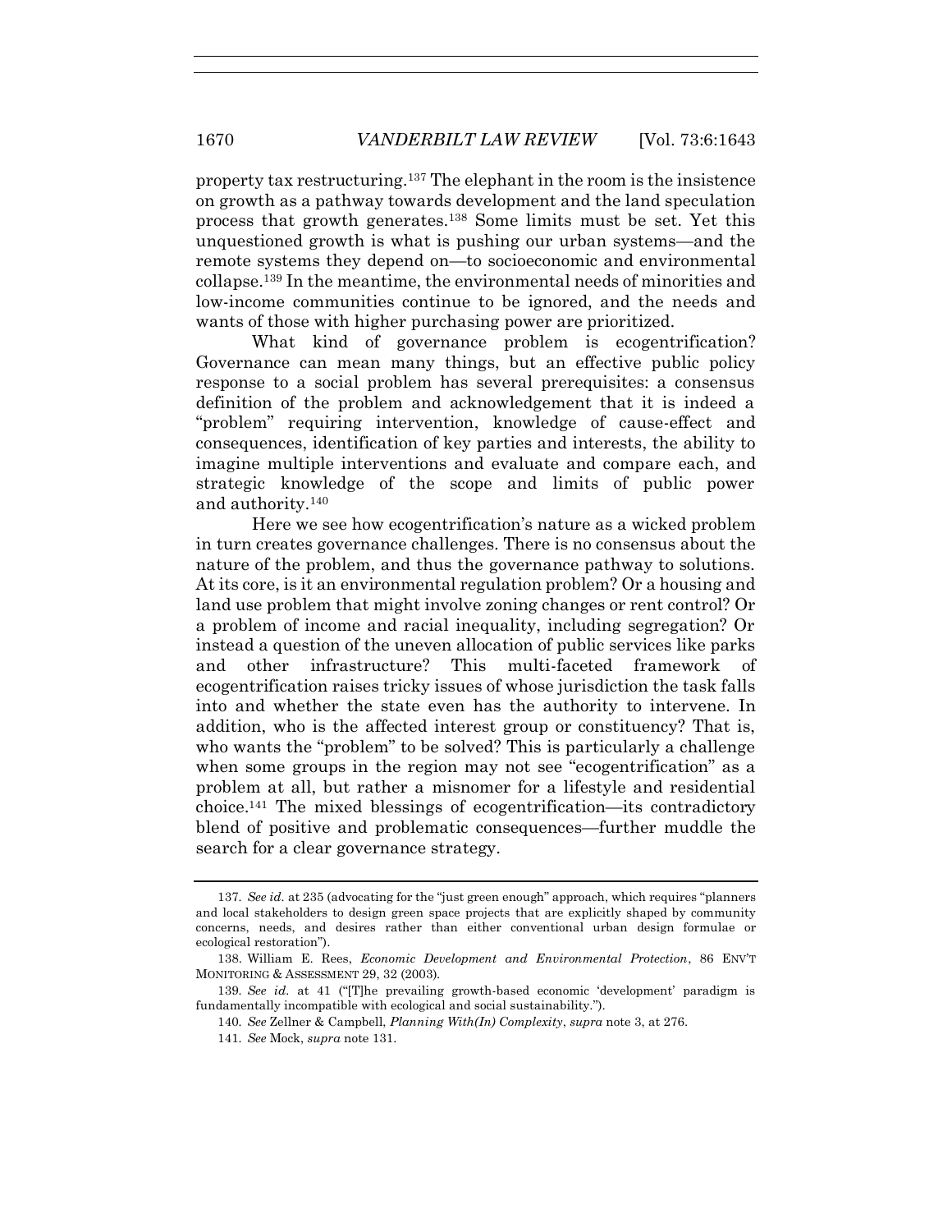property tax restructuring.[137] The elephant in the room is the insistence on growth as a pathway towards development and the land speculation process that growth generates.[138] Some limits must be set. Yet this unquestioned growth is what is pushing our urban systems—and the remote systems they depend on—to socioeconomic and environmental collapse.[139] In the meantime, the environmental needs of minorities and low-income communities continue to be ignored, and the needs and wants of those with higher purchasing power are prioritized.

What kind of governance problem is ecogentrification? Governance can mean many things, but an effective public policy response to a social problem has several prerequisites: a consensus definition of the problem and acknowledgement that it is indeed a "problem" requiring intervention, knowledge of cause-effect and consequences, identification of key parties and interests, the ability to imagine multiple interventions and evaluate and compare each, and strategic knowledge of the scope and limits of public power and authority.[140]

Here we see how ecogentrification's nature as a wicked problem in turn creates governance challenges. There is no consensus about the nature of the problem, and thus the governance pathway to solutions. At its core, is it an environmental regulation problem? Or a housing and land use problem that might involve zoning changes or rent control? Or a problem of income and racial inequality, including segregation? Or instead a question of the uneven allocation of public services like parks and other infrastructure? This multi-faceted framework of ecogentrification raises tricky issues of whose jurisdiction the task falls into and whether the state even has the authority to intervene. In addition, who is the affected interest group or constituency? That is, who wants the "problem" to be solved? This is particularly a challenge when some groups in the region may not see "ecogentrification" as a problem at all, but rather a misnomer for a lifestyle and residential choice.[141] The mixed blessings of ecogentrification—its contradictory blend of positive and problematic consequences—further muddle the search for a clear governance strategy.

---

137. *See id.* at 235 (advocating for the "just green enough" approach, which requires "planners and local stakeholders to design green space projects that are explicitly shaped by community concerns, needs, and desires rather than either conventional urban design formulae or ecological restoration").

138. William E. Rees, *Economic Development and Environmental Protection*, 86 ENV'T MONITORING & ASSESSMENT 29, 32 (2003).

139. *See id.* at 41 ("[T]he prevailing growth-based economic 'development' paradigm is fundamentally incompatible with ecological and social sustainability.").

140. *See* Zellner & Campbell, *Planning With(In) Complexity*, *supra* note 3, at 276.

141. *See* Mock, *supra* note 131.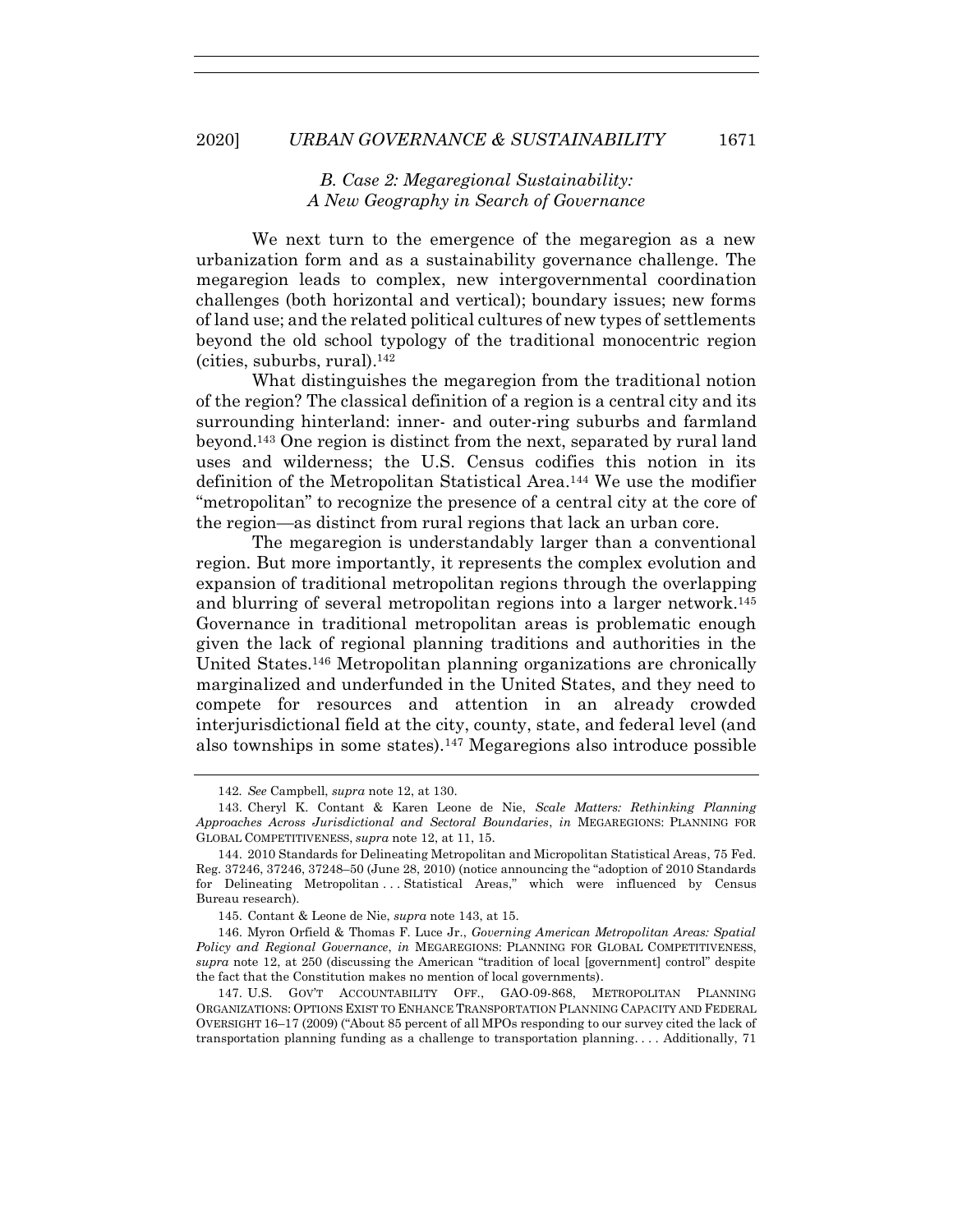### *B. Case 2: Megaregional Sustainability: A New Geography in Search of Governance*

We next turn to the emergence of the megaregion as a new urbanization form and as a sustainability governance challenge. The megaregion leads to complex, new intergovernmental coordination challenges (both horizontal and vertical); boundary issues; new forms of land use; and the related political cultures of new types of settlements beyond the old school typology of the traditional monocentric region (cities, suburbs, rural).[142]

What distinguishes the megaregion from the traditional notion of the region? The classical definition of a region is a central city and its surrounding hinterland: inner- and outer-ring suburbs and farmland beyond.[143] One region is distinct from the next, separated by rural land uses and wilderness; the U.S. Census codifies this notion in its definition of the Metropolitan Statistical Area.[144] We use the modifier "metropolitan" to recognize the presence of a central city at the core of the region—as distinct from rural regions that lack an urban core.

The megaregion is understandably larger than a conventional region. But more importantly, it represents the complex evolution and expansion of traditional metropolitan regions through the overlapping and blurring of several metropolitan regions into a larger network.[145] Governance in traditional metropolitan areas is problematic enough given the lack of regional planning traditions and authorities in the United States.[146] Metropolitan planning organizations are chronically marginalized and underfunded in the United States, and they need to compete for resources and attention in an already crowded interjurisdictional field at the city, county, state, and federal level (and also townships in some states).[147] Megaregions also introduce possible

---

142. *See* Campbell, *supra* note 12, at 130.

143. Cheryl K. Contant & Karen Leone de Nie, *Scale Matters: Rethinking Planning Approaches Across Jurisdictional and Sectoral Boundaries*, *in* MEGAREGIONS: PLANNING FOR GLOBAL COMPETITIVENESS, *supra* note 12, at 11, 15.

144. 2010 Standards for Delineating Metropolitan and Micropolitan Statistical Areas, 75 Fed. Reg. 37246, 37246, 37248–50 (June 28, 2010) (notice announcing the "adoption of 2010 Standards for Delineating Metropolitan . . . Statistical Areas," which were influenced by Census Bureau research).

145. Contant & Leone de Nie, *supra* note 143, at 15.

146. Myron Orfield & Thomas F. Luce Jr., *Governing American Metropolitan Areas: Spatial Policy and Regional Governance*, *in* MEGAREGIONS: PLANNING FOR GLOBAL COMPETITIVENESS, *supra* note 12, at 250 (discussing the American "tradition of local [government] control" despite the fact that the Constitution makes no mention of local governments).

147. U.S. GOV'T ACCOUNTABILITY OFF., GAO-09-868, METROPOLITAN PLANNING ORGANIZATIONS: OPTIONS EXIST TO ENHANCE TRANSPORTATION PLANNING CAPACITY AND FEDERAL OVERSIGHT 16–17 (2009) ("About 85 percent of all MPOs responding to our survey cited the lack of transportation planning funding as a challenge to transportation planning. . . . Additionally, 71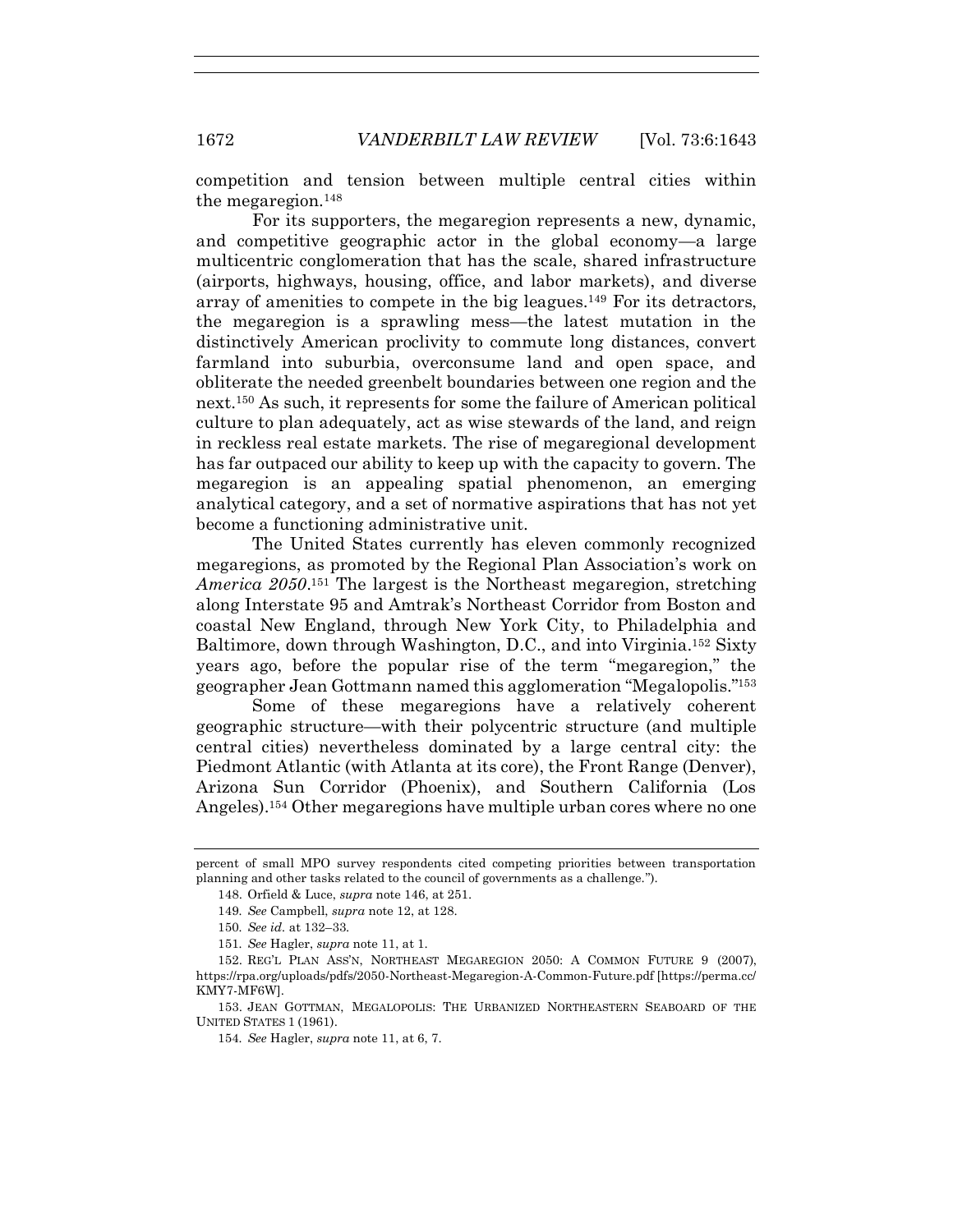competition and tension between multiple central cities within the megaregion.[148]

For its supporters, the megaregion represents a new, dynamic, and competitive geographic actor in the global economy—a large multicentric conglomeration that has the scale, shared infrastructure (airports, highways, housing, office, and labor markets), and diverse array of amenities to compete in the big leagues.[149] For its detractors, the megaregion is a sprawling mess—the latest mutation in the distinctively American proclivity to commute long distances, convert farmland into suburbia, overconsume land and open space, and obliterate the needed greenbelt boundaries between one region and the next.[150] As such, it represents for some the failure of American political culture to plan adequately, act as wise stewards of the land, and reign in reckless real estate markets. The rise of megaregional development has far outpaced our ability to keep up with the capacity to govern. The megaregion is an appealing spatial phenomenon, an emerging analytical category, and a set of normative aspirations that has not yet become a functioning administrative unit.

The United States currently has eleven commonly recognized megaregions, as promoted by the Regional Plan Association's work on *America 2050*.[151] The largest is the Northeast megaregion, stretching along Interstate 95 and Amtrak's Northeast Corridor from Boston and coastal New England, through New York City, to Philadelphia and Baltimore, down through Washington, D.C., and into Virginia.[152] Sixty years ago, before the popular rise of the term "megaregion," the geographer Jean Gottmann named this agglomeration "Megalopolis."[153]

Some of these megaregions have a relatively coherent geographic structure—with their polycentric structure (and multiple central cities) nevertheless dominated by a large central city: the Piedmont Atlantic (with Atlanta at its core), the Front Range (Denver), Arizona Sun Corridor (Phoenix), and Southern California (Los Angeles).[154] Other megaregions have multiple urban cores where no one

---

percent of small MPO survey respondents cited competing priorities between transportation planning and other tasks related to the council of governments as a challenge.").

148. Orfield & Luce, *supra* note 146, at 251.

149. *See* Campbell, *supra* note 12, at 128.

150. *See id.* at 132–33.

151. *See* Hagler, *supra* note 11, at 1.

152. REG'L PLAN ASS'N, NORTHEAST MEGAREGION 2050: A COMMON FUTURE 9 (2007), https://rpa.org/uploads/pdfs/2050-Northeast-Megaregion-A-Common-Future.pdf [https://perma.cc/KMY7-MF6W].

153. JEAN GOTTMAN, MEGALOPOLIS: THE URBANIZED NORTHEASTERN SEABOARD OF THE UNITED STATES 1 (1961).

154. *See* Hagler, *supra* note 11, at 6, 7.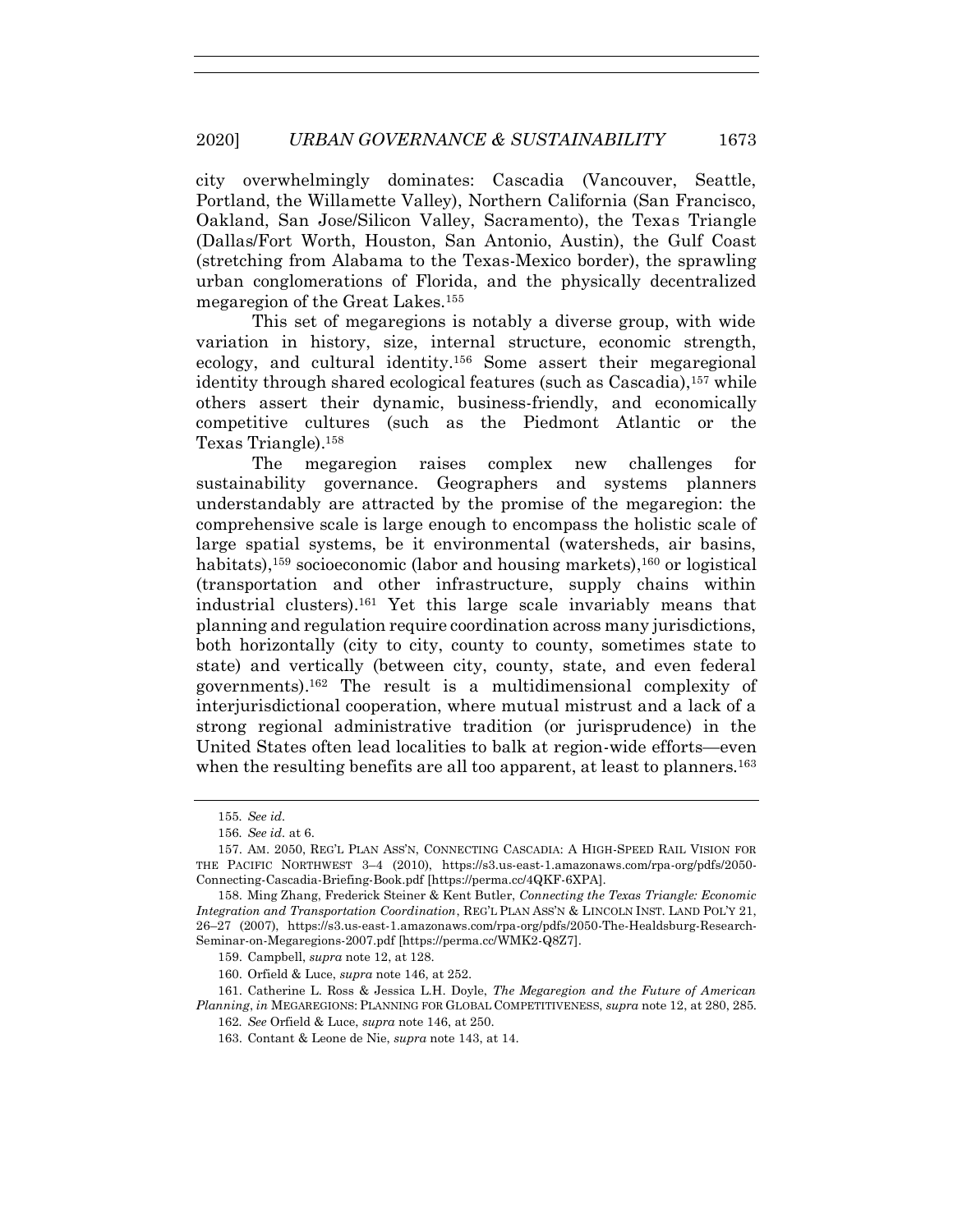city overwhelmingly dominates: Cascadia (Vancouver, Seattle, Portland, the Willamette Valley), Northern California (San Francisco, Oakland, San Jose/Silicon Valley, Sacramento), the Texas Triangle (Dallas/Fort Worth, Houston, San Antonio, Austin), the Gulf Coast (stretching from Alabama to the Texas-Mexico border), the sprawling urban conglomerations of Florida, and the physically decentralized megaregion of the Great Lakes.[155]

This set of megaregions is notably a diverse group, with wide variation in history, size, internal structure, economic strength, ecology, and cultural identity.[156] Some assert their megaregional identity through shared ecological features (such as Cascadia),[157] while others assert their dynamic, business-friendly, and economically competitive cultures (such as the Piedmont Atlantic or the Texas Triangle).[158]

The megaregion raises complex new challenges for sustainability governance. Geographers and systems planners understandably are attracted by the promise of the megaregion: the comprehensive scale is large enough to encompass the holistic scale of large spatial systems, be it environmental (watersheds, air basins, habitats),[159] socioeconomic (labor and housing markets),[160] or logistical (transportation and other infrastructure, supply chains within industrial clusters).[161] Yet this large scale invariably means that planning and regulation require coordination across many jurisdictions, both horizontally (city to city, county to county, sometimes state to state) and vertically (between city, county, state, and even federal governments).[162] The result is a multidimensional complexity of interjurisdictional cooperation, where mutual mistrust and a lack of a strong regional administrative tradition (or jurisprudence) in the United States often lead localities to balk at region-wide efforts—even when the resulting benefits are all too apparent, at least to planners.[163]

---

155. *See id.*

156. *See id.* at 6.

157. AM. 2050, REG'L PLAN ASS'N, CONNECTING CASCADIA: A HIGH-SPEED RAIL VISION FOR THE PACIFIC NORTHWEST 3–4 (2010), https://s3.us-east-1.amazonaws.com/rpa-org/pdfs/2050-Connecting-Cascadia-Briefing-Book.pdf [https://perma.cc/4QKF-6XPA].

158. Ming Zhang, Frederick Steiner & Kent Butler, *Connecting the Texas Triangle: Economic Integration and Transportation Coordination*, REG'L PLAN ASS'N & LINCOLN INST. LAND POL'Y 21, 26–27 (2007), https://s3.us-east-1.amazonaws.com/rpa-org/pdfs/2050-The-Healdsburg-Research-Seminar-on-Megaregions-2007.pdf [https://perma.cc/WMK2-Q8Z7].

159. Campbell, *supra* note 12, at 128.

160. Orfield & Luce, *supra* note 146, at 252.

161. Catherine L. Ross & Jessica L.H. Doyle, *The Megaregion and the Future of American Planning*, *in* MEGAREGIONS: PLANNING FOR GLOBAL COMPETITIVENESS, *supra* note 12, at 280, 285.

162. *See* Orfield & Luce, *supra* note 146, at 250.

163. Contant & Leone de Nie, *supra* note 143, at 14.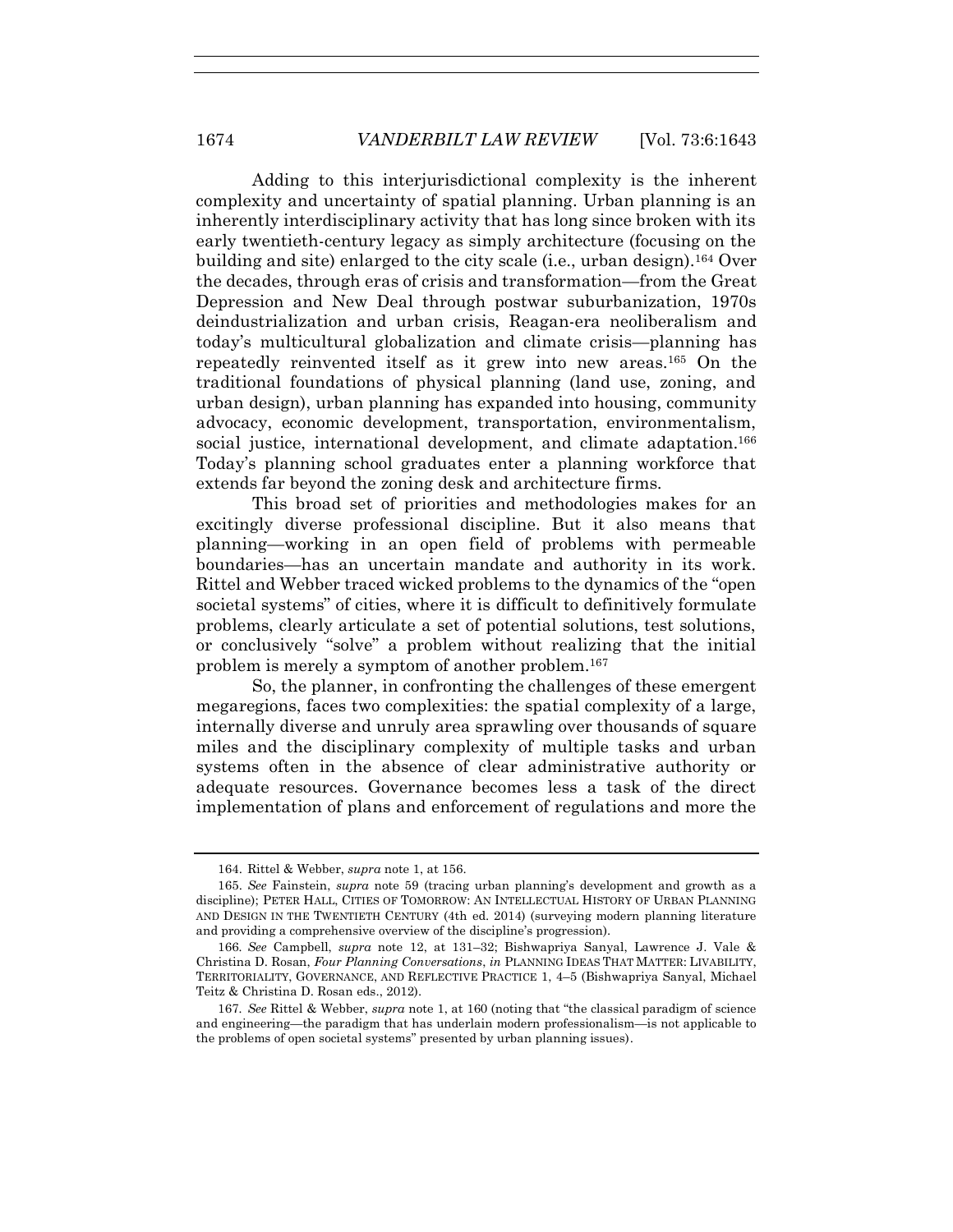Adding to this interjurisdictional complexity is the inherent complexity and uncertainty of spatial planning. Urban planning is an inherently interdisciplinary activity that has long since broken with its early twentieth-century legacy as simply architecture (focusing on the building and site) enlarged to the city scale (i.e., urban design).[164] Over the decades, through eras of crisis and transformation—from the Great Depression and New Deal through postwar suburbanization, 1970s deindustrialization and urban crisis, Reagan-era neoliberalism and today's multicultural globalization and climate crisis—planning has repeatedly reinvented itself as it grew into new areas.[165] On the traditional foundations of physical planning (land use, zoning, and urban design), urban planning has expanded into housing, community advocacy, economic development, transportation, environmentalism, social justice, international development, and climate adaptation.[166] Today's planning school graduates enter a planning workforce that extends far beyond the zoning desk and architecture firms.

This broad set of priorities and methodologies makes for an excitingly diverse professional discipline. But it also means that planning—working in an open field of problems with permeable boundaries—has an uncertain mandate and authority in its work. Rittel and Webber traced wicked problems to the dynamics of the "open societal systems" of cities, where it is difficult to definitively formulate problems, clearly articulate a set of potential solutions, test solutions, or conclusively "solve" a problem without realizing that the initial problem is merely a symptom of another problem.[167]

So, the planner, in confronting the challenges of these emergent megaregions, faces two complexities: the spatial complexity of a large, internally diverse and unruly area sprawling over thousands of square miles and the disciplinary complexity of multiple tasks and urban systems often in the absence of clear administrative authority or adequate resources. Governance becomes less a task of the direct implementation of plans and enforcement of regulations and more the

---

164. Rittel & Webber, *supra* note 1, at 156.

165. *See* Fainstein, *supra* note 59 (tracing urban planning's development and growth as a discipline); PETER HALL, CITIES OF TOMORROW: AN INTELLECTUAL HISTORY OF URBAN PLANNING AND DESIGN IN THE TWENTIETH CENTURY (4th ed. 2014) (surveying modern planning literature and providing a comprehensive overview of the discipline's progression).

166. *See* Campbell, *supra* note 12, at 131–32; Bishwapriya Sanyal, Lawrence J. Vale & Christina D. Rosan, *Four Planning Conversations*, *in* PLANNING IDEAS THAT MATTER: LIVABILITY, TERRITORIALITY, GOVERNANCE, AND REFLECTIVE PRACTICE 1, 4–5 (Bishwapriya Sanyal, Michael Teitz & Christina D. Rosan eds., 2012).

167. *See* Rittel & Webber, *supra* note 1, at 160 (noting that "the classical paradigm of science and engineering—the paradigm that has underlain modern professionalism—is not applicable to the problems of open societal systems" presented by urban planning issues).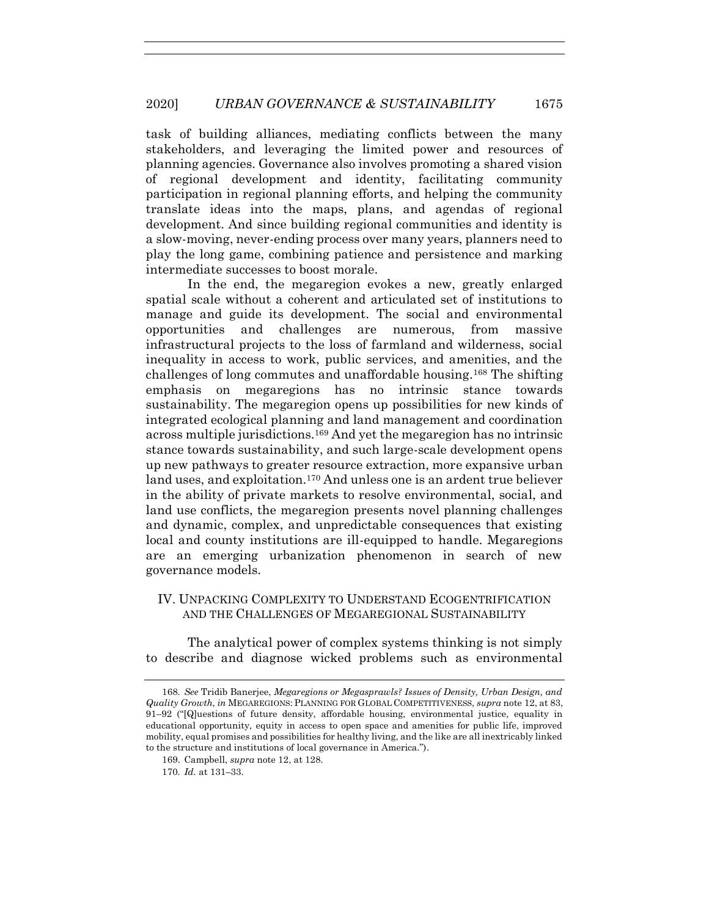task of building alliances, mediating conflicts between the many stakeholders, and leveraging the limited power and resources of planning agencies. Governance also involves promoting a shared vision of regional development and identity, facilitating community participation in regional planning efforts, and helping the community translate ideas into the maps, plans, and agendas of regional development. And since building regional communities and identity is a slow-moving, never-ending process over many years, planners need to play the long game, combining patience and persistence and marking intermediate successes to boost morale.

In the end, the megaregion evokes a new, greatly enlarged spatial scale without a coherent and articulated set of institutions to manage and guide its development. The social and environmental opportunities and challenges are numerous, from massive infrastructural projects to the loss of farmland and wilderness, social inequality in access to work, public services, and amenities, and the challenges of long commutes and unaffordable housing.[168] The shifting emphasis on megaregions has no intrinsic stance towards sustainability. The megaregion opens up possibilities for new kinds of integrated ecological planning and land management and coordination across multiple jurisdictions.[169] And yet the megaregion has no intrinsic stance towards sustainability, and such large-scale development opens up new pathways to greater resource extraction, more expansive urban land uses, and exploitation.[170] And unless one is an ardent true believer in the ability of private markets to resolve environmental, social, and land use conflicts, the megaregion presents novel planning challenges and dynamic, complex, and unpredictable consequences that existing local and county institutions are ill-equipped to handle. Megaregions are an emerging urbanization phenomenon in search of new governance models.

## IV. UNPACKING COMPLEXITY TO UNDERSTAND ECOGENTRIFICATION AND THE CHALLENGES OF MEGAREGIONAL SUSTAINABILITY

The analytical power of complex systems thinking is not simply to describe and diagnose wicked problems such as environmental

---

168. *See* Tridib Banerjee, *Megaregions or Megasprawls? Issues of Density, Urban Design, and Quality Growth*, *in* MEGAREGIONS: PLANNING FOR GLOBAL COMPETITIVENESS, *supra* note 12, at 83, 91–92 ("[Q]uestions of future density, affordable housing, environmental justice, equality in educational opportunity, equity in access to open space and amenities for public life, improved mobility, equal promises and possibilities for healthy living, and the like are all inextricably linked to the structure and institutions of local governance in America.").

169. Campbell, *supra* note 12, at 128.

170. *Id.* at 131–33.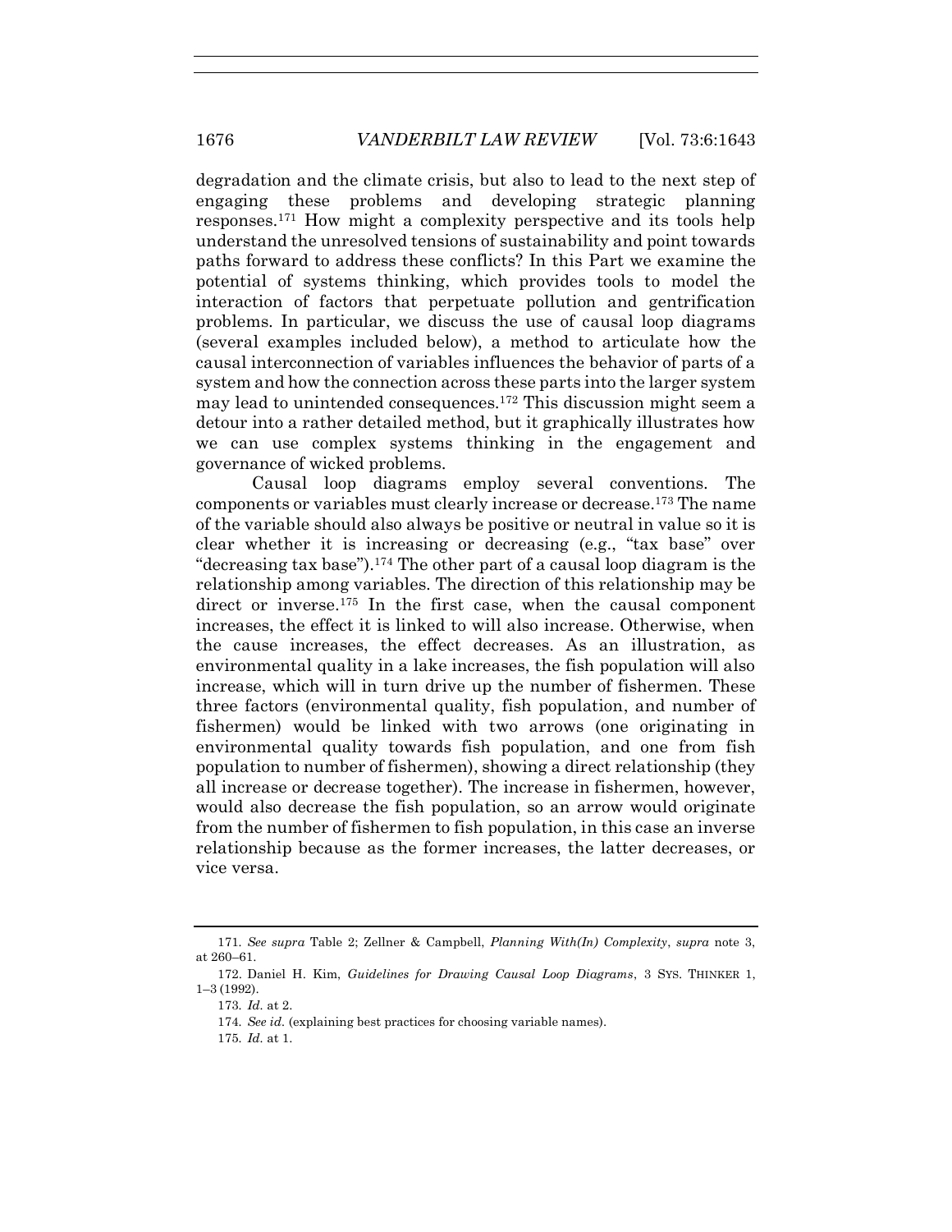degradation and the climate crisis, but also to lead to the next step of engaging these problems and developing strategic planning responses.[171] How might a complexity perspective and its tools help understand the unresolved tensions of sustainability and point towards paths forward to address these conflicts? In this Part we examine the potential of systems thinking, which provides tools to model the interaction of factors that perpetuate pollution and gentrification problems. In particular, we discuss the use of causal loop diagrams (several examples included below), a method to articulate how the causal interconnection of variables influences the behavior of parts of a system and how the connection across these parts into the larger system may lead to unintended consequences.[172] This discussion might seem a detour into a rather detailed method, but it graphically illustrates how we can use complex systems thinking in the engagement and governance of wicked problems.

Causal loop diagrams employ several conventions. The components or variables must clearly increase or decrease.[173] The name of the variable should also always be positive or neutral in value so it is clear whether it is increasing or decreasing (e.g., "tax base" over "decreasing tax base").[174] The other part of a causal loop diagram is the relationship among variables. The direction of this relationship may be direct or inverse.[175] In the first case, when the causal component increases, the effect it is linked to will also increase. Otherwise, when the cause increases, the effect decreases. As an illustration, as environmental quality in a lake increases, the fish population will also increase, which will in turn drive up the number of fishermen. These three factors (environmental quality, fish population, and number of fishermen) would be linked with two arrows (one originating in environmental quality towards fish population, and one from fish population to number of fishermen), showing a direct relationship (they all increase or decrease together). The increase in fishermen, however, would also decrease the fish population, so an arrow would originate from the number of fishermen to fish population, in this case an inverse relationship because as the former increases, the latter decreases, or vice versa.

---

171. *See supra* Table 2; Zellner & Campbell, *Planning With(In) Complexity*, *supra* note 3, at 260–61.

172. Daniel H. Kim, *Guidelines for Drawing Causal Loop Diagrams*, 3 SYS. THINKER 1, 1–3 (1992).

173. *Id.* at 2.

174. *See id.* (explaining best practices for choosing variable names).

175. *Id.* at 1.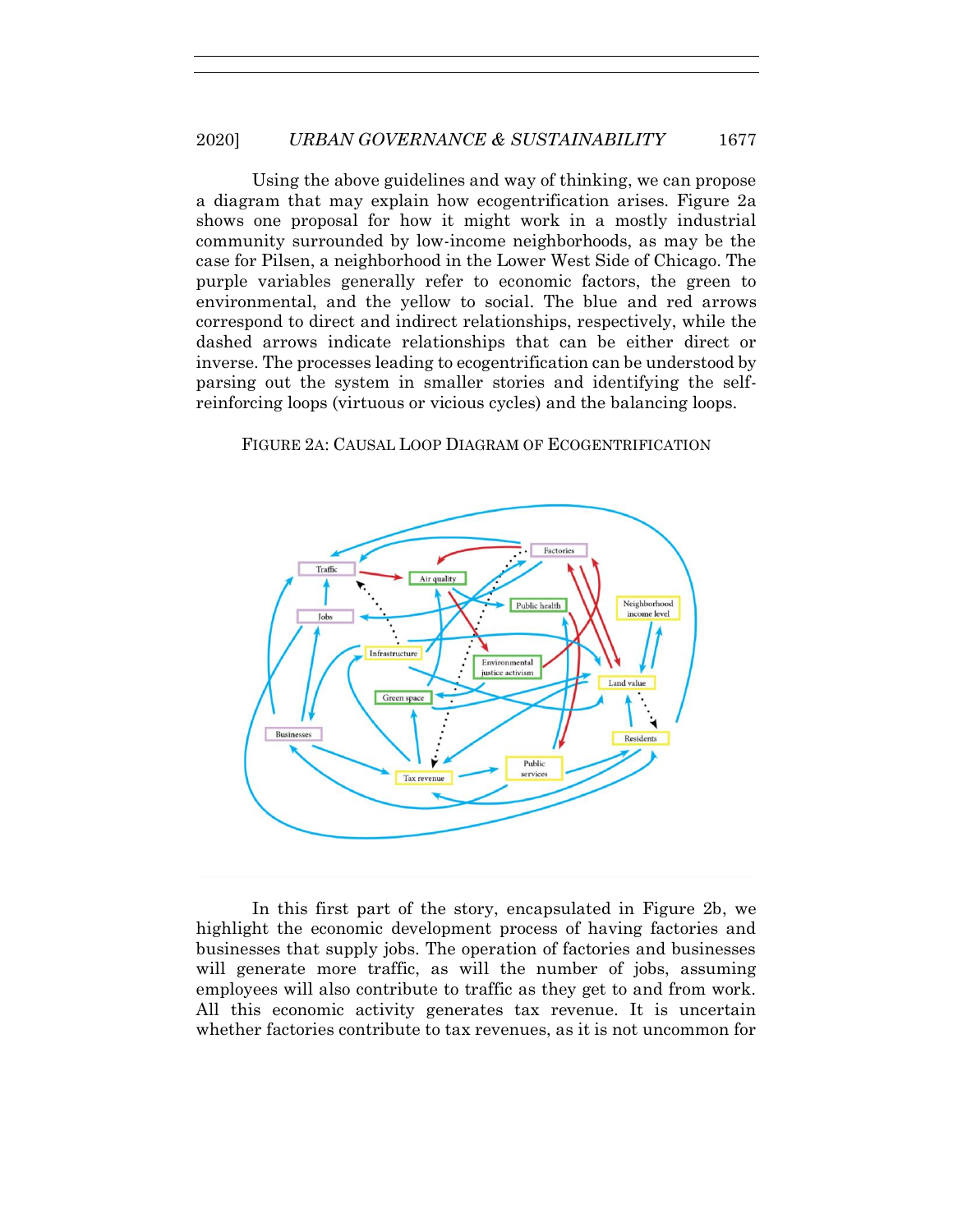Using the above guidelines and way of thinking, we can propose a diagram that may explain how ecogentrification arises. Figure 2a shows one proposal for how it might work in a mostly industrial community surrounded by low-income neighborhoods, as may be the case for Pilsen, a neighborhood in the Lower West Side of Chicago. The purple variables generally refer to economic factors, the green to environmental, and the yellow to social. The blue and red arrows correspond to direct and indirect relationships, respectively, while the dashed arrows indicate relationships that can be either direct or inverse. The processes leading to ecogentrification can be understood by parsing out the system in smaller stories and identifying the self-reinforcing loops (virtuous or vicious cycles) and the balancing loops.

FIGURE 2A: CAUSAL LOOP DIAGRAM OF ECOGENTRIFICATION

In this first part of the story, encapsulated in Figure 2b, we highlight the economic development process of having factories and businesses that supply jobs. The operation of factories and businesses will generate more traffic, as will the number of jobs, assuming employees will also contribute to traffic as they get to and from work. All this economic activity generates tax revenue. It is uncertain whether factories contribute to tax revenues, as it is not uncommon for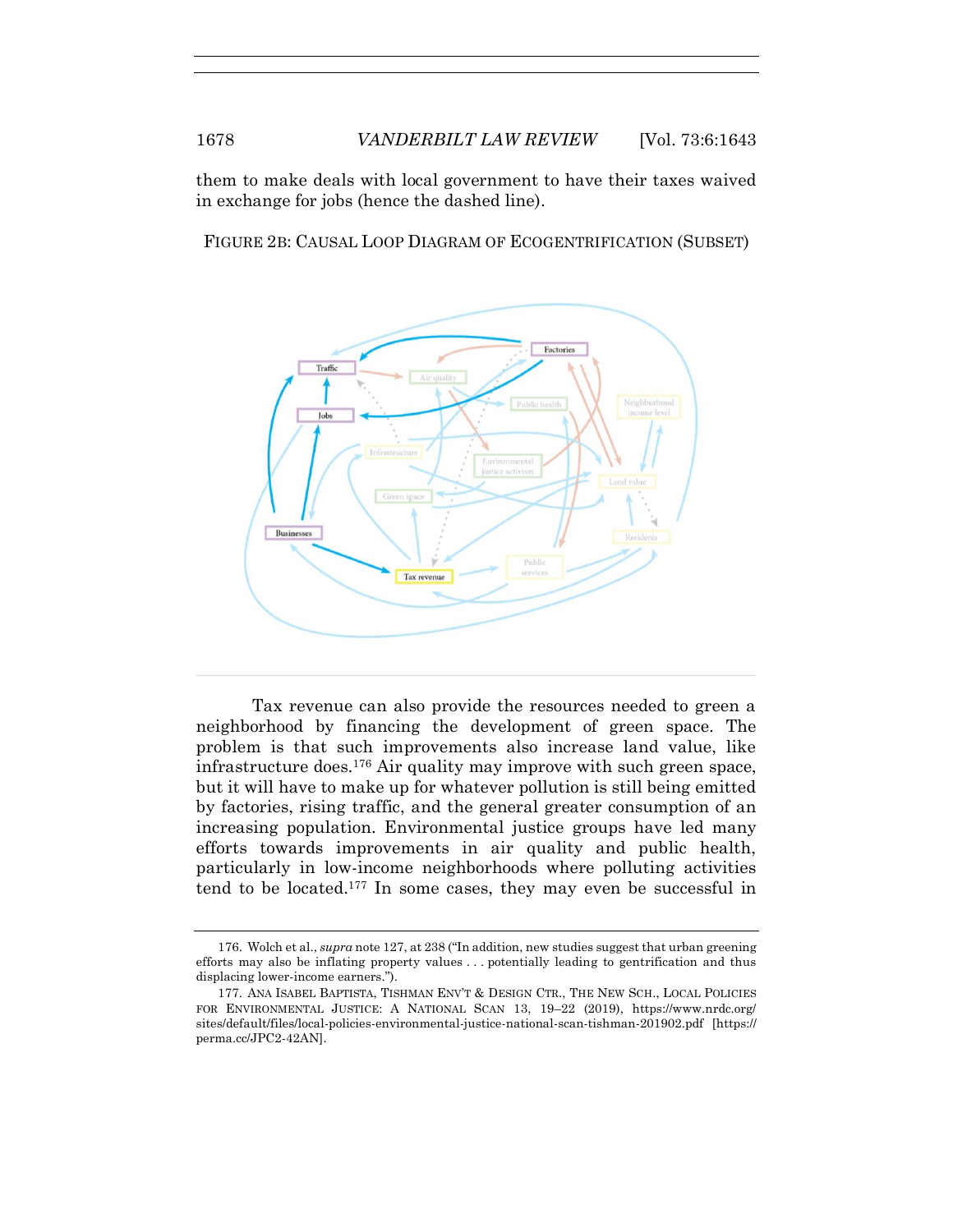them to make deals with local government to have their taxes waived in exchange for jobs (hence the dashed line).

FIGURE 2B: CAUSAL LOOP DIAGRAM OF ECOGENTRIFICATION (SUBSET)

Tax revenue can also provide the resources needed to green a neighborhood by financing the development of green space. The problem is that such improvements also increase land value, like infrastructure does.[176] Air quality may improve with such green space, but it will have to make up for whatever pollution is still being emitted by factories, rising traffic, and the general greater consumption of an increasing population. Environmental justice groups have led many efforts towards improvements in air quality and public health, particularly in low-income neighborhoods where polluting activities tend to be located.[177] In some cases, they may even be successful in

---

176. Wolch et al., *supra* note 127, at 238 ("In addition, new studies suggest that urban greening efforts may also be inflating property values . . . potentially leading to gentrification and thus displacing lower-income earners.").

177. ANA ISABEL BAPTISTA, TISHMAN ENV'T & DESIGN CTR., THE NEW SCH., LOCAL POLICIES FOR ENVIRONMENTAL JUSTICE: A NATIONAL SCAN 13, 19–22 (2019), https://www.nrdc.org/sites/default/files/local-policies-environmental-justice-national-scan-tishman-201902.pdf [https://perma.cc/JPC2-42AN].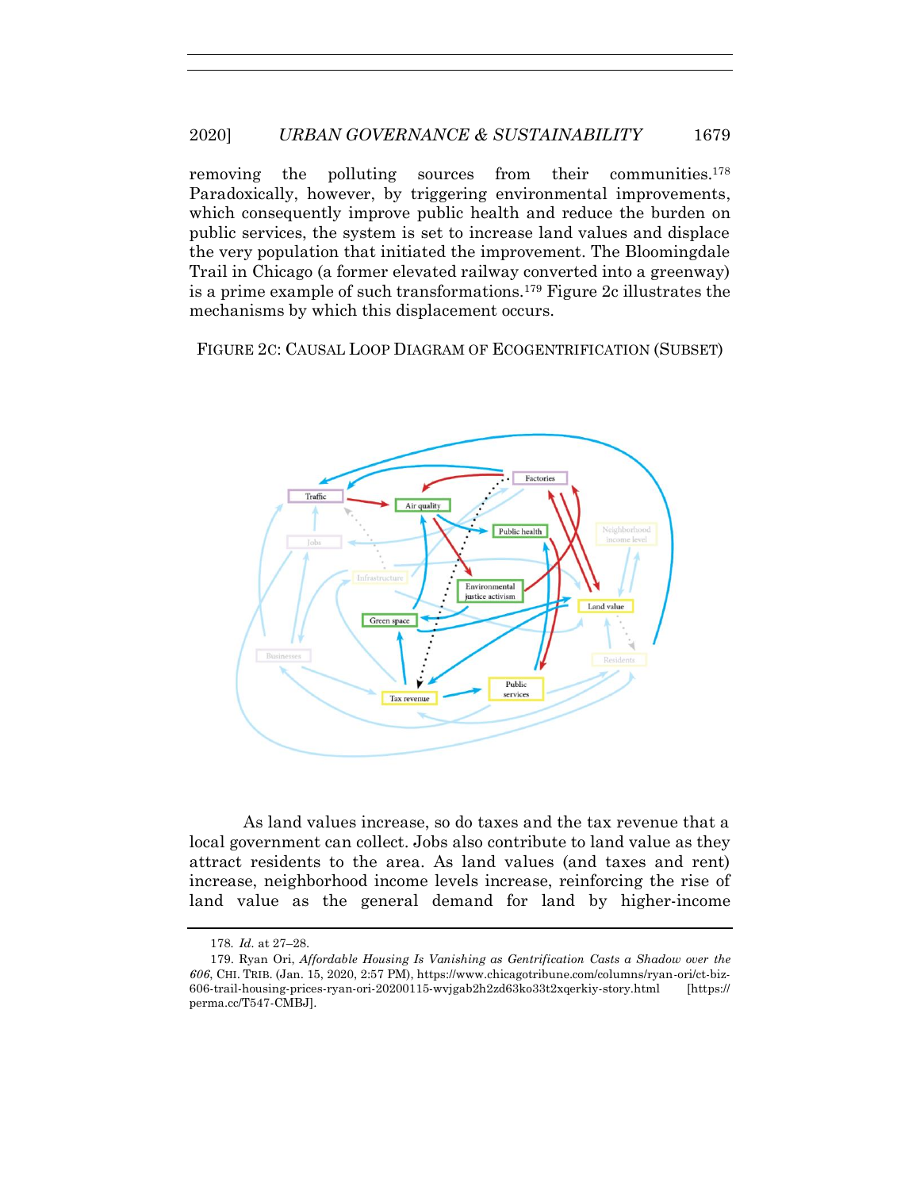removing the polluting sources from their communities.[178] Paradoxically, however, by triggering environmental improvements, which consequently improve public health and reduce the burden on public services, the system is set to increase land values and displace the very population that initiated the improvement. The Bloomingdale Trail in Chicago (a former elevated railway converted into a greenway) is a prime example of such transformations.[179] Figure 2c illustrates the mechanisms by which this displacement occurs.

FIGURE 2C: CAUSAL LOOP DIAGRAM OF ECOGENTRIFICATION (SUBSET)

As land values increase, so do taxes and the tax revenue that a local government can collect. Jobs also contribute to land value as they attract residents to the area. As land values (and taxes and rent) increase, neighborhood income levels increase, reinforcing the rise of land value as the general demand for land by higher-income

178. *Id.* at 27–28.

179. Ryan Ori, *Affordable Housing Is Vanishing as Gentrification Casts a Shadow over the 606*, CHI. TRIB. (Jan. 15, 2020, 2:57 PM), https://www.chicagotribune.com/columns/ryan-ori/ct-biz-606-trail-housing-prices-ryan-ori-20200115-wvjgab2h2zd63ko33t2xqerkiy-story.html [https://perma.cc/T547-CMBJ].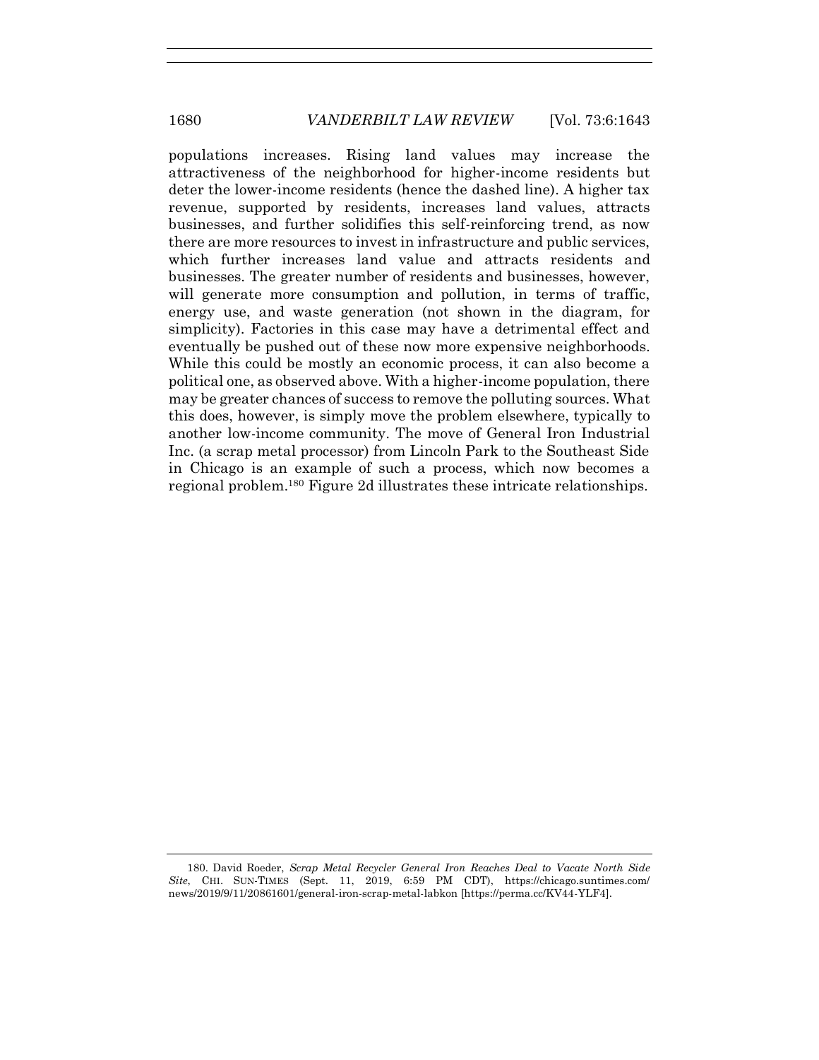populations increases. Rising land values may increase the attractiveness of the neighborhood for higher-income residents but deter the lower-income residents (hence the dashed line). A higher tax revenue, supported by residents, increases land values, attracts businesses, and further solidifies this self-reinforcing trend, as now there are more resources to invest in infrastructure and public services, which further increases land value and attracts residents and businesses. The greater number of residents and businesses, however, will generate more consumption and pollution, in terms of traffic, energy use, and waste generation (not shown in the diagram, for simplicity). Factories in this case may have a detrimental effect and eventually be pushed out of these now more expensive neighborhoods. While this could be mostly an economic process, it can also become a political one, as observed above. With a higher-income population, there may be greater chances of success to remove the polluting sources. What this does, however, is simply move the problem elsewhere, typically to another low-income community. The move of General Iron Industrial Inc. (a scrap metal processor) from Lincoln Park to the Southeast Side in Chicago is an example of such a process, which now becomes a regional problem.[180] Figure 2d illustrates these intricate relationships.

---

180. David Roeder, *Scrap Metal Recycler General Iron Reaches Deal to Vacate North Side Site*, CHI. SUN-TIMES (Sept. 11, 2019, 6:59 PM CDT), https://chicago.suntimes.com/news/2019/9/11/20861601/general-iron-scrap-metal-labkon [https://perma.cc/KV44-YLF4].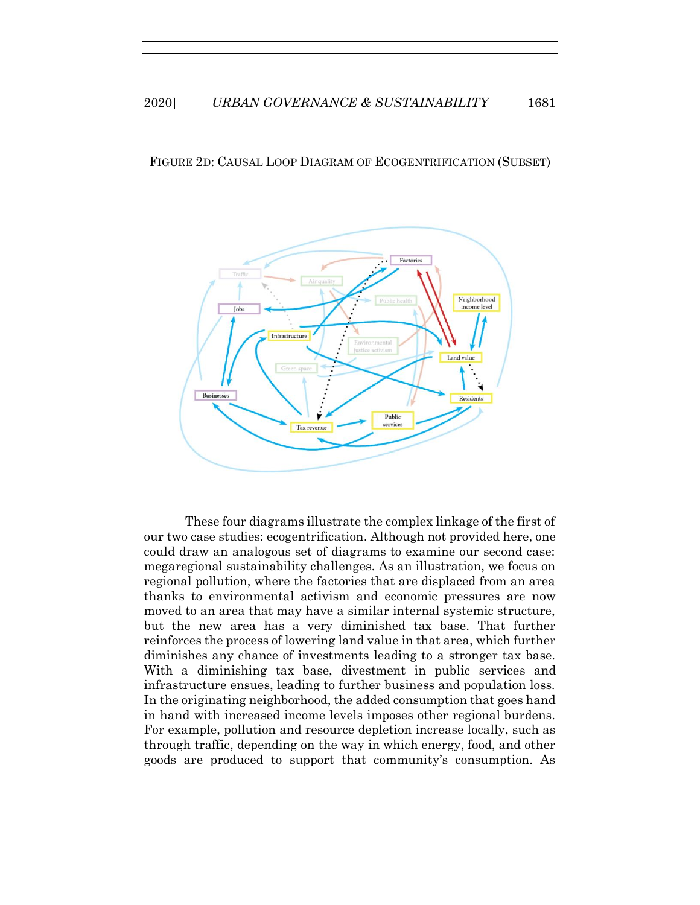FIGURE 2D: CAUSAL LOOP DIAGRAM OF ECOGENTRIFICATION (SUBSET)

These four diagrams illustrate the complex linkage of the first of our two case studies: ecogentrification. Although not provided here, one could draw an analogous set of diagrams to examine our second case: megaregional sustainability challenges. As an illustration, we focus on regional pollution, where the factories that are displaced from an area thanks to environmental activism and economic pressures are now moved to an area that may have a similar internal systemic structure, but the new area has a very diminished tax base. That further reinforces the process of lowering land value in that area, which further diminishes any chance of investments leading to a stronger tax base. With a diminishing tax base, divestment in public services and infrastructure ensues, leading to further business and population loss. In the originating neighborhood, the added consumption that goes hand in hand with increased income levels imposes other regional burdens. For example, pollution and resource depletion increase locally, such as through traffic, depending on the way in which energy, food, and other goods are produced to support that community's consumption. As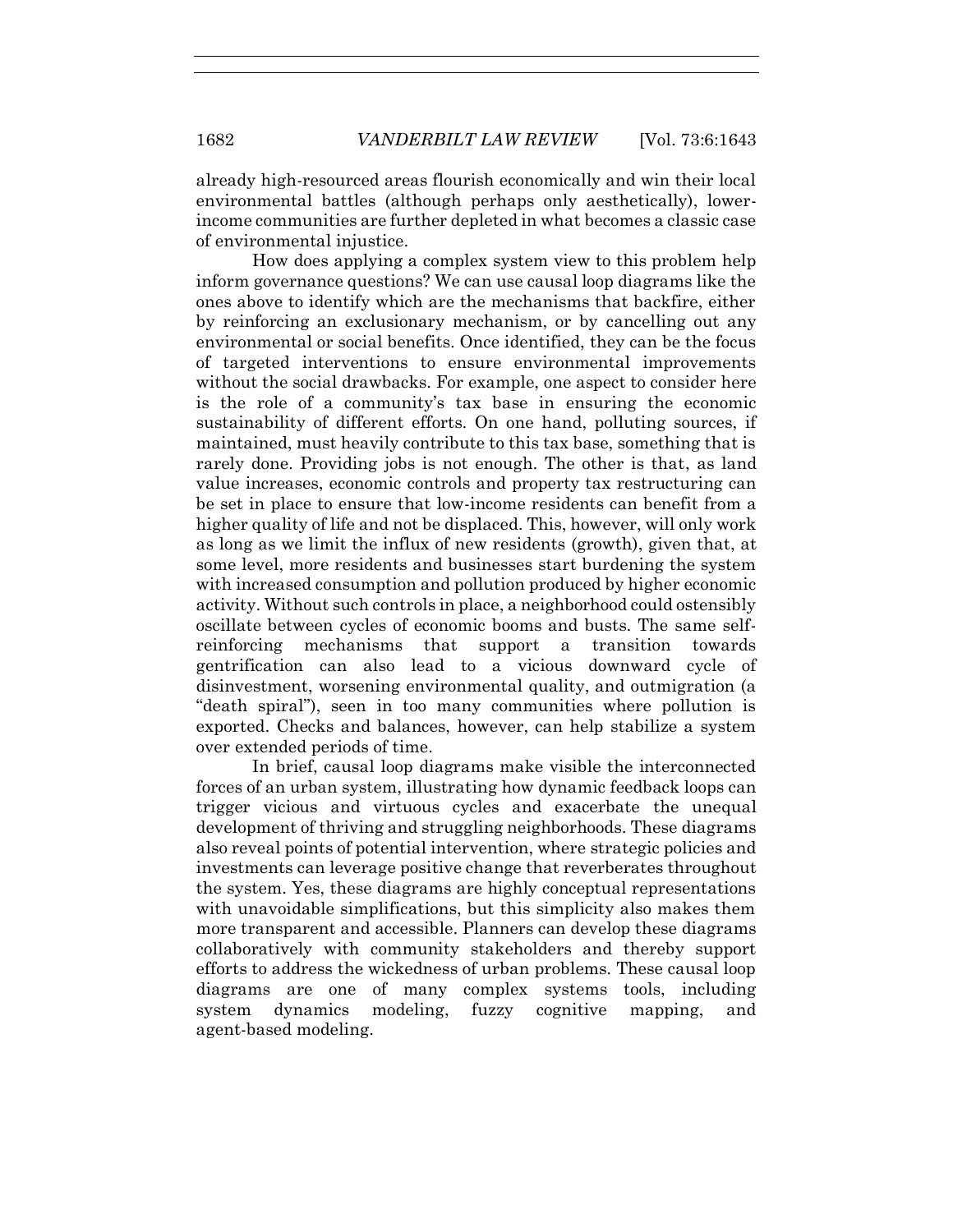already high-resourced areas flourish economically and win their local environmental battles (although perhaps only aesthetically), lower-income communities are further depleted in what becomes a classic case of environmental injustice.

How does applying a complex system view to this problem help inform governance questions? We can use causal loop diagrams like the ones above to identify which are the mechanisms that backfire, either by reinforcing an exclusionary mechanism, or by cancelling out any environmental or social benefits. Once identified, they can be the focus of targeted interventions to ensure environmental improvements without the social drawbacks. For example, one aspect to consider here is the role of a community's tax base in ensuring the economic sustainability of different efforts. On one hand, polluting sources, if maintained, must heavily contribute to this tax base, something that is rarely done. Providing jobs is not enough. The other is that, as land value increases, economic controls and property tax restructuring can be set in place to ensure that low-income residents can benefit from a higher quality of life and not be displaced. This, however, will only work as long as we limit the influx of new residents (growth), given that, at some level, more residents and businesses start burdening the system with increased consumption and pollution produced by higher economic activity. Without such controls in place, a neighborhood could ostensibly oscillate between cycles of economic booms and busts. The same self-reinforcing mechanisms that support a transition towards gentrification can also lead to a vicious downward cycle of disinvestment, worsening environmental quality, and outmigration (a "death spiral"), seen in too many communities where pollution is exported. Checks and balances, however, can help stabilize a system over extended periods of time.

In brief, causal loop diagrams make visible the interconnected forces of an urban system, illustrating how dynamic feedback loops can trigger vicious and virtuous cycles and exacerbate the unequal development of thriving and struggling neighborhoods. These diagrams also reveal points of potential intervention, where strategic policies and investments can leverage positive change that reverberates throughout the system. Yes, these diagrams are highly conceptual representations with unavoidable simplifications, but this simplicity also makes them more transparent and accessible. Planners can develop these diagrams collaboratively with community stakeholders and thereby support efforts to address the wickedness of urban problems. These causal loop diagrams are one of many complex systems tools, including system dynamics modeling, fuzzy cognitive mapping, and agent-based modeling.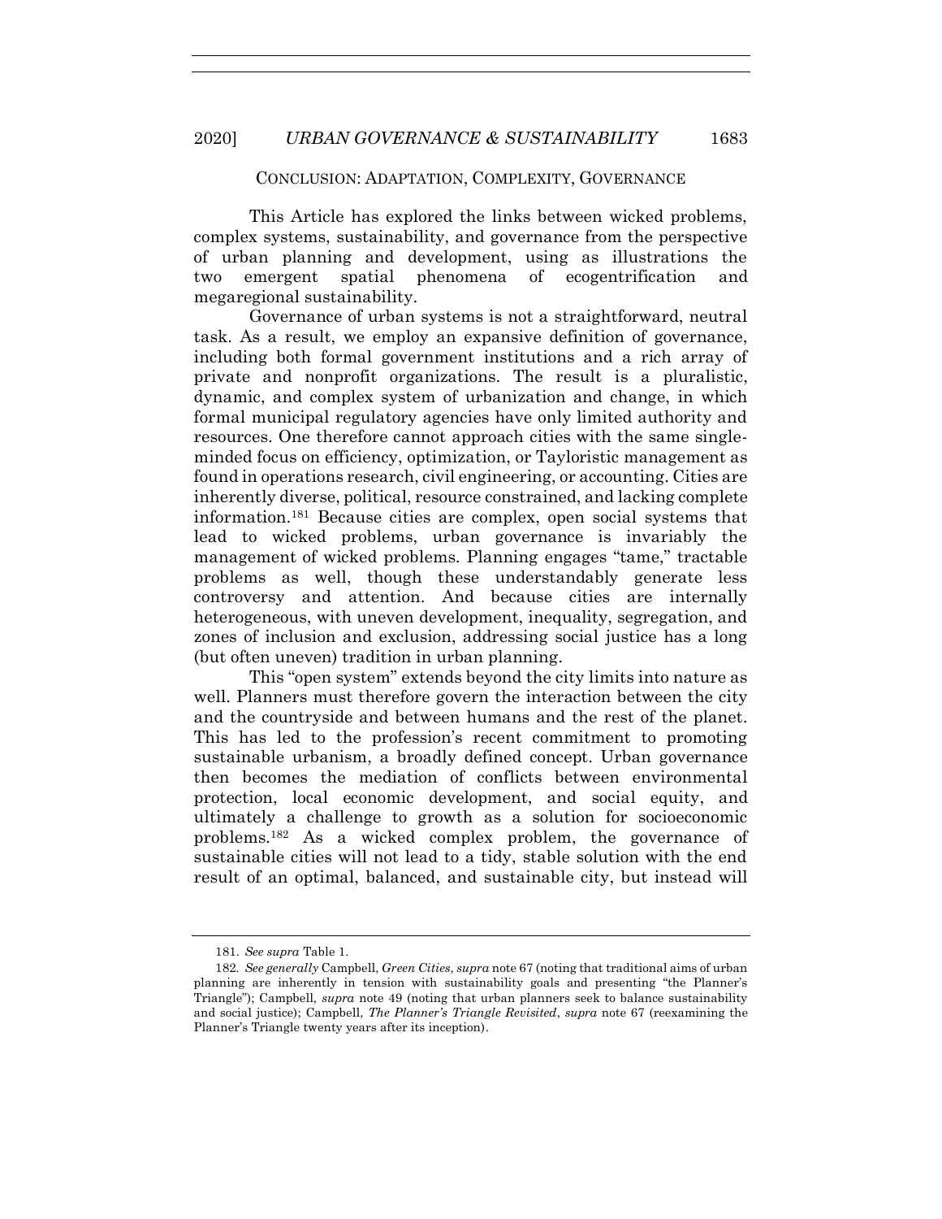## CONCLUSION: ADAPTATION, COMPLEXITY, GOVERNANCE

This Article has explored the links between wicked problems, complex systems, sustainability, and governance from the perspective of urban planning and development, using as illustrations the two emergent spatial phenomena of ecogentrification and megaregional sustainability.

Governance of urban systems is not a straightforward, neutral task. As a result, we employ an expansive definition of governance, including both formal government institutions and a rich array of private and nonprofit organizations. The result is a pluralistic, dynamic, and complex system of urbanization and change, in which formal municipal regulatory agencies have only limited authority and resources. One therefore cannot approach cities with the same single-minded focus on efficiency, optimization, or Tayloristic management as found in operations research, civil engineering, or accounting. Cities are inherently diverse, political, resource constrained, and lacking complete information.[181] Because cities are complex, open social systems that lead to wicked problems, urban governance is invariably the management of wicked problems. Planning engages "tame," tractable problems as well, though these understandably generate less controversy and attention. And because cities are internally heterogeneous, with uneven development, inequality, segregation, and zones of inclusion and exclusion, addressing social justice has a long (but often uneven) tradition in urban planning.

This "open system" extends beyond the city limits into nature as well. Planners must therefore govern the interaction between the city and the countryside and between humans and the rest of the planet. This has led to the profession's recent commitment to promoting sustainable urbanism, a broadly defined concept. Urban governance then becomes the mediation of conflicts between environmental protection, local economic development, and social equity, and ultimately a challenge to growth as a solution for socioeconomic problems.[182] As a wicked complex problem, the governance of sustainable cities will not lead to a tidy, stable solution with the end result of an optimal, balanced, and sustainable city, but instead will

181. *See supra* Table 1.

182. *See generally* Campbell, *Green Cities*, *supra* note 67 (noting that traditional aims of urban planning are inherently in tension with sustainability goals and presenting "the Planner's Triangle"); Campbell, *supra* note 49 (noting that urban planners seek to balance sustainability and social justice); Campbell, *The Planner's Triangle Revisited*, *supra* note 67 (reexamining the Planner's Triangle twenty years after its inception).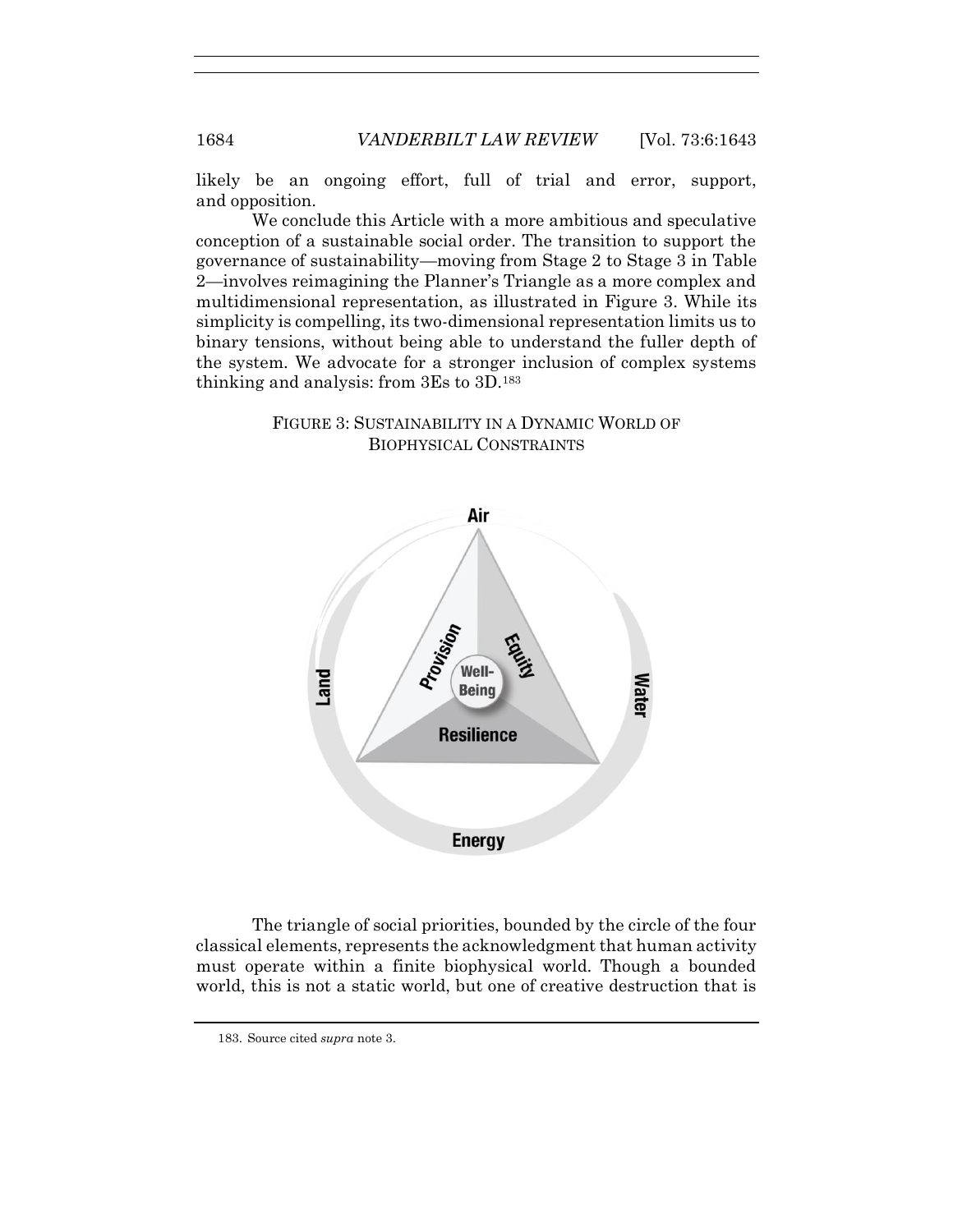likely be an ongoing effort, full of trial and error, support, and opposition.

We conclude this Article with a more ambitious and speculative conception of a sustainable social order. The transition to support the governance of sustainability—moving from Stage 2 to Stage 3 in Table 2—involves reimagining the Planner's Triangle as a more complex and multidimensional representation, as illustrated in Figure 3. While its simplicity is compelling, its two-dimensional representation limits us to binary tensions, without being able to understand the fuller depth of the system. We advocate for a stronger inclusion of complex systems thinking and analysis: from 3Es to 3D.[183]

FIGURE 3: SUSTAINABILITY IN A DYNAMIC WORLD OF BIOPHYSICAL CONSTRAINTS

The triangle of social priorities, bounded by the circle of the four classical elements, represents the acknowledgment that human activity must operate within a finite biophysical world. Though a bounded world, this is not a static world, but one of creative destruction that is

183. Source cited *supra* note 3.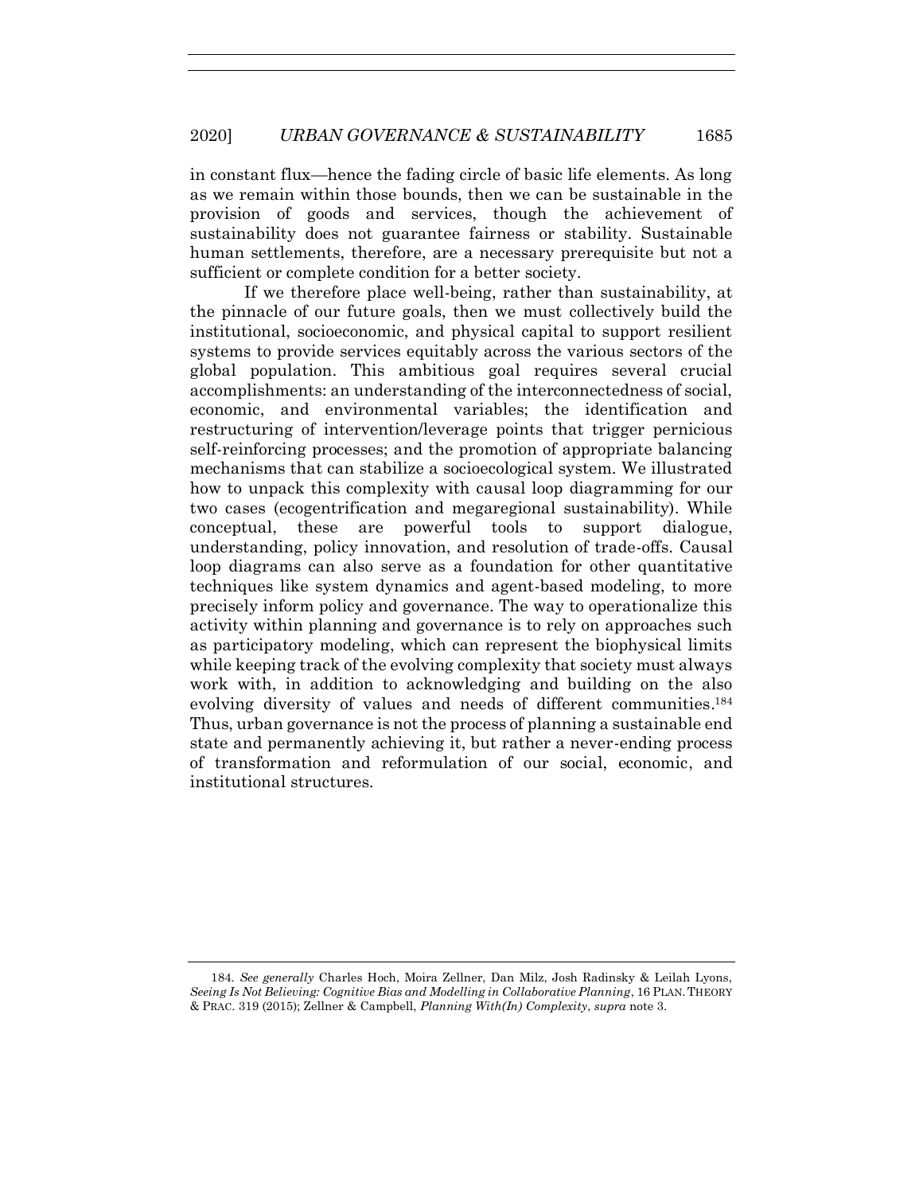in constant flux—hence the fading circle of basic life elements. As long as we remain within those bounds, then we can be sustainable in the provision of goods and services, though the achievement of sustainability does not guarantee fairness or stability. Sustainable human settlements, therefore, are a necessary prerequisite but not a sufficient or complete condition for a better society.

If we therefore place well-being, rather than sustainability, at the pinnacle of our future goals, then we must collectively build the institutional, socioeconomic, and physical capital to support resilient systems to provide services equitably across the various sectors of the global population. This ambitious goal requires several crucial accomplishments: an understanding of the interconnectedness of social, economic, and environmental variables; the identification and restructuring of intervention/leverage points that trigger pernicious self-reinforcing processes; and the promotion of appropriate balancing mechanisms that can stabilize a socioecological system. We illustrated how to unpack this complexity with causal loop diagramming for our two cases (ecogentrification and megaregional sustainability). While conceptual, these are powerful tools to support dialogue, understanding, policy innovation, and resolution of trade-offs. Causal loop diagrams can also serve as a foundation for other quantitative techniques like system dynamics and agent-based modeling, to more precisely inform policy and governance. The way to operationalize this activity within planning and governance is to rely on approaches such as participatory modeling, which can represent the biophysical limits while keeping track of the evolving complexity that society must always work with, in addition to acknowledging and building on the also evolving diversity of values and needs of different communities.[184] Thus, urban governance is not the process of planning a sustainable end state and permanently achieving it, but rather a never-ending process of transformation and reformulation of our social, economic, and institutional structures.

---

184. *See generally* Charles Hoch, Moira Zellner, Dan Milz, Josh Radinsky & Leilah Lyons, *Seeing Is Not Believing: Cognitive Bias and Modelling in Collaborative Planning*, 16 PLAN. THEORY & PRAC. 319 (2015); Zellner & Campbell, *Planning With(In) Complexity*, *supra* note 3.